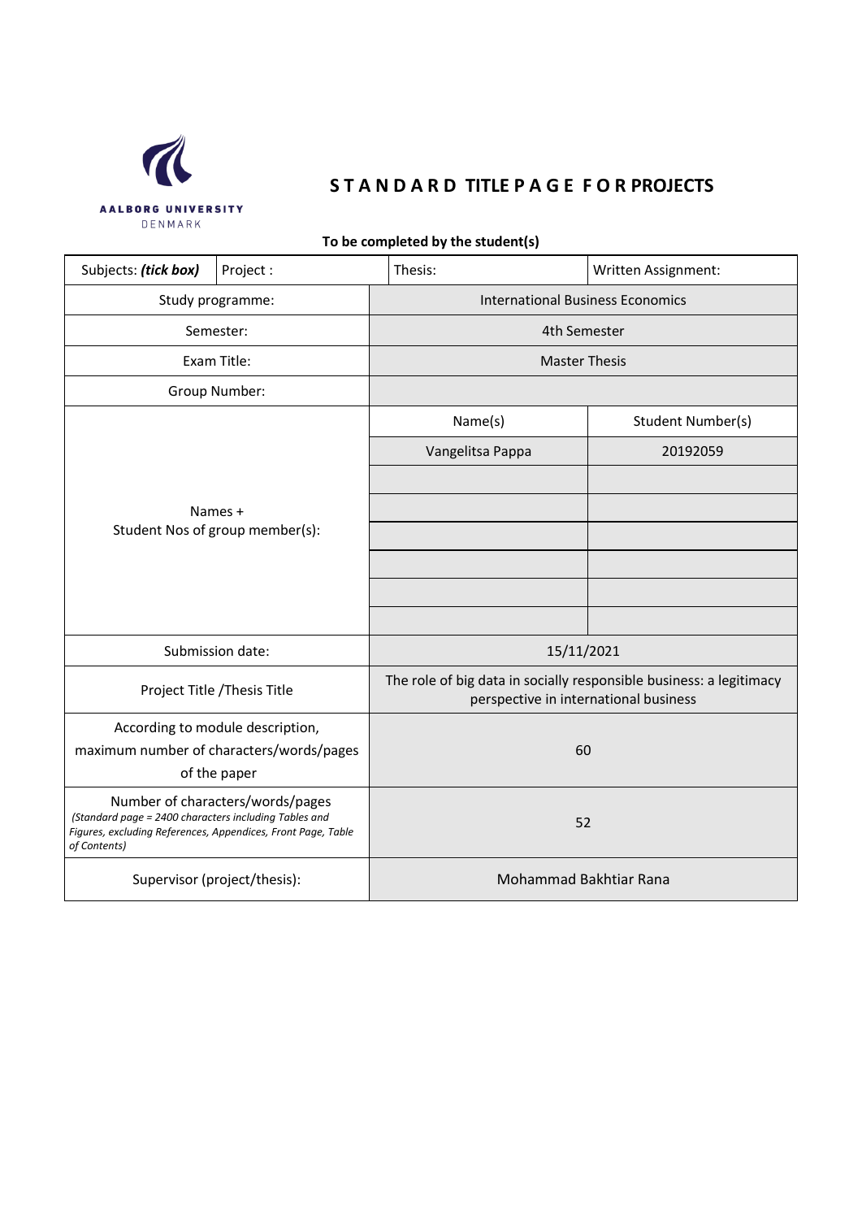AALBORG UNIVERSITY
DENMARK

# STANDARD TITLE PAGE FOR PROJECTS

**To be completed by the student(s)**

| | | | |
|---|---|---|---|
| Subjects: ***(tick box)*** | Project : | Thesis: | Written Assignment: |
| Study programme: | | International Business Economics | |
| Semester: | | 4th Semester | |
| Exam Title: | | Master Thesis | |
| Group Number: | | | |
| Names + Student Nos of group member(s): | | Name(s) | Student Number(s) |
| | | Vangelitsa Pappa | 20192059 |
| | | | |
| | | | |
| | | | |
| | | | |
| | | | |
| | | | |
| Submission date: | | 15/11/2021 | |
| Project Title /Thesis Title | | The role of big data in socially responsible business: a legitimacy perspective in international business | |
| According to module description, maximum number of characters/words/pages of the paper | | 60 | |
| Number of characters/words/pages *(Standard page = 2400 characters including Tables and Figures, excluding References, Appendices, Front Page, Table of Contents)* | | 52 | |
| Supervisor (project/thesis): | | Mohammad Bakhtiar Rana | |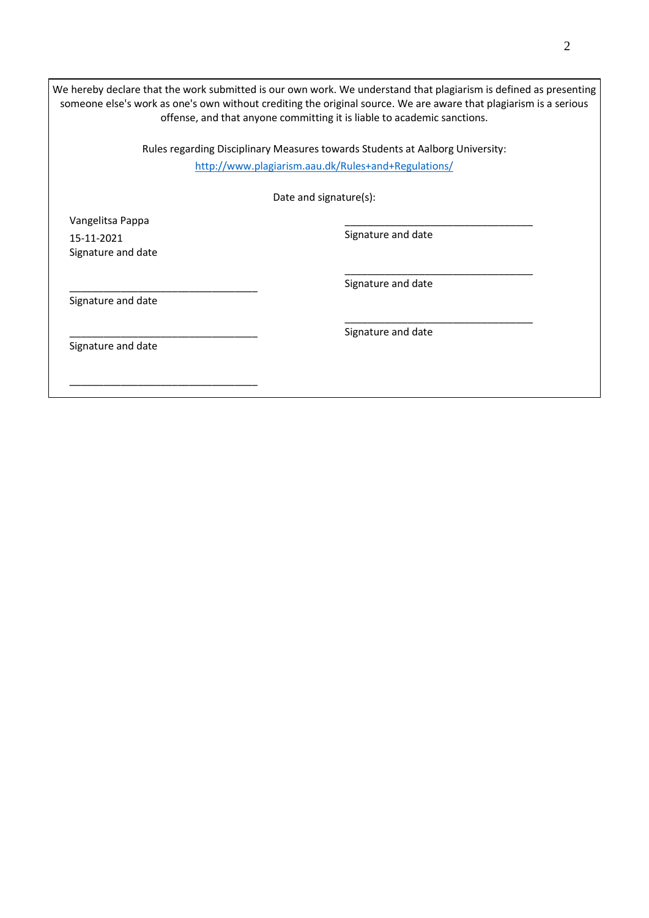We hereby declare that the work submitted is our own work. We understand that plagiarism is defined as presenting someone else's work as one's own without crediting the original source. We are aware that plagiarism is a serious offense, and that anyone committing it is liable to academic sanctions.

Rules regarding Disciplinary Measures towards Students at Aalborg University:

http://www.plagiarism.aau.dk/Rules+and+Regulations/

Date and signature(s):

Vangelitsa Pappa

15-11-2021

Signature and date

_______________________________

Signature and date

_______________________________

Signature and date

_______________________________

_______________________________

Signature and date

_______________________________

Signature and date

_______________________________

Signature and date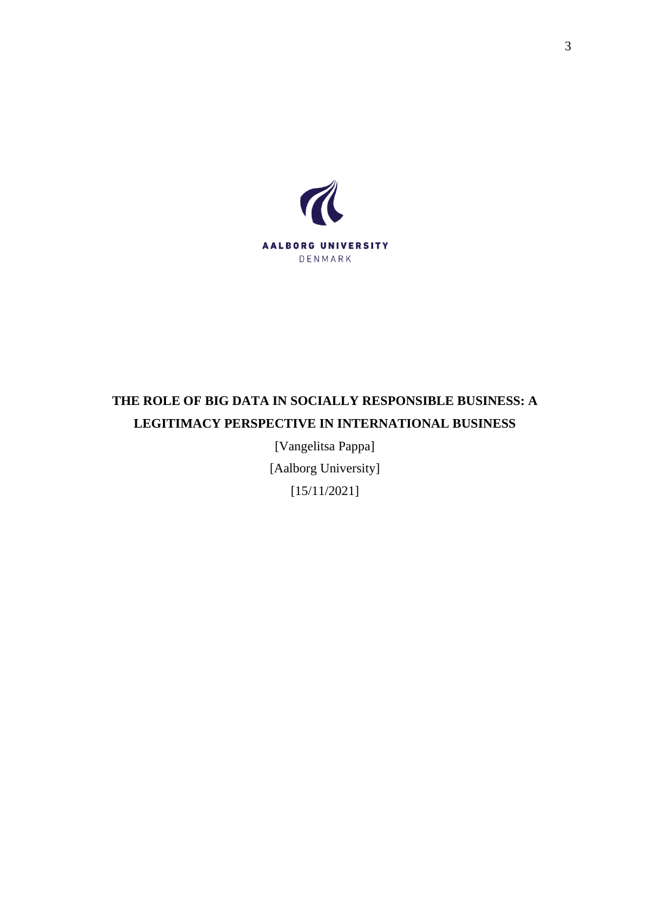AALBORG UNIVERSITY

DENMARK

# THE ROLE OF BIG DATA IN SOCIALLY RESPONSIBLE BUSINESS: A LEGITIMACY PERSPECTIVE IN INTERNATIONAL BUSINESS

[Vangelitsa Pappa]

[Aalborg University]

[15/11/2021]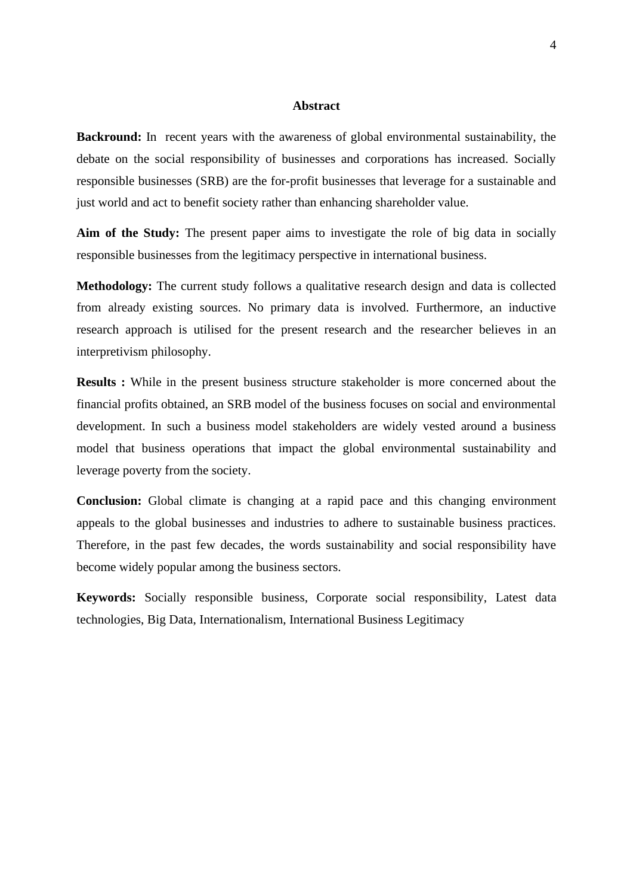## Abstract

**Backround:** In recent years with the awareness of global environmental sustainability, the debate on the social responsibility of businesses and corporations has increased. Socially responsible businesses (SRB) are the for-profit businesses that leverage for a sustainable and just world and act to benefit society rather than enhancing shareholder value.

**Aim of the Study:** The present paper aims to investigate the role of big data in socially responsible businesses from the legitimacy perspective in international business.

**Methodology:** The current study follows a qualitative research design and data is collected from already existing sources. No primary data is involved. Furthermore, an inductive research approach is utilised for the present research and the researcher believes in an interpretivism philosophy.

**Results :** While in the present business structure stakeholder is more concerned about the financial profits obtained, an SRB model of the business focuses on social and environmental development. In such a business model stakeholders are widely vested around a business model that business operations that impact the global environmental sustainability and leverage poverty from the society.

**Conclusion:** Global climate is changing at a rapid pace and this changing environment appeals to the global businesses and industries to adhere to sustainable business practices. Therefore, in the past few decades, the words sustainability and social responsibility have become widely popular among the business sectors.

**Keywords:** Socially responsible business, Corporate social responsibility, Latest data technologies, Big Data, Internationalism, International Business Legitimacy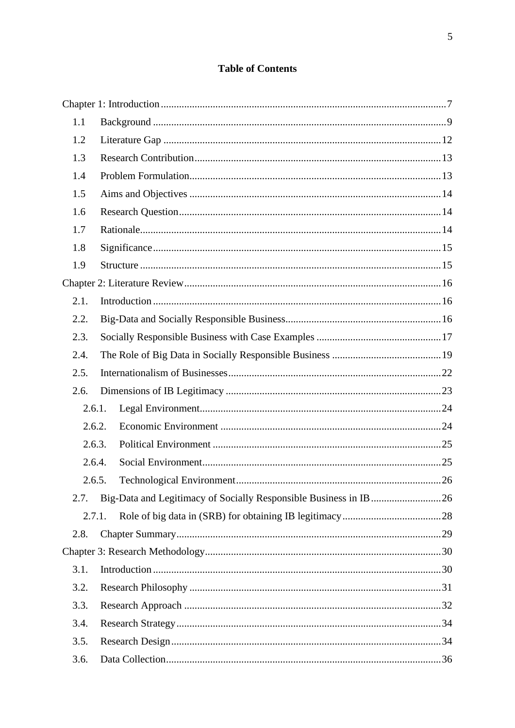## Table of Contents

Chapter 1: Introduction ............................................................ 7

- 1.1 Background ............................................................ 9
- 1.2 Literature Gap ............................................................ 12
- 1.3 Research Contribution ............................................................ 13
- 1.4 Problem Formulation ............................................................ 13
- 1.5 Aims and Objectives ............................................................ 14
- 1.6 Research Question ............................................................ 14
- 1.7 Rationale ............................................................ 14
- 1.8 Significance ............................................................ 15
- 1.9 Structure ............................................................ 15

Chapter 2: Literature Review ............................................................ 16

- 2.1. Introduction ............................................................ 16
- 2.2. Big-Data and Socially Responsible Business ............................................................ 16
- 2.3. Socially Responsible Business with Case Examples ............................................................ 17
- 2.4. The Role of Big Data in Socially Responsible Business ............................................................ 19
- 2.5. Internationalism of Businesses ............................................................ 22
- 2.6. Dimensions of IB Legitimacy ............................................................ 23
  - 2.6.1. Legal Environment ............................................................ 24
  - 2.6.2. Economic Environment ............................................................ 24
  - 2.6.3. Political Environment ............................................................ 25
  - 2.6.4. Social Environment ............................................................ 25
  - 2.6.5. Technological Environment ............................................................ 26
- 2.7. Big-Data and Legitimacy of Socially Responsible Business in IB ............................................................ 26
  - 2.7.1. Role of big data in (SRB) for obtaining IB legitimacy ............................................................ 28
- 2.8. Chapter Summary ............................................................ 29

Chapter 3: Research Methodology ............................................................ 30

- 3.1. Introduction ............................................................ 30
- 3.2. Research Philosophy ............................................................ 31
- 3.3. Research Approach ............................................................ 32
- 3.4. Research Strategy ............................................................ 34
- 3.5. Research Design ............................................................ 34
- 3.6. Data Collection ............................................................ 36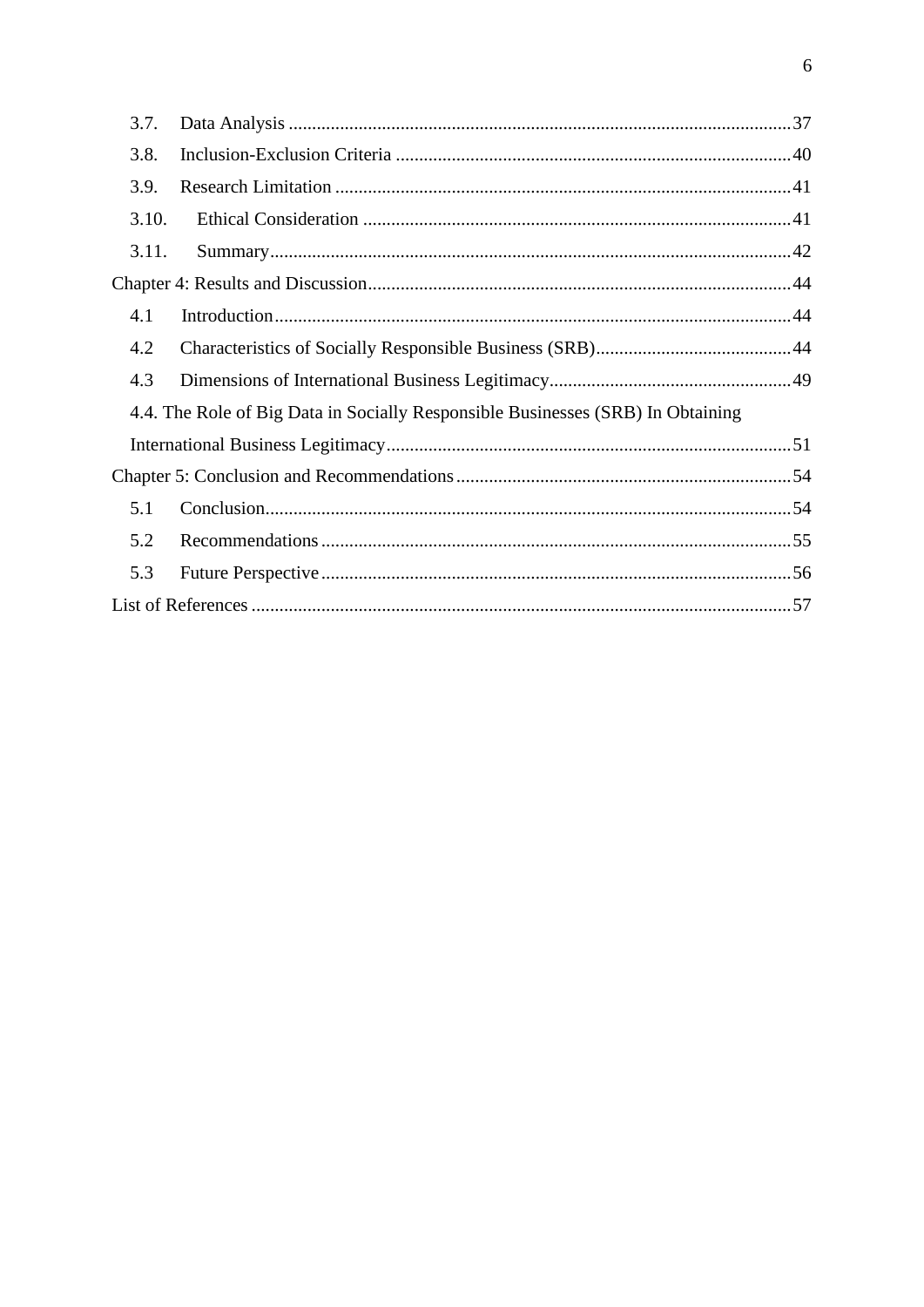- 3.7. Data Analysis ........................................................................................................37
- 3.8. Inclusion-Exclusion Criteria ....................................................................................40
- 3.9. Research Limitation .................................................................................................41
- 3.10. Ethical Consideration ...........................................................................................41
- 3.11. Summary................................................................................................................42

Chapter 4: Results and Discussion..........................................................................................44

- 4.1 Introduction.............................................................................................................44
- 4.2 Characteristics of Socially Responsible Business (SRB)..........................................44
- 4.3 Dimensions of International Business Legitimacy...................................................49
- 4.4. The Role of Big Data in Socially Responsible Businesses (SRB) In Obtaining International Business Legitimacy......................................................................................51

Chapter 5: Conclusion and Recommendations.......................................................................54

- 5.1 Conclusion................................................................................................................54
- 5.2 Recommendations....................................................................................................55
- 5.3 Future Perspective....................................................................................................56

List of References ...................................................................................................................57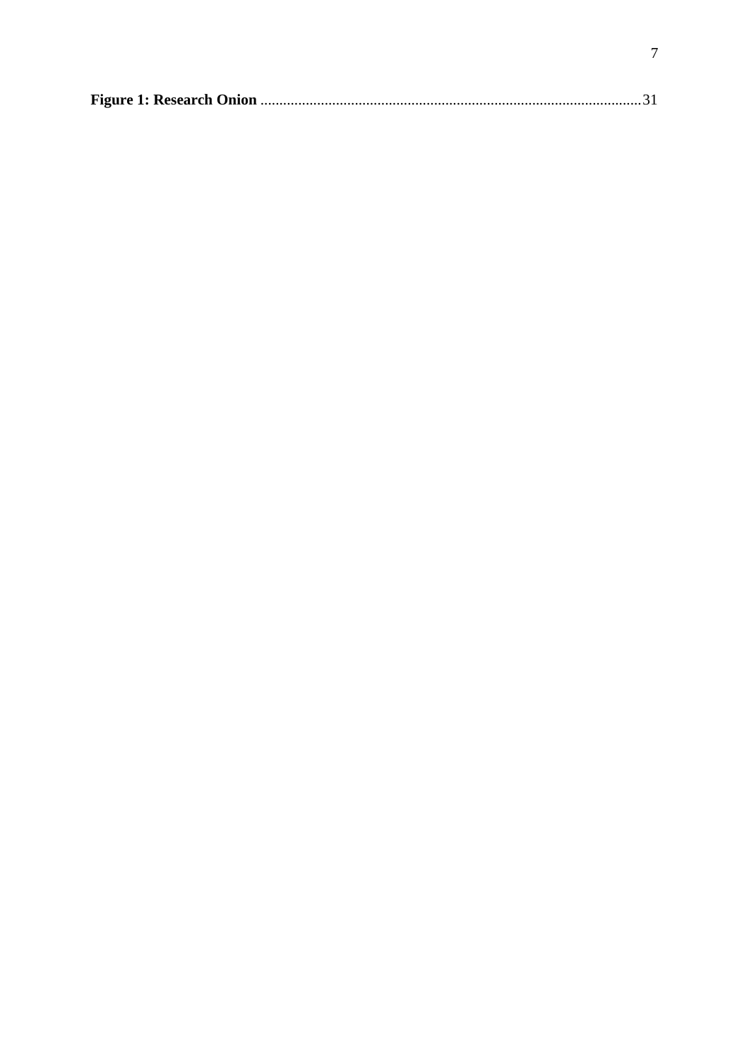**Figure 1: Research Onion** ............................................................................................31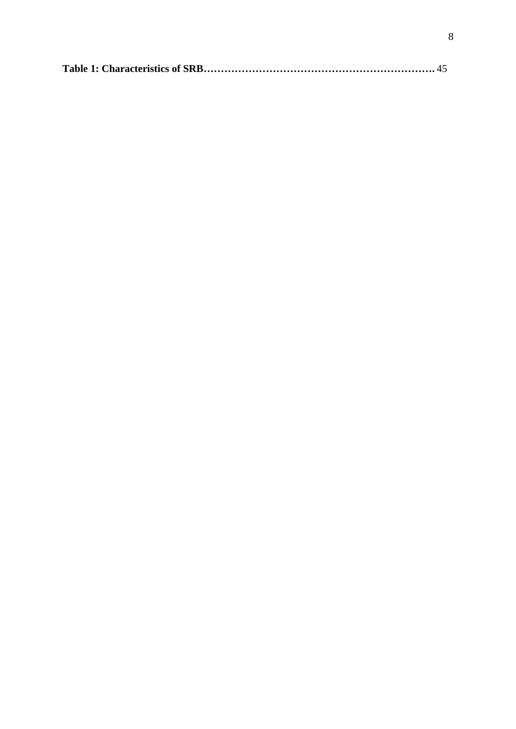**Table 1: Characteristics of SRB…………………………………………………………** 45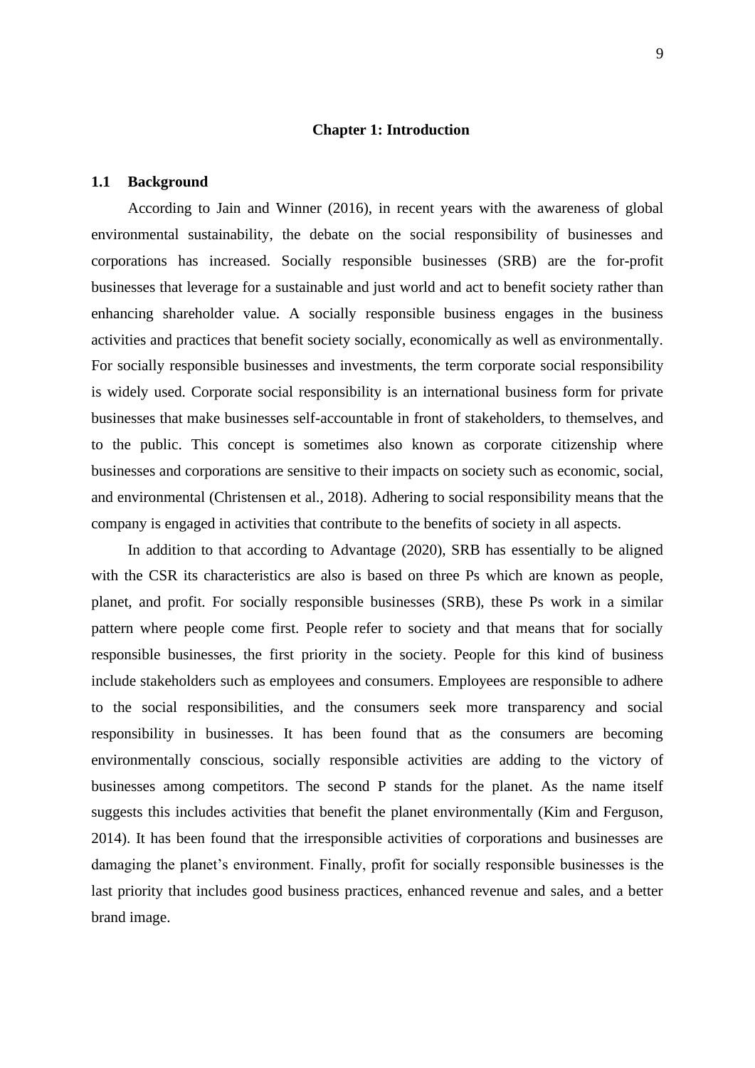# Chapter 1: Introduction

## 1.1 Background

According to Jain and Winner (2016), in recent years with the awareness of global environmental sustainability, the debate on the social responsibility of businesses and corporations has increased. Socially responsible businesses (SRB) are the for-profit businesses that leverage for a sustainable and just world and act to benefit society rather than enhancing shareholder value. A socially responsible business engages in the business activities and practices that benefit society socially, economically as well as environmentally. For socially responsible businesses and investments, the term corporate social responsibility is widely used. Corporate social responsibility is an international business form for private businesses that make businesses self-accountable in front of stakeholders, to themselves, and to the public. This concept is sometimes also known as corporate citizenship where businesses and corporations are sensitive to their impacts on society such as economic, social, and environmental (Christensen et al., 2018). Adhering to social responsibility means that the company is engaged in activities that contribute to the benefits of society in all aspects.

In addition to that according to Advantage (2020), SRB has essentially to be aligned with the CSR its characteristics are also is based on three Ps which are known as people, planet, and profit. For socially responsible businesses (SRB), these Ps work in a similar pattern where people come first. People refer to society and that means that for socially responsible businesses, the first priority in the society. People for this kind of business include stakeholders such as employees and consumers. Employees are responsible to adhere to the social responsibilities, and the consumers seek more transparency and social responsibility in businesses. It has been found that as the consumers are becoming environmentally conscious, socially responsible activities are adding to the victory of businesses among competitors. The second P stands for the planet. As the name itself suggests this includes activities that benefit the planet environmentally (Kim and Ferguson, 2014). It has been found that the irresponsible activities of corporations and businesses are damaging the planet's environment. Finally, profit for socially responsible businesses is the last priority that includes good business practices, enhanced revenue and sales, and a better brand image.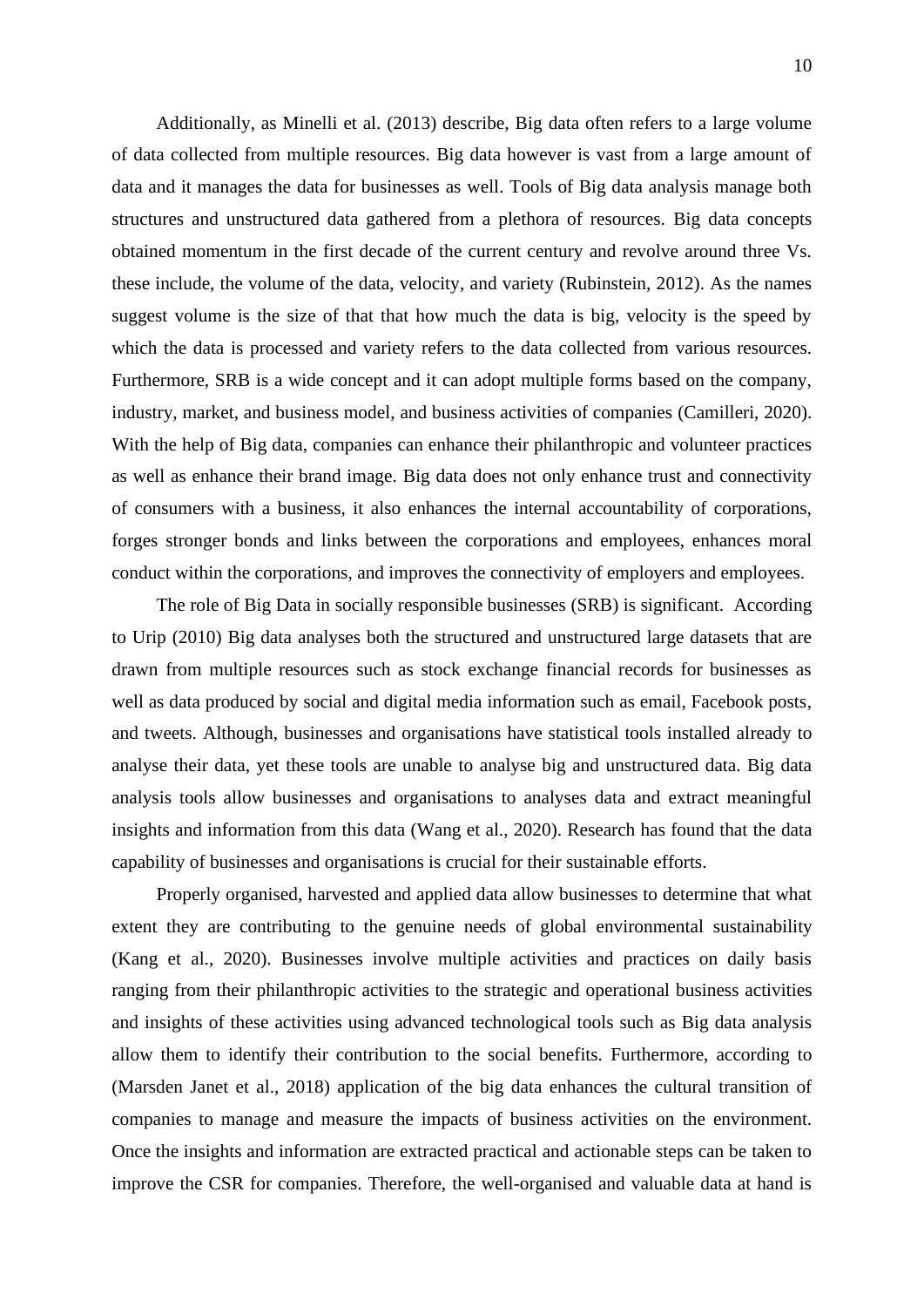Additionally, as Minelli et al. (2013) describe, Big data often refers to a large volume of data collected from multiple resources. Big data however is vast from a large amount of data and it manages the data for businesses as well. Tools of Big data analysis manage both structures and unstructured data gathered from a plethora of resources. Big data concepts obtained momentum in the first decade of the current century and revolve around three Vs. these include, the volume of the data, velocity, and variety (Rubinstein, 2012). As the names suggest volume is the size of that that how much the data is big, velocity is the speed by which the data is processed and variety refers to the data collected from various resources. Furthermore, SRB is a wide concept and it can adopt multiple forms based on the company, industry, market, and business model, and business activities of companies (Camilleri, 2020). With the help of Big data, companies can enhance their philanthropic and volunteer practices as well as enhance their brand image. Big data does not only enhance trust and connectivity of consumers with a business, it also enhances the internal accountability of corporations, forges stronger bonds and links between the corporations and employees, enhances moral conduct within the corporations, and improves the connectivity of employers and employees.

The role of Big Data in socially responsible businesses (SRB) is significant. According to Urip (2010) Big data analyses both the structured and unstructured large datasets that are drawn from multiple resources such as stock exchange financial records for businesses as well as data produced by social and digital media information such as email, Facebook posts, and tweets. Although, businesses and organisations have statistical tools installed already to analyse their data, yet these tools are unable to analyse big and unstructured data. Big data analysis tools allow businesses and organisations to analyses data and extract meaningful insights and information from this data (Wang et al., 2020). Research has found that the data capability of businesses and organisations is crucial for their sustainable efforts.

Properly organised, harvested and applied data allow businesses to determine that what extent they are contributing to the genuine needs of global environmental sustainability (Kang et al., 2020). Businesses involve multiple activities and practices on daily basis ranging from their philanthropic activities to the strategic and operational business activities and insights of these activities using advanced technological tools such as Big data analysis allow them to identify their contribution to the social benefits. Furthermore, according to (Marsden Janet et al., 2018) application of the big data enhances the cultural transition of companies to manage and measure the impacts of business activities on the environment. Once the insights and information are extracted practical and actionable steps can be taken to improve the CSR for companies. Therefore, the well-organised and valuable data at hand is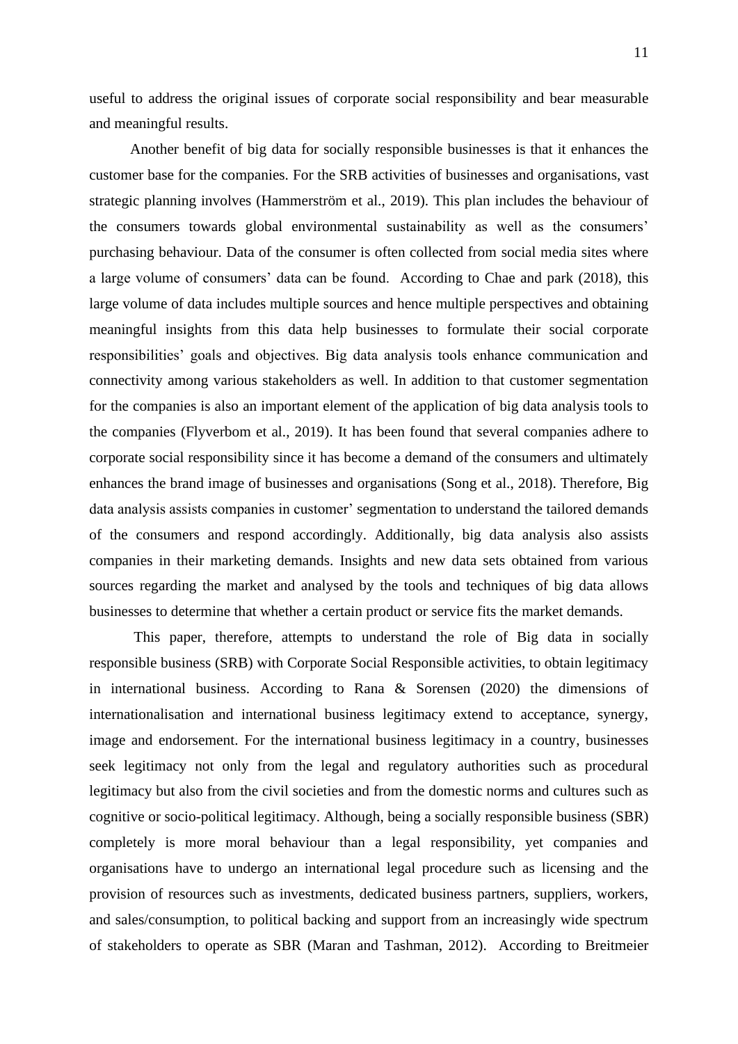useful to address the original issues of corporate social responsibility and bear measurable and meaningful results.

Another benefit of big data for socially responsible businesses is that it enhances the customer base for the companies. For the SRB activities of businesses and organisations, vast strategic planning involves (Hammerström et al., 2019). This plan includes the behaviour of the consumers towards global environmental sustainability as well as the consumers' purchasing behaviour. Data of the consumer is often collected from social media sites where a large volume of consumers' data can be found. According to Chae and park (2018), this large volume of data includes multiple sources and hence multiple perspectives and obtaining meaningful insights from this data help businesses to formulate their social corporate responsibilities' goals and objectives. Big data analysis tools enhance communication and connectivity among various stakeholders as well. In addition to that customer segmentation for the companies is also an important element of the application of big data analysis tools to the companies (Flyverbom et al., 2019). It has been found that several companies adhere to corporate social responsibility since it has become a demand of the consumers and ultimately enhances the brand image of businesses and organisations (Song et al., 2018). Therefore, Big data analysis assists companies in customer' segmentation to understand the tailored demands of the consumers and respond accordingly. Additionally, big data analysis also assists companies in their marketing demands. Insights and new data sets obtained from various sources regarding the market and analysed by the tools and techniques of big data allows businesses to determine that whether a certain product or service fits the market demands.

This paper, therefore, attempts to understand the role of Big data in socially responsible business (SRB) with Corporate Social Responsible activities, to obtain legitimacy in international business. According to Rana & Sorensen (2020) the dimensions of internationalisation and international business legitimacy extend to acceptance, synergy, image and endorsement. For the international business legitimacy in a country, businesses seek legitimacy not only from the legal and regulatory authorities such as procedural legitimacy but also from the civil societies and from the domestic norms and cultures such as cognitive or socio-political legitimacy. Although, being a socially responsible business (SBR) completely is more moral behaviour than a legal responsibility, yet companies and organisations have to undergo an international legal procedure such as licensing and the provision of resources such as investments, dedicated business partners, suppliers, workers, and sales/consumption, to political backing and support from an increasingly wide spectrum of stakeholders to operate as SBR (Maran and Tashman, 2012). According to Breitmeier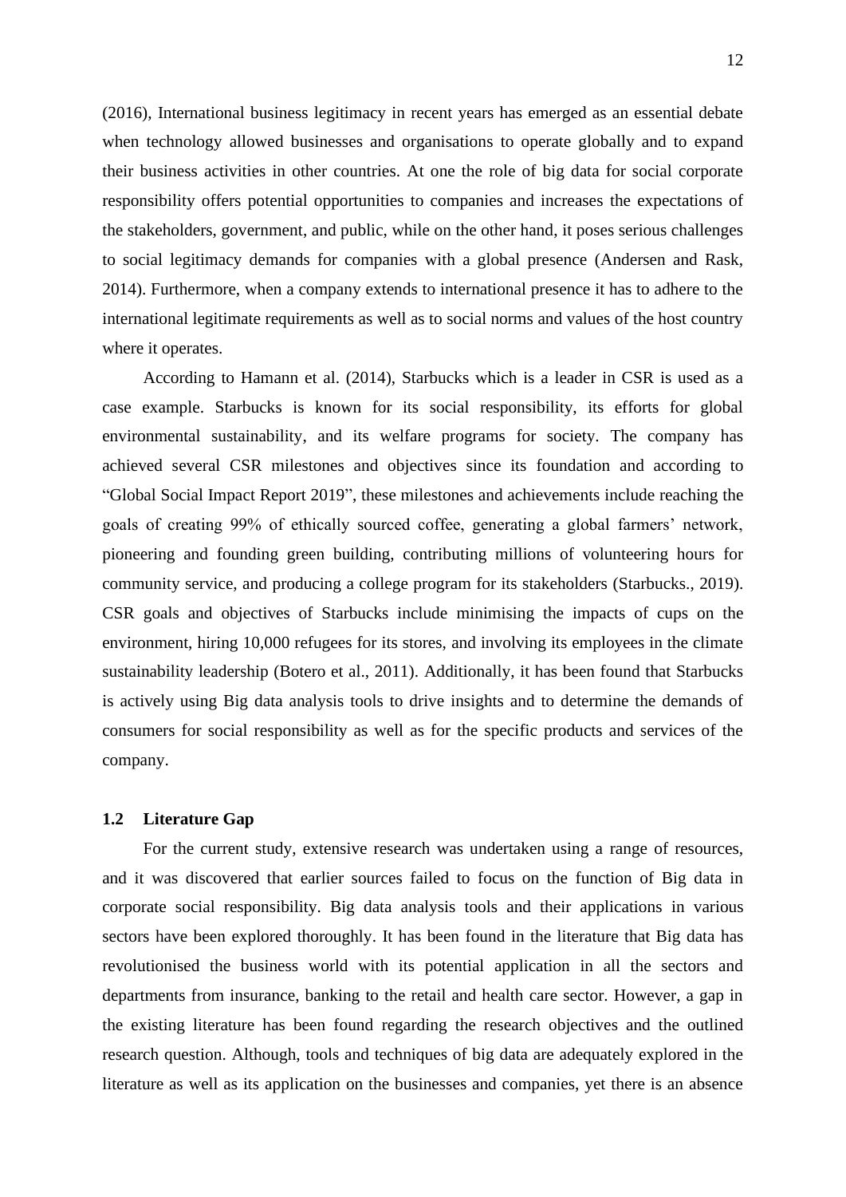(2016), International business legitimacy in recent years has emerged as an essential debate when technology allowed businesses and organisations to operate globally and to expand their business activities in other countries. At one the role of big data for social corporate responsibility offers potential opportunities to companies and increases the expectations of the stakeholders, government, and public, while on the other hand, it poses serious challenges to social legitimacy demands for companies with a global presence (Andersen and Rask, 2014). Furthermore, when a company extends to international presence it has to adhere to the international legitimate requirements as well as to social norms and values of the host country where it operates.

According to Hamann et al. (2014), Starbucks which is a leader in CSR is used as a case example. Starbucks is known for its social responsibility, its efforts for global environmental sustainability, and its welfare programs for society. The company has achieved several CSR milestones and objectives since its foundation and according to "Global Social Impact Report 2019", these milestones and achievements include reaching the goals of creating 99% of ethically sourced coffee, generating a global farmers' network, pioneering and founding green building, contributing millions of volunteering hours for community service, and producing a college program for its stakeholders (Starbucks., 2019). CSR goals and objectives of Starbucks include minimising the impacts of cups on the environment, hiring 10,000 refugees for its stores, and involving its employees in the climate sustainability leadership (Botero et al., 2011). Additionally, it has been found that Starbucks is actively using Big data analysis tools to drive insights and to determine the demands of consumers for social responsibility as well as for the specific products and services of the company.

## 1.2 Literature Gap

For the current study, extensive research was undertaken using a range of resources, and it was discovered that earlier sources failed to focus on the function of Big data in corporate social responsibility. Big data analysis tools and their applications in various sectors have been explored thoroughly. It has been found in the literature that Big data has revolutionised the business world with its potential application in all the sectors and departments from insurance, banking to the retail and health care sector. However, a gap in the existing literature has been found regarding the research objectives and the outlined research question. Although, tools and techniques of big data are adequately explored in the literature as well as its application on the businesses and companies, yet there is an absence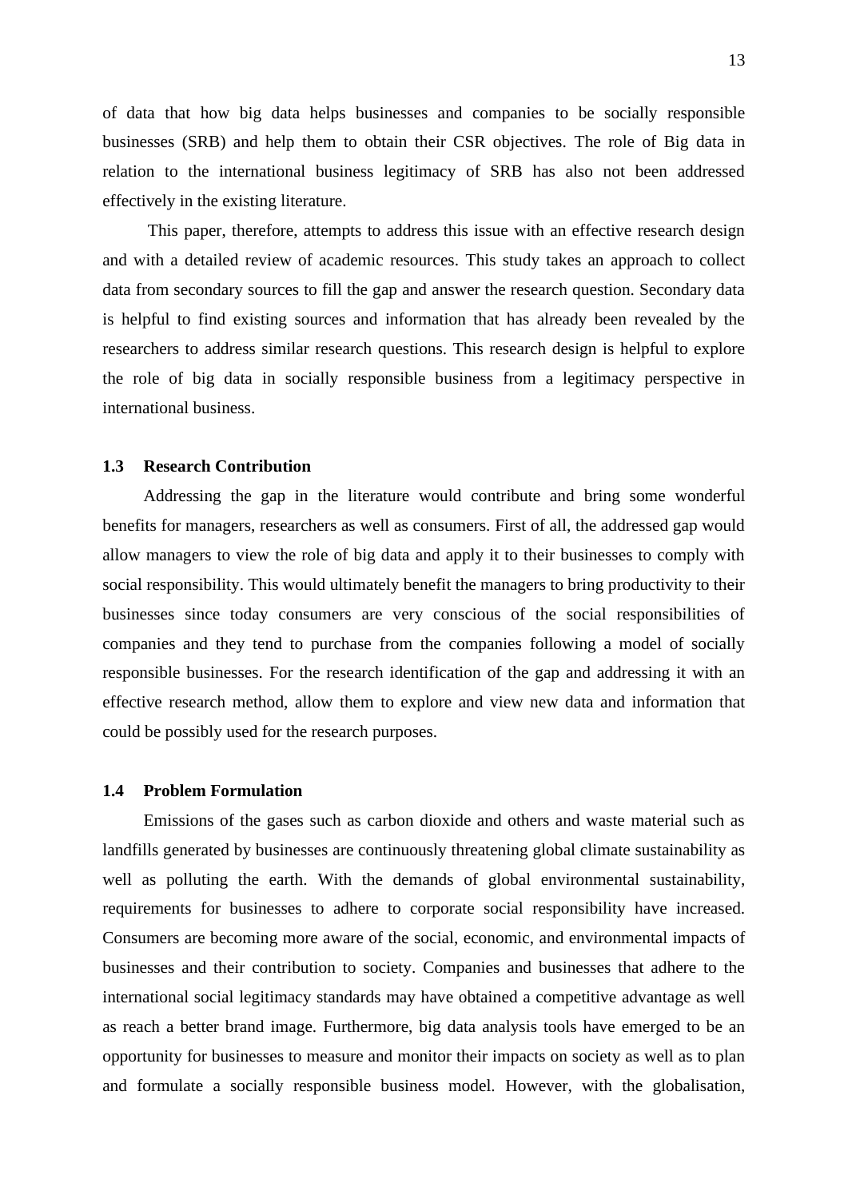of data that how big data helps businesses and companies to be socially responsible businesses (SRB) and help them to obtain their CSR objectives. The role of Big data in relation to the international business legitimacy of SRB has also not been addressed effectively in the existing literature.

This paper, therefore, attempts to address this issue with an effective research design and with a detailed review of academic resources. This study takes an approach to collect data from secondary sources to fill the gap and answer the research question. Secondary data is helpful to find existing sources and information that has already been revealed by the researchers to address similar research questions. This research design is helpful to explore the role of big data in socially responsible business from a legitimacy perspective in international business.

### 1.3 Research Contribution

Addressing the gap in the literature would contribute and bring some wonderful benefits for managers, researchers as well as consumers. First of all, the addressed gap would allow managers to view the role of big data and apply it to their businesses to comply with social responsibility. This would ultimately benefit the managers to bring productivity to their businesses since today consumers are very conscious of the social responsibilities of companies and they tend to purchase from the companies following a model of socially responsible businesses. For the research identification of the gap and addressing it with an effective research method, allow them to explore and view new data and information that could be possibly used for the research purposes.

### 1.4 Problem Formulation

Emissions of the gases such as carbon dioxide and others and waste material such as landfills generated by businesses are continuously threatening global climate sustainability as well as polluting the earth. With the demands of global environmental sustainability, requirements for businesses to adhere to corporate social responsibility have increased. Consumers are becoming more aware of the social, economic, and environmental impacts of businesses and their contribution to society. Companies and businesses that adhere to the international social legitimacy standards may have obtained a competitive advantage as well as reach a better brand image. Furthermore, big data analysis tools have emerged to be an opportunity for businesses to measure and monitor their impacts on society as well as to plan and formulate a socially responsible business model. However, with the globalisation,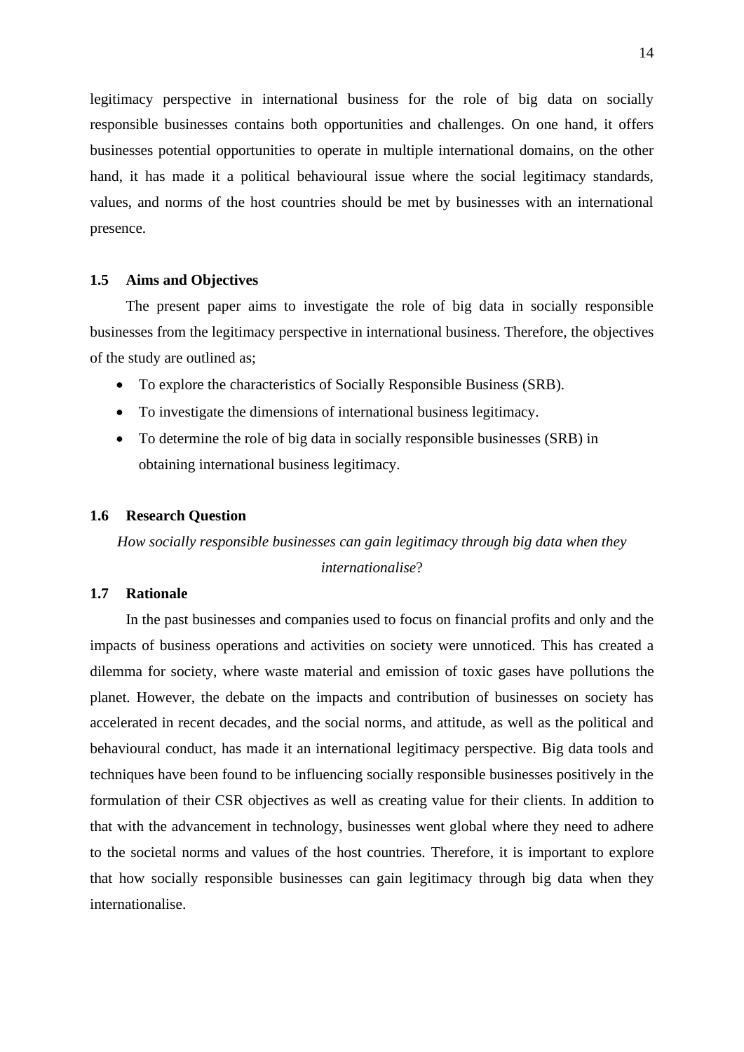legitimacy perspective in international business for the role of big data on socially responsible businesses contains both opportunities and challenges. On one hand, it offers businesses potential opportunities to operate in multiple international domains, on the other hand, it has made it a political behavioural issue where the social legitimacy standards, values, and norms of the host countries should be met by businesses with an international presence.

### 1.5 Aims and Objectives

The present paper aims to investigate the role of big data in socially responsible businesses from the legitimacy perspective in international business. Therefore, the objectives of the study are outlined as;

- To explore the characteristics of Socially Responsible Business (SRB).
- To investigate the dimensions of international business legitimacy.
- To determine the role of big data in socially responsible businesses (SRB) in obtaining international business legitimacy.

### 1.6 Research Question

*How socially responsible businesses can gain legitimacy through big data when they internationalise*?

### 1.7 Rationale

In the past businesses and companies used to focus on financial profits and only and the impacts of business operations and activities on society were unnoticed. This has created a dilemma for society, where waste material and emission of toxic gases have pollutions the planet. However, the debate on the impacts and contribution of businesses on society has accelerated in recent decades, and the social norms, and attitude, as well as the political and behavioural conduct, has made it an international legitimacy perspective. Big data tools and techniques have been found to be influencing socially responsible businesses positively in the formulation of their CSR objectives as well as creating value for their clients. In addition to that with the advancement in technology, businesses went global where they need to adhere to the societal norms and values of the host countries. Therefore, it is important to explore that how socially responsible businesses can gain legitimacy through big data when they internationalise.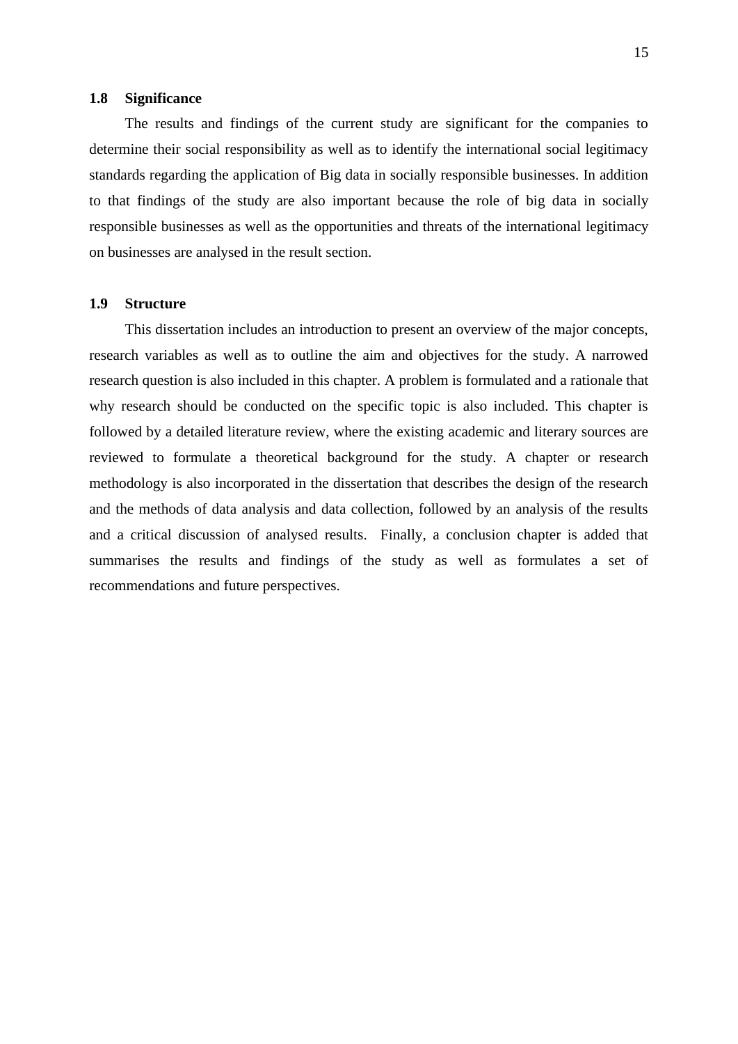### 1.8 Significance

The results and findings of the current study are significant for the companies to determine their social responsibility as well as to identify the international social legitimacy standards regarding the application of Big data in socially responsible businesses. In addition to that findings of the study are also important because the role of big data in socially responsible businesses as well as the opportunities and threats of the international legitimacy on businesses are analysed in the result section.

### 1.9 Structure

This dissertation includes an introduction to present an overview of the major concepts, research variables as well as to outline the aim and objectives for the study. A narrowed research question is also included in this chapter. A problem is formulated and a rationale that why research should be conducted on the specific topic is also included. This chapter is followed by a detailed literature review, where the existing academic and literary sources are reviewed to formulate a theoretical background for the study. A chapter or research methodology is also incorporated in the dissertation that describes the design of the research and the methods of data analysis and data collection, followed by an analysis of the results and a critical discussion of analysed results. Finally, a conclusion chapter is added that summarises the results and findings of the study as well as formulates a set of recommendations and future perspectives.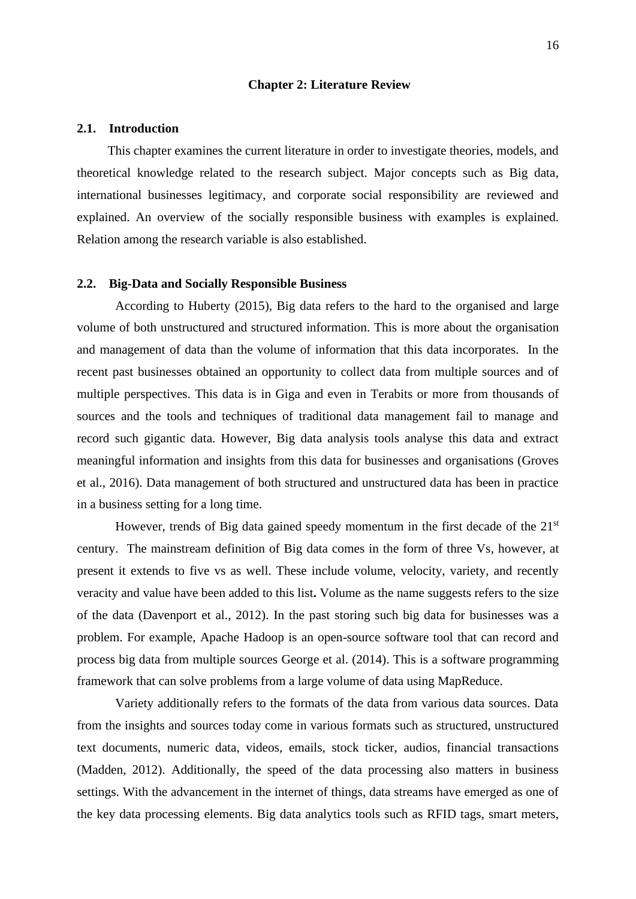# Chapter 2: Literature Review

## 2.1. Introduction

This chapter examines the current literature in order to investigate theories, models, and theoretical knowledge related to the research subject. Major concepts such as Big data, international businesses legitimacy, and corporate social responsibility are reviewed and explained. An overview of the socially responsible business with examples is explained. Relation among the research variable is also established.

## 2.2. Big-Data and Socially Responsible Business

According to Huberty (2015), Big data refers to the hard to the organised and large volume of both unstructured and structured information. This is more about the organisation and management of data than the volume of information that this data incorporates. In the recent past businesses obtained an opportunity to collect data from multiple sources and of multiple perspectives. This data is in Giga and even in Terabits or more from thousands of sources and the tools and techniques of traditional data management fail to manage and record such gigantic data. However, Big data analysis tools analyse this data and extract meaningful information and insights from this data for businesses and organisations (Groves et al., 2016). Data management of both structured and unstructured data has been in practice in a business setting for a long time.

However, trends of Big data gained speedy momentum in the first decade of the 21st century. The mainstream definition of Big data comes in the form of three Vs, however, at present it extends to five vs as well. These include volume, velocity, variety, and recently veracity and value have been added to this list**.** Volume as the name suggests refers to the size of the data (Davenport et al., 2012). In the past storing such big data for businesses was a problem. For example, Apache Hadoop is an open-source software tool that can record and process big data from multiple sources George et al. (2014). This is a software programming framework that can solve problems from a large volume of data using MapReduce.

Variety additionally refers to the formats of the data from various data sources. Data from the insights and sources today come in various formats such as structured, unstructured text documents, numeric data, videos, emails, stock ticker, audios, financial transactions (Madden, 2012). Additionally, the speed of the data processing also matters in business settings. With the advancement in the internet of things, data streams have emerged as one of the key data processing elements. Big data analytics tools such as RFID tags, smart meters,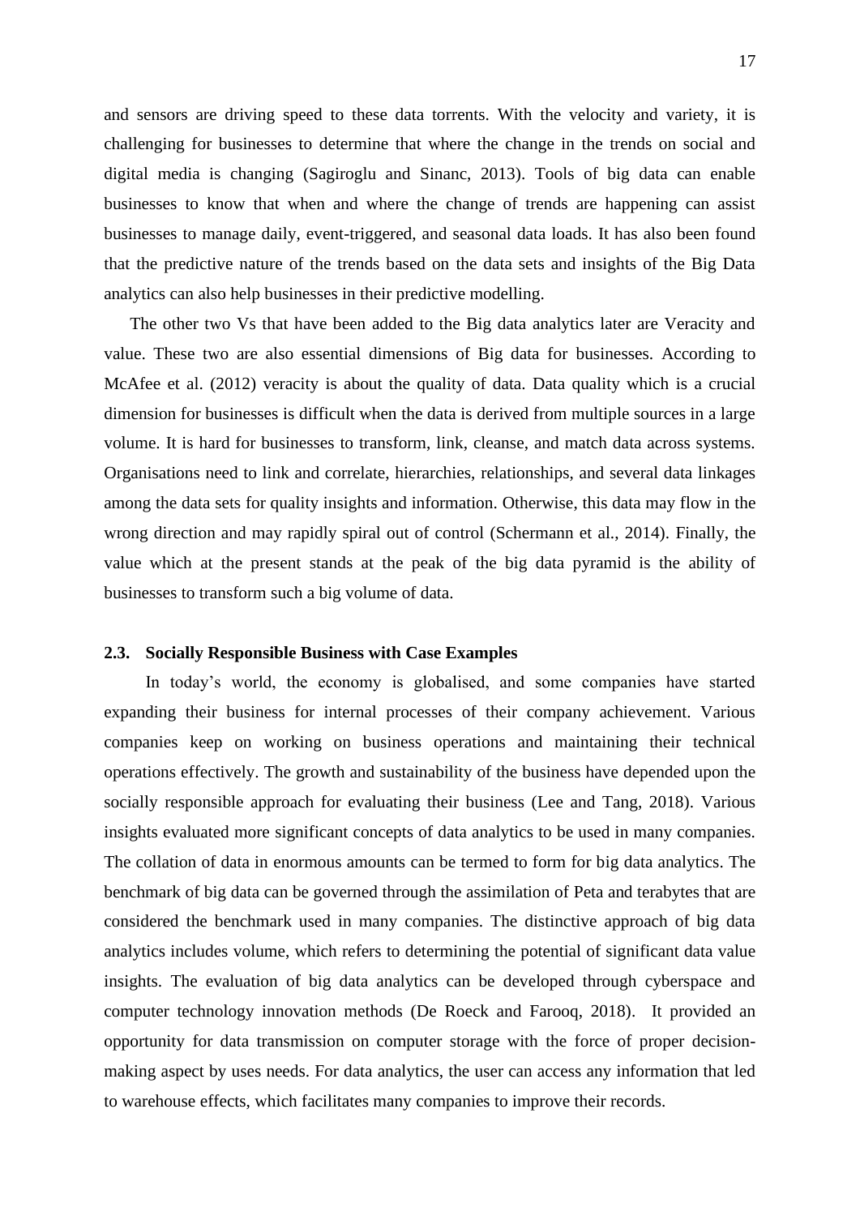and sensors are driving speed to these data torrents. With the velocity and variety, it is challenging for businesses to determine that where the change in the trends on social and digital media is changing (Sagiroglu and Sinanc, 2013). Tools of big data can enable businesses to know that when and where the change of trends are happening can assist businesses to manage daily, event-triggered, and seasonal data loads. It has also been found that the predictive nature of the trends based on the data sets and insights of the Big Data analytics can also help businesses in their predictive modelling.

The other two Vs that have been added to the Big data analytics later are Veracity and value. These two are also essential dimensions of Big data for businesses. According to McAfee et al. (2012) veracity is about the quality of data. Data quality which is a crucial dimension for businesses is difficult when the data is derived from multiple sources in a large volume. It is hard for businesses to transform, link, cleanse, and match data across systems. Organisations need to link and correlate, hierarchies, relationships, and several data linkages among the data sets for quality insights and information. Otherwise, this data may flow in the wrong direction and may rapidly spiral out of control (Schermann et al., 2014). Finally, the value which at the present stands at the peak of the big data pyramid is the ability of businesses to transform such a big volume of data.

## 2.3. Socially Responsible Business with Case Examples

In today's world, the economy is globalised, and some companies have started expanding their business for internal processes of their company achievement. Various companies keep on working on business operations and maintaining their technical operations effectively. The growth and sustainability of the business have depended upon the socially responsible approach for evaluating their business (Lee and Tang, 2018). Various insights evaluated more significant concepts of data analytics to be used in many companies. The collation of data in enormous amounts can be termed to form for big data analytics. The benchmark of big data can be governed through the assimilation of Peta and terabytes that are considered the benchmark used in many companies. The distinctive approach of big data analytics includes volume, which refers to determining the potential of significant data value insights. The evaluation of big data analytics can be developed through cyberspace and computer technology innovation methods (De Roeck and Farooq, 2018). It provided an opportunity for data transmission on computer storage with the force of proper decision-making aspect by uses needs. For data analytics, the user can access any information that led to warehouse effects, which facilitates many companies to improve their records.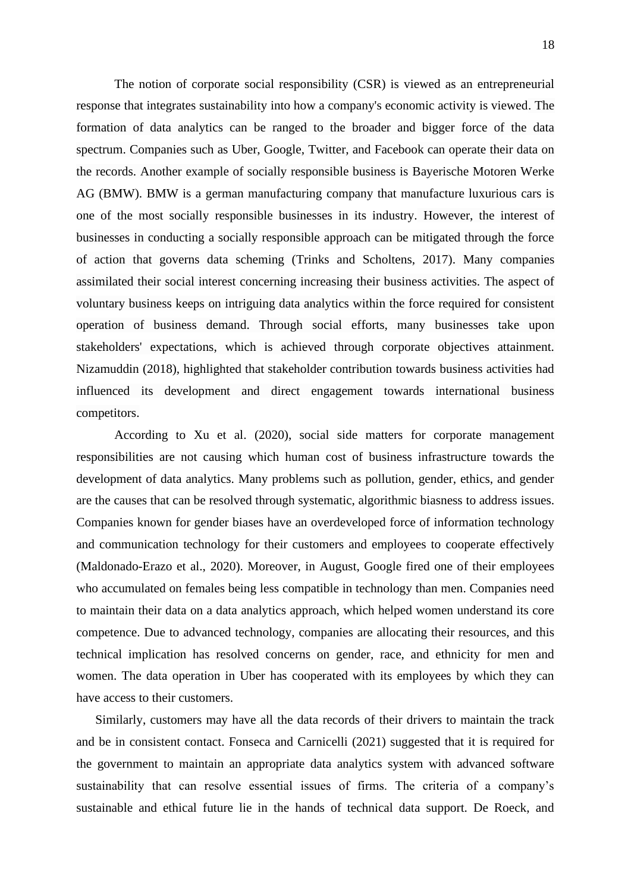The notion of corporate social responsibility (CSR) is viewed as an entrepreneurial response that integrates sustainability into how a company's economic activity is viewed. The formation of data analytics can be ranged to the broader and bigger force of the data spectrum. Companies such as Uber, Google, Twitter, and Facebook can operate their data on the records. Another example of socially responsible business is Bayerische Motoren Werke AG (BMW). BMW is a german manufacturing company that manufacture luxurious cars is one of the most socially responsible businesses in its industry. However, the interest of businesses in conducting a socially responsible approach can be mitigated through the force of action that governs data scheming (Trinks and Scholtens, 2017). Many companies assimilated their social interest concerning increasing their business activities. The aspect of voluntary business keeps on intriguing data analytics within the force required for consistent operation of business demand. Through social efforts, many businesses take upon stakeholders' expectations, which is achieved through corporate objectives attainment. Nizamuddin (2018), highlighted that stakeholder contribution towards business activities had influenced its development and direct engagement towards international business competitors.

According to Xu et al. (2020), social side matters for corporate management responsibilities are not causing which human cost of business infrastructure towards the development of data analytics. Many problems such as pollution, gender, ethics, and gender are the causes that can be resolved through systematic, algorithmic biasness to address issues. Companies known for gender biases have an overdeveloped force of information technology and communication technology for their customers and employees to cooperate effectively (Maldonado-Erazo et al., 2020). Moreover, in August, Google fired one of their employees who accumulated on females being less compatible in technology than men. Companies need to maintain their data on a data analytics approach, which helped women understand its core competence. Due to advanced technology, companies are allocating their resources, and this technical implication has resolved concerns on gender, race, and ethnicity for men and women. The data operation in Uber has cooperated with its employees by which they can have access to their customers.

Similarly, customers may have all the data records of their drivers to maintain the track and be in consistent contact. Fonseca and Carnicelli (2021) suggested that it is required for the government to maintain an appropriate data analytics system with advanced software sustainability that can resolve essential issues of firms. The criteria of a company's sustainable and ethical future lie in the hands of technical data support. De Roeck, and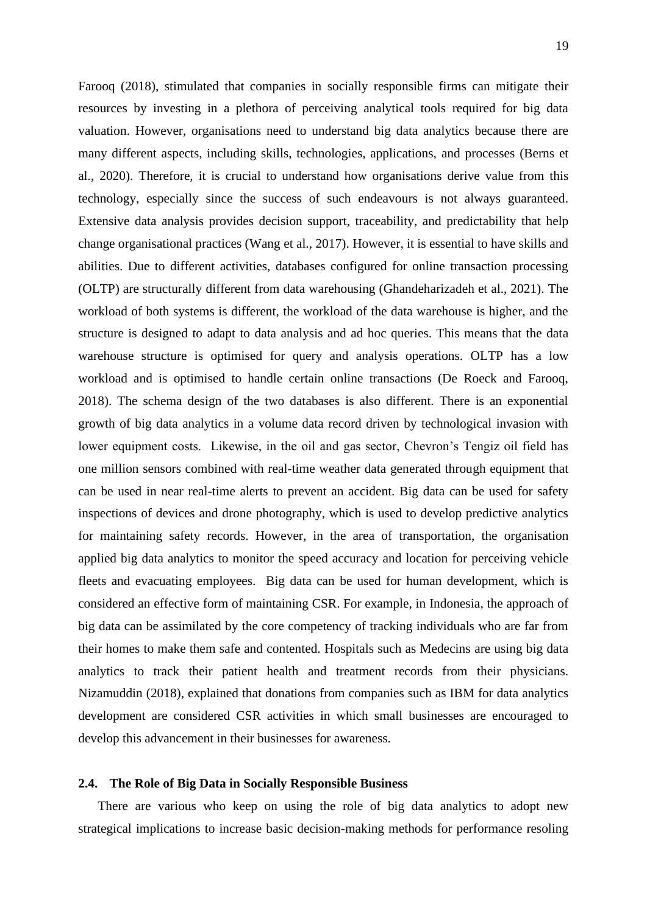Farooq (2018), stimulated that companies in socially responsible firms can mitigate their resources by investing in a plethora of perceiving analytical tools required for big data valuation. However, organisations need to understand big data analytics because there are many different aspects, including skills, technologies, applications, and processes (Berns et al., 2020). Therefore, it is crucial to understand how organisations derive value from this technology, especially since the success of such endeavours is not always guaranteed. Extensive data analysis provides decision support, traceability, and predictability that help change organisational practices (Wang et al., 2017). However, it is essential to have skills and abilities. Due to different activities, databases configured for online transaction processing (OLTP) are structurally different from data warehousing (Ghandeharizadeh et al., 2021). The workload of both systems is different, the workload of the data warehouse is higher, and the structure is designed to adapt to data analysis and ad hoc queries. This means that the data warehouse structure is optimised for query and analysis operations. OLTP has a low workload and is optimised to handle certain online transactions (De Roeck and Farooq, 2018). The schema design of the two databases is also different. There is an exponential growth of big data analytics in a volume data record driven by technological invasion with lower equipment costs. Likewise, in the oil and gas sector, Chevron's Tengiz oil field has one million sensors combined with real-time weather data generated through equipment that can be used in near real-time alerts to prevent an accident. Big data can be used for safety inspections of devices and drone photography, which is used to develop predictive analytics for maintaining safety records. However, in the area of transportation, the organisation applied big data analytics to monitor the speed accuracy and location for perceiving vehicle fleets and evacuating employees. Big data can be used for human development, which is considered an effective form of maintaining CSR. For example, in Indonesia, the approach of big data can be assimilated by the core competency of tracking individuals who are far from their homes to make them safe and contented. Hospitals such as Medecins are using big data analytics to track their patient health and treatment records from their physicians. Nizamuddin (2018), explained that donations from companies such as IBM for data analytics development are considered CSR activities in which small businesses are encouraged to develop this advancement in their businesses for awareness.

## 2.4. The Role of Big Data in Socially Responsible Business

There are various who keep on using the role of big data analytics to adopt new strategical implications to increase basic decision-making methods for performance resoling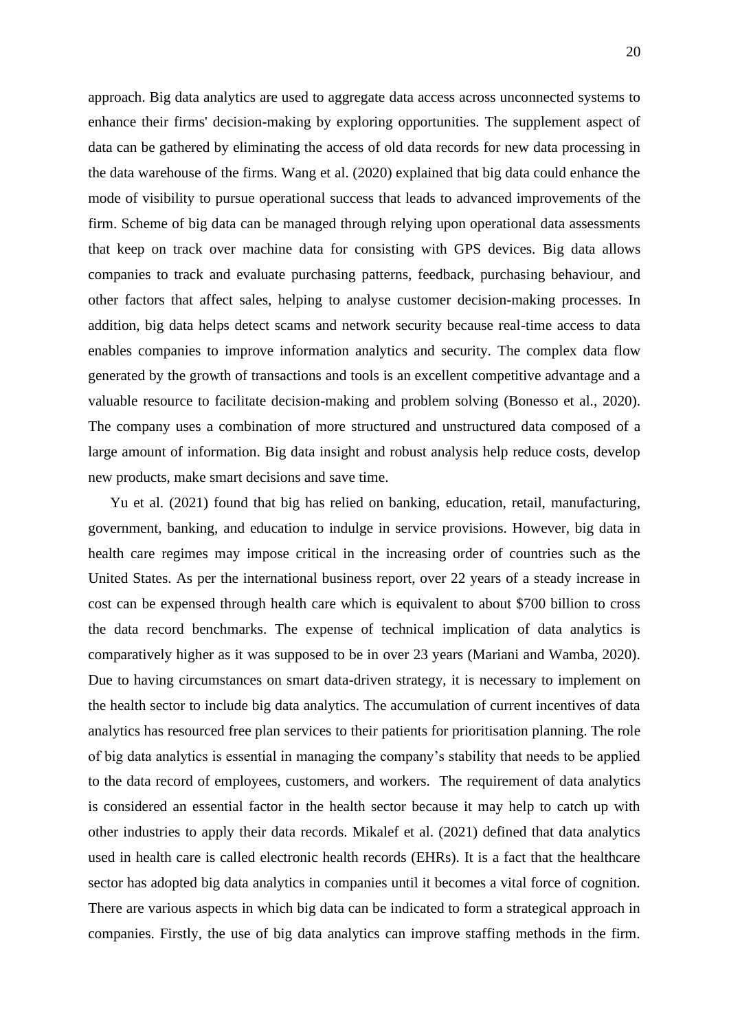approach. Big data analytics are used to aggregate data access across unconnected systems to enhance their firms' decision-making by exploring opportunities. The supplement aspect of data can be gathered by eliminating the access of old data records for new data processing in the data warehouse of the firms. Wang et al. (2020) explained that big data could enhance the mode of visibility to pursue operational success that leads to advanced improvements of the firm. Scheme of big data can be managed through relying upon operational data assessments that keep on track over machine data for consisting with GPS devices. Big data allows companies to track and evaluate purchasing patterns, feedback, purchasing behaviour, and other factors that affect sales, helping to analyse customer decision-making processes. In addition, big data helps detect scams and network security because real-time access to data enables companies to improve information analytics and security. The complex data flow generated by the growth of transactions and tools is an excellent competitive advantage and a valuable resource to facilitate decision-making and problem solving (Bonesso et al., 2020). The company uses a combination of more structured and unstructured data composed of a large amount of information. Big data insight and robust analysis help reduce costs, develop new products, make smart decisions and save time.

Yu et al. (2021) found that big has relied on banking, education, retail, manufacturing, government, banking, and education to indulge in service provisions. However, big data in health care regimes may impose critical in the increasing order of countries such as the United States. As per the international business report, over 22 years of a steady increase in cost can be expensed through health care which is equivalent to about $700 billion to cross the data record benchmarks. The expense of technical implication of data analytics is comparatively higher as it was supposed to be in over 23 years (Mariani and Wamba, 2020). Due to having circumstances on smart data-driven strategy, it is necessary to implement on the health sector to include big data analytics. The accumulation of current incentives of data analytics has resourced free plan services to their patients for prioritisation planning. The role of big data analytics is essential in managing the company's stability that needs to be applied to the data record of employees, customers, and workers. The requirement of data analytics is considered an essential factor in the health sector because it may help to catch up with other industries to apply their data records. Mikalef et al. (2021) defined that data analytics used in health care is called electronic health records (EHRs). It is a fact that the healthcare sector has adopted big data analytics in companies until it becomes a vital force of cognition. There are various aspects in which big data can be indicated to form a strategical approach in companies. Firstly, the use of big data analytics can improve staffing methods in the firm.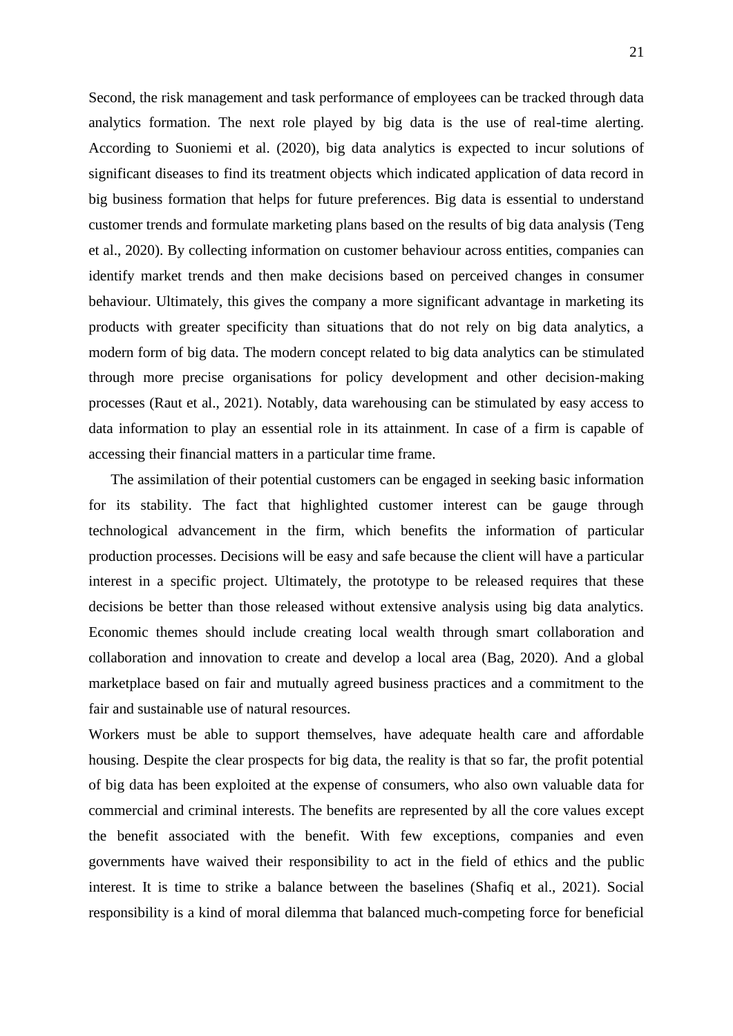Second, the risk management and task performance of employees can be tracked through data analytics formation. The next role played by big data is the use of real-time alerting. According to Suoniemi et al. (2020), big data analytics is expected to incur solutions of significant diseases to find its treatment objects which indicated application of data record in big business formation that helps for future preferences. Big data is essential to understand customer trends and formulate marketing plans based on the results of big data analysis (Teng et al., 2020). By collecting information on customer behaviour across entities, companies can identify market trends and then make decisions based on perceived changes in consumer behaviour. Ultimately, this gives the company a more significant advantage in marketing its products with greater specificity than situations that do not rely on big data analytics, a modern form of big data. The modern concept related to big data analytics can be stimulated through more precise organisations for policy development and other decision-making processes (Raut et al., 2021). Notably, data warehousing can be stimulated by easy access to data information to play an essential role in its attainment. In case of a firm is capable of accessing their financial matters in a particular time frame.

The assimilation of their potential customers can be engaged in seeking basic information for its stability. The fact that highlighted customer interest can be gauge through technological advancement in the firm, which benefits the information of particular production processes. Decisions will be easy and safe because the client will have a particular interest in a specific project. Ultimately, the prototype to be released requires that these decisions be better than those released without extensive analysis using big data analytics. Economic themes should include creating local wealth through smart collaboration and collaboration and innovation to create and develop a local area (Bag, 2020). And a global marketplace based on fair and mutually agreed business practices and a commitment to the fair and sustainable use of natural resources.

Workers must be able to support themselves, have adequate health care and affordable housing. Despite the clear prospects for big data, the reality is that so far, the profit potential of big data has been exploited at the expense of consumers, who also own valuable data for commercial and criminal interests. The benefits are represented by all the core values except the benefit associated with the benefit. With few exceptions, companies and even governments have waived their responsibility to act in the field of ethics and the public interest. It is time to strike a balance between the baselines (Shafiq et al., 2021). Social responsibility is a kind of moral dilemma that balanced much-competing force for beneficial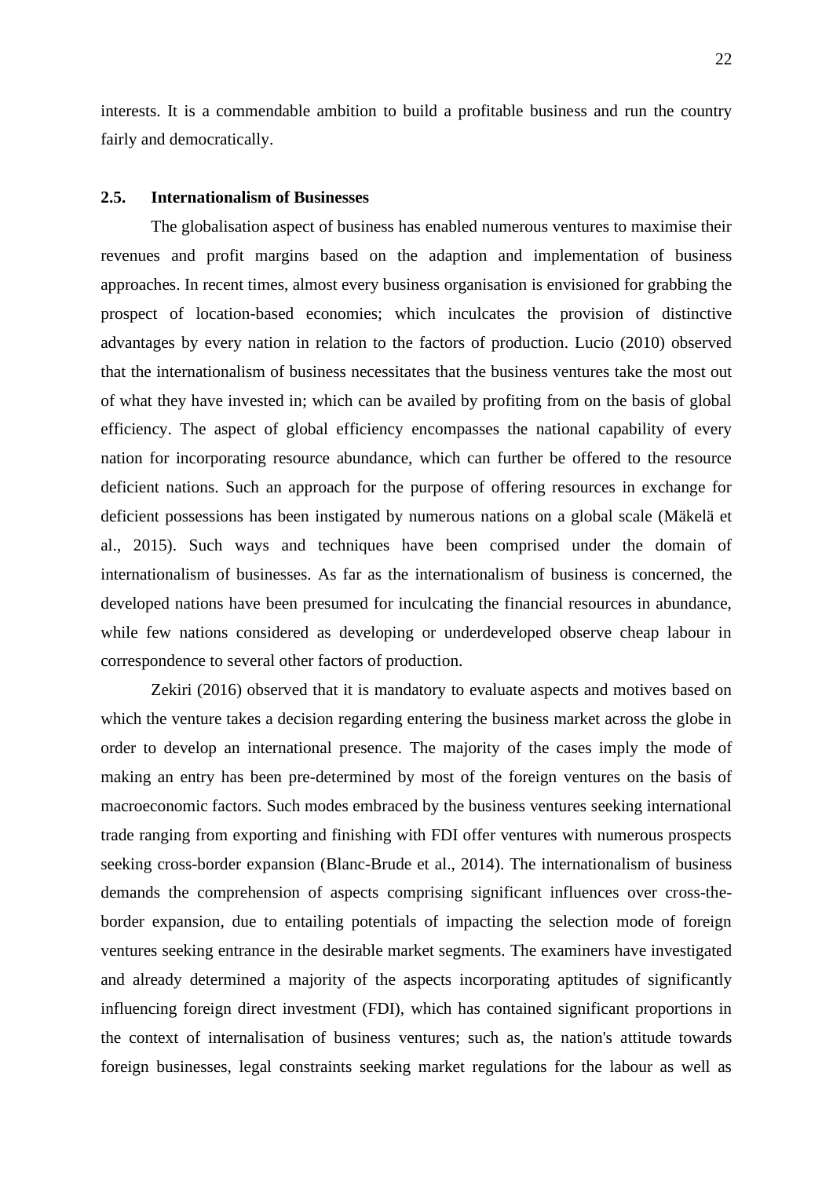interests. It is a commendable ambition to build a profitable business and run the country fairly and democratically.

## 2.5. Internationalism of Businesses

The globalisation aspect of business has enabled numerous ventures to maximise their revenues and profit margins based on the adaption and implementation of business approaches. In recent times, almost every business organisation is envisioned for grabbing the prospect of location-based economies; which inculcates the provision of distinctive advantages by every nation in relation to the factors of production. Lucio (2010) observed that the internationalism of business necessitates that the business ventures take the most out of what they have invested in; which can be availed by profiting from on the basis of global efficiency. The aspect of global efficiency encompasses the national capability of every nation for incorporating resource abundance, which can further be offered to the resource deficient nations. Such an approach for the purpose of offering resources in exchange for deficient possessions has been instigated by numerous nations on a global scale (Mäkelä et al., 2015). Such ways and techniques have been comprised under the domain of internationalism of businesses. As far as the internationalism of business is concerned, the developed nations have been presumed for inculcating the financial resources in abundance, while few nations considered as developing or underdeveloped observe cheap labour in correspondence to several other factors of production.

Zekiri (2016) observed that it is mandatory to evaluate aspects and motives based on which the venture takes a decision regarding entering the business market across the globe in order to develop an international presence. The majority of the cases imply the mode of making an entry has been pre-determined by most of the foreign ventures on the basis of macroeconomic factors. Such modes embraced by the business ventures seeking international trade ranging from exporting and finishing with FDI offer ventures with numerous prospects seeking cross-border expansion (Blanc-Brude et al., 2014). The internationalism of business demands the comprehension of aspects comprising significant influences over cross-the-border expansion, due to entailing potentials of impacting the selection mode of foreign ventures seeking entrance in the desirable market segments. The examiners have investigated and already determined a majority of the aspects incorporating aptitudes of significantly influencing foreign direct investment (FDI), which has contained significant proportions in the context of internalisation of business ventures; such as, the nation's attitude towards foreign businesses, legal constraints seeking market regulations for the labour as well as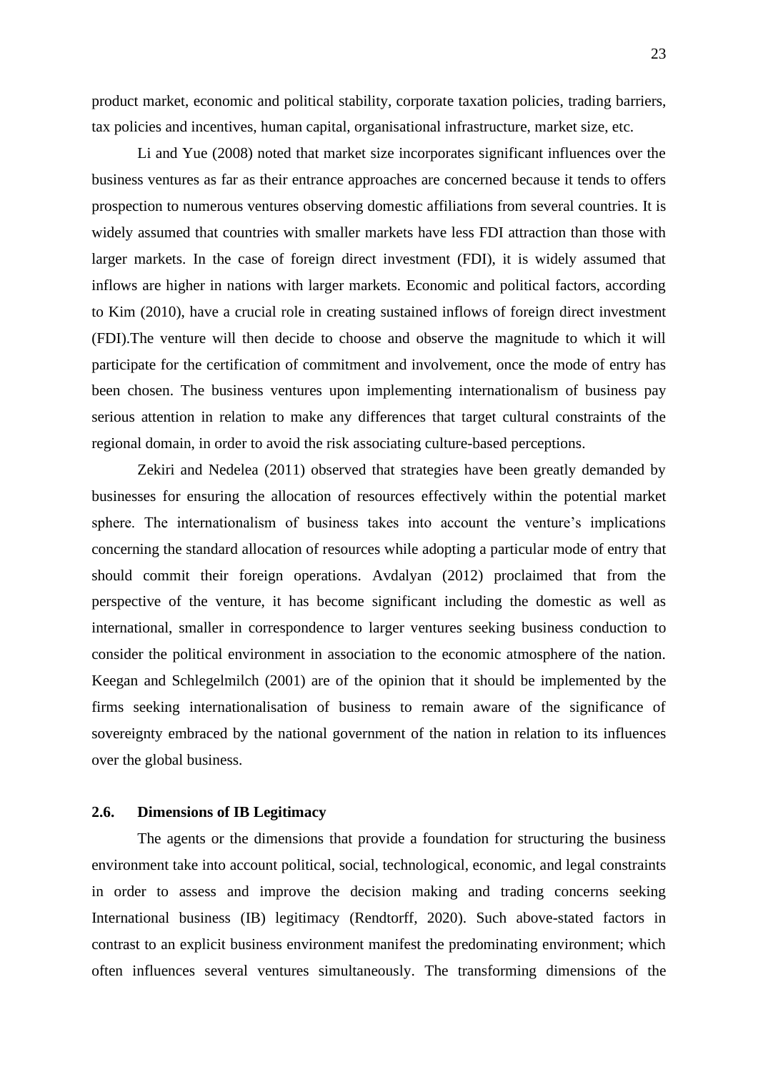product market, economic and political stability, corporate taxation policies, trading barriers, tax policies and incentives, human capital, organisational infrastructure, market size, etc.

Li and Yue (2008) noted that market size incorporates significant influences over the business ventures as far as their entrance approaches are concerned because it tends to offers prospection to numerous ventures observing domestic affiliations from several countries. It is widely assumed that countries with smaller markets have less FDI attraction than those with larger markets. In the case of foreign direct investment (FDI), it is widely assumed that inflows are higher in nations with larger markets. Economic and political factors, according to Kim (2010), have a crucial role in creating sustained inflows of foreign direct investment (FDI).The venture will then decide to choose and observe the magnitude to which it will participate for the certification of commitment and involvement, once the mode of entry has been chosen. The business ventures upon implementing internationalism of business pay serious attention in relation to make any differences that target cultural constraints of the regional domain, in order to avoid the risk associating culture-based perceptions.

Zekiri and Nedelea (2011) observed that strategies have been greatly demanded by businesses for ensuring the allocation of resources effectively within the potential market sphere. The internationalism of business takes into account the venture's implications concerning the standard allocation of resources while adopting a particular mode of entry that should commit their foreign operations. Avdalyan (2012) proclaimed that from the perspective of the venture, it has become significant including the domestic as well as international, smaller in correspondence to larger ventures seeking business conduction to consider the political environment in association to the economic atmosphere of the nation. Keegan and Schlegelmilch (2001) are of the opinion that it should be implemented by the firms seeking internationalisation of business to remain aware of the significance of sovereignty embraced by the national government of the nation in relation to its influences over the global business.

## 2.6. Dimensions of IB Legitimacy

The agents or the dimensions that provide a foundation for structuring the business environment take into account political, social, technological, economic, and legal constraints in order to assess and improve the decision making and trading concerns seeking International business (IB) legitimacy (Rendtorff, 2020). Such above-stated factors in contrast to an explicit business environment manifest the predominating environment; which often influences several ventures simultaneously. The transforming dimensions of the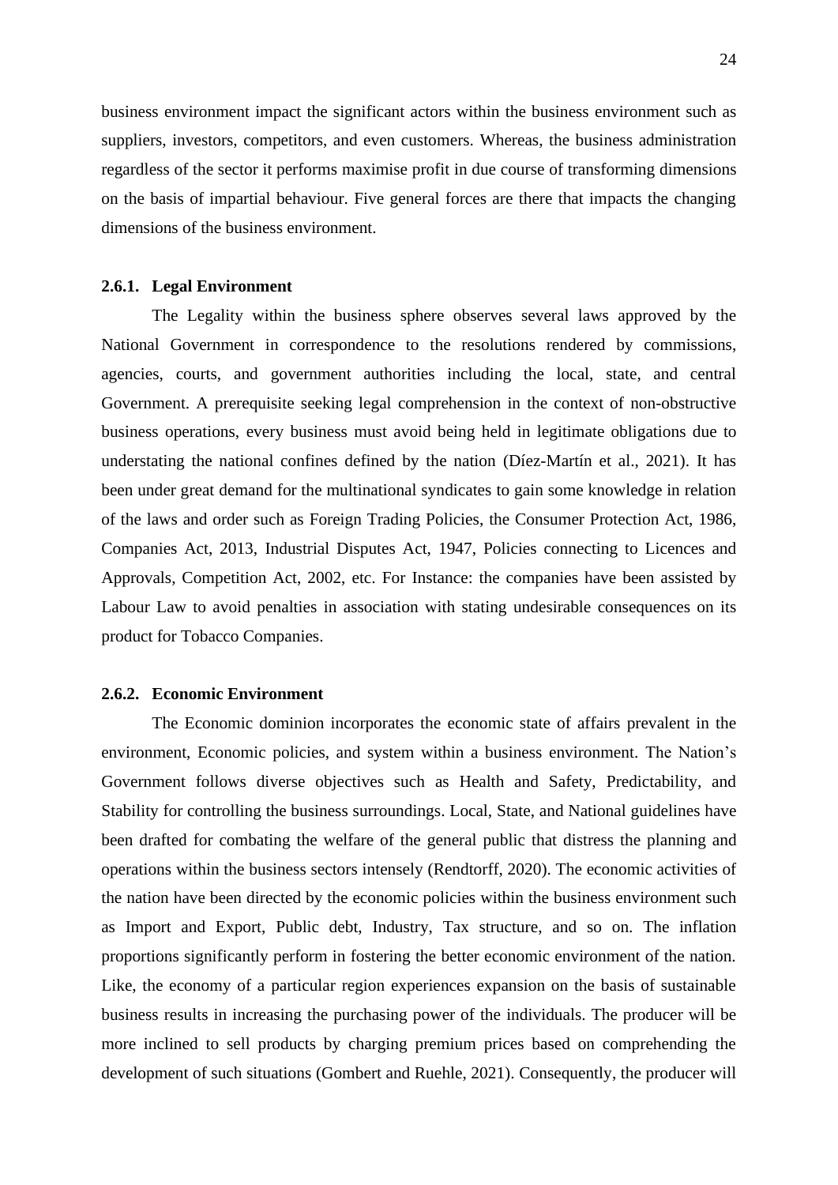business environment impact the significant actors within the business environment such as suppliers, investors, competitors, and even customers. Whereas, the business administration regardless of the sector it performs maximise profit in due course of transforming dimensions on the basis of impartial behaviour. Five general forces are there that impacts the changing dimensions of the business environment.

### 2.6.1. Legal Environment

The Legality within the business sphere observes several laws approved by the National Government in correspondence to the resolutions rendered by commissions, agencies, courts, and government authorities including the local, state, and central Government. A prerequisite seeking legal comprehension in the context of non-obstructive business operations, every business must avoid being held in legitimate obligations due to understating the national confines defined by the nation (Díez-Martín et al., 2021). It has been under great demand for the multinational syndicates to gain some knowledge in relation of the laws and order such as Foreign Trading Policies, the Consumer Protection Act, 1986, Companies Act, 2013, Industrial Disputes Act, 1947, Policies connecting to Licences and Approvals, Competition Act, 2002, etc. For Instance: the companies have been assisted by Labour Law to avoid penalties in association with stating undesirable consequences on its product for Tobacco Companies.

### 2.6.2. Economic Environment

The Economic dominion incorporates the economic state of affairs prevalent in the environment, Economic policies, and system within a business environment. The Nation's Government follows diverse objectives such as Health and Safety, Predictability, and Stability for controlling the business surroundings. Local, State, and National guidelines have been drafted for combating the welfare of the general public that distress the planning and operations within the business sectors intensely (Rendtorff, 2020). The economic activities of the nation have been directed by the economic policies within the business environment such as Import and Export, Public debt, Industry, Tax structure, and so on. The inflation proportions significantly perform in fostering the better economic environment of the nation. Like, the economy of a particular region experiences expansion on the basis of sustainable business results in increasing the purchasing power of the individuals. The producer will be more inclined to sell products by charging premium prices based on comprehending the development of such situations (Gombert and Ruehle, 2021). Consequently, the producer will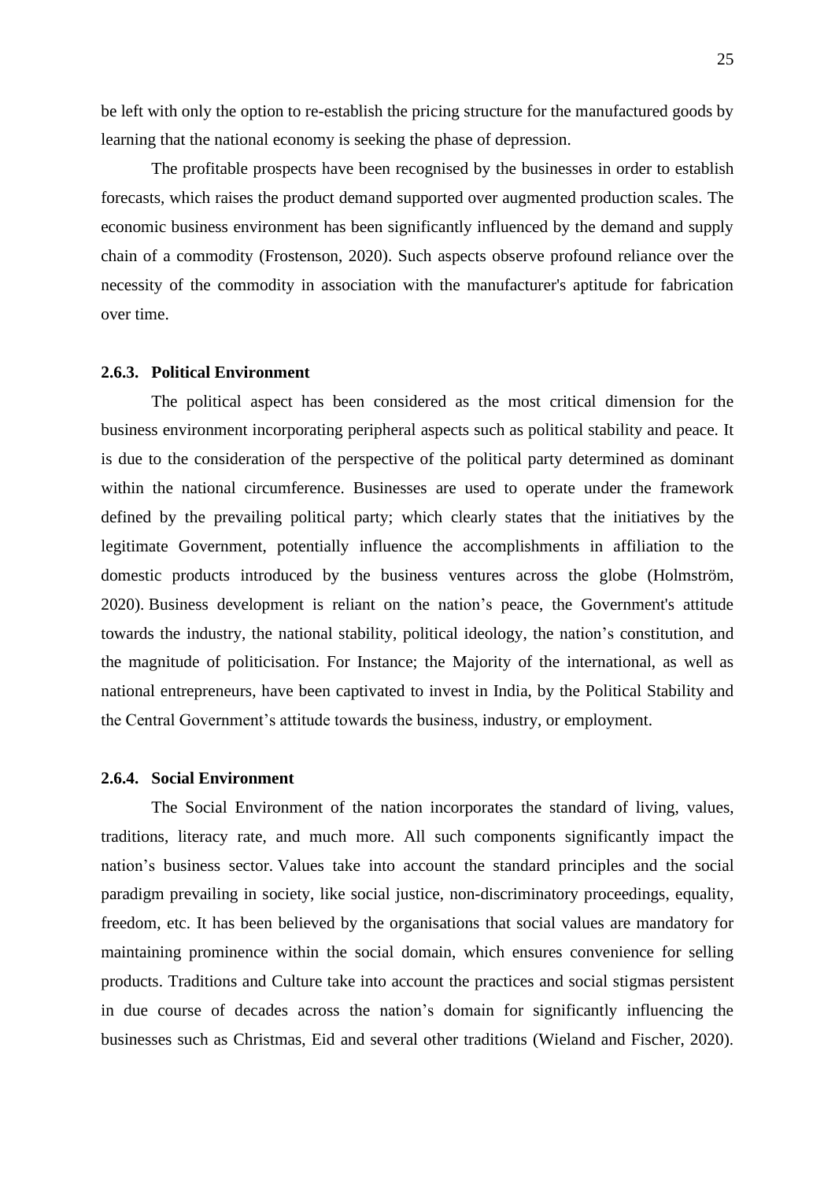be left with only the option to re-establish the pricing structure for the manufactured goods by learning that the national economy is seeking the phase of depression.

The profitable prospects have been recognised by the businesses in order to establish forecasts, which raises the product demand supported over augmented production scales. The economic business environment has been significantly influenced by the demand and supply chain of a commodity (Frostenson, 2020). Such aspects observe profound reliance over the necessity of the commodity in association with the manufacturer's aptitude for fabrication over time.

### 2.6.3. Political Environment

The political aspect has been considered as the most critical dimension for the business environment incorporating peripheral aspects such as political stability and peace. It is due to the consideration of the perspective of the political party determined as dominant within the national circumference. Businesses are used to operate under the framework defined by the prevailing political party; which clearly states that the initiatives by the legitimate Government, potentially influence the accomplishments in affiliation to the domestic products introduced by the business ventures across the globe (Holmström, 2020). Business development is reliant on the nation's peace, the Government's attitude towards the industry, the national stability, political ideology, the nation's constitution, and the magnitude of politicisation. For Instance; the Majority of the international, as well as national entrepreneurs, have been captivated to invest in India, by the Political Stability and the Central Government's attitude towards the business, industry, or employment.

### 2.6.4. Social Environment

The Social Environment of the nation incorporates the standard of living, values, traditions, literacy rate, and much more. All such components significantly impact the nation's business sector. Values take into account the standard principles and the social paradigm prevailing in society, like social justice, non-discriminatory proceedings, equality, freedom, etc. It has been believed by the organisations that social values are mandatory for maintaining prominence within the social domain, which ensures convenience for selling products. Traditions and Culture take into account the practices and social stigmas persistent in due course of decades across the nation's domain for significantly influencing the businesses such as Christmas, Eid and several other traditions (Wieland and Fischer, 2020).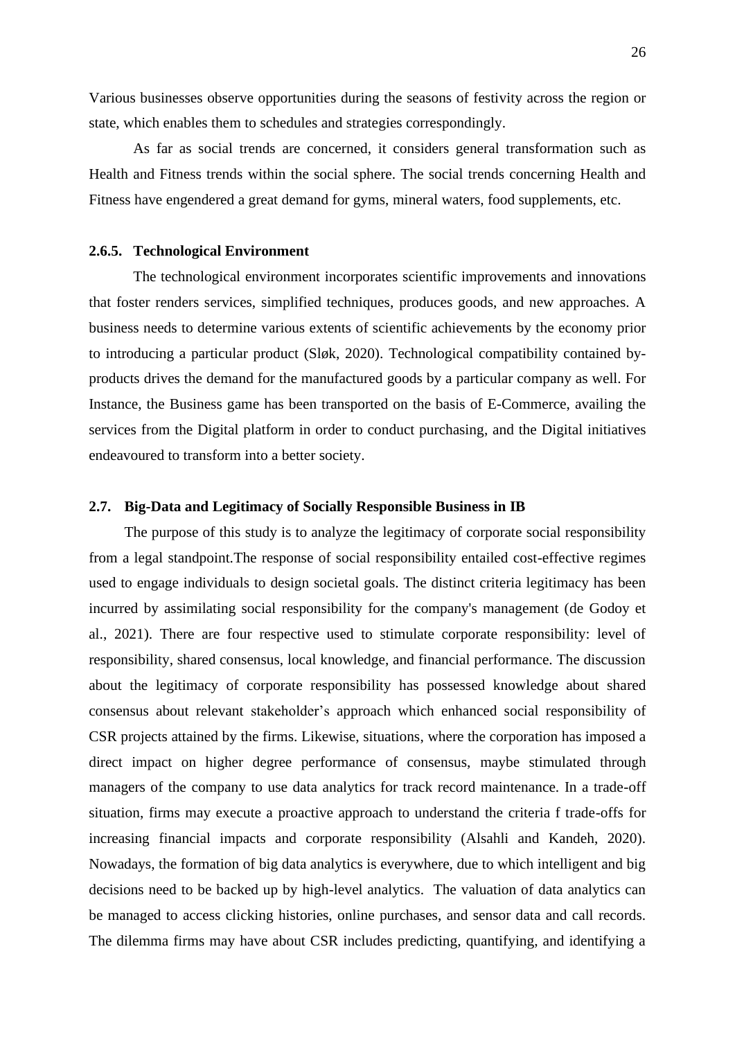Various businesses observe opportunities during the seasons of festivity across the region or state, which enables them to schedules and strategies correspondingly.

As far as social trends are concerned, it considers general transformation such as Health and Fitness trends within the social sphere. The social trends concerning Health and Fitness have engendered a great demand for gyms, mineral waters, food supplements, etc.

### 2.6.5. Technological Environment

The technological environment incorporates scientific improvements and innovations that foster renders services, simplified techniques, produces goods, and new approaches. A business needs to determine various extents of scientific achievements by the economy prior to introducing a particular product (Sløk, 2020). Technological compatibility contained by-products drives the demand for the manufactured goods by a particular company as well. For Instance, the Business game has been transported on the basis of E-Commerce, availing the services from the Digital platform in order to conduct purchasing, and the Digital initiatives endeavoured to transform into a better society.

## 2.7. Big-Data and Legitimacy of Socially Responsible Business in IB

The purpose of this study is to analyze the legitimacy of corporate social responsibility from a legal standpoint.The response of social responsibility entailed cost-effective regimes used to engage individuals to design societal goals. The distinct criteria legitimacy has been incurred by assimilating social responsibility for the company's management (de Godoy et al., 2021). There are four respective used to stimulate corporate responsibility: level of responsibility, shared consensus, local knowledge, and financial performance. The discussion about the legitimacy of corporate responsibility has possessed knowledge about shared consensus about relevant stakeholder's approach which enhanced social responsibility of CSR projects attained by the firms. Likewise, situations, where the corporation has imposed a direct impact on higher degree performance of consensus, maybe stimulated through managers of the company to use data analytics for track record maintenance. In a trade-off situation, firms may execute a proactive approach to understand the criteria f trade-offs for increasing financial impacts and corporate responsibility (Alsahli and Kandeh, 2020). Nowadays, the formation of big data analytics is everywhere, due to which intelligent and big decisions need to be backed up by high-level analytics. The valuation of data analytics can be managed to access clicking histories, online purchases, and sensor data and call records. The dilemma firms may have about CSR includes predicting, quantifying, and identifying a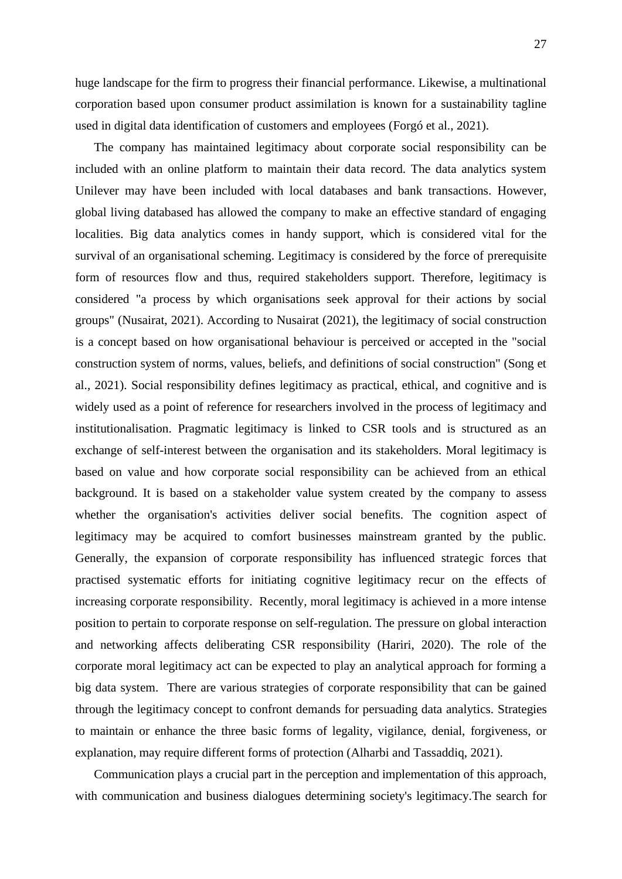huge landscape for the firm to progress their financial performance. Likewise, a multinational corporation based upon consumer product assimilation is known for a sustainability tagline used in digital data identification of customers and employees (Forgó et al., 2021).

The company has maintained legitimacy about corporate social responsibility can be included with an online platform to maintain their data record. The data analytics system Unilever may have been included with local databases and bank transactions. However, global living databased has allowed the company to make an effective standard of engaging localities. Big data analytics comes in handy support, which is considered vital for the survival of an organisational scheming. Legitimacy is considered by the force of prerequisite form of resources flow and thus, required stakeholders support. Therefore, legitimacy is considered "a process by which organisations seek approval for their actions by social groups" (Nusairat, 2021). According to Nusairat (2021), the legitimacy of social construction is a concept based on how organisational behaviour is perceived or accepted in the "social construction system of norms, values, beliefs, and definitions of social construction" (Song et al., 2021). Social responsibility defines legitimacy as practical, ethical, and cognitive and is widely used as a point of reference for researchers involved in the process of legitimacy and institutionalisation. Pragmatic legitimacy is linked to CSR tools and is structured as an exchange of self-interest between the organisation and its stakeholders. Moral legitimacy is based on value and how corporate social responsibility can be achieved from an ethical background. It is based on a stakeholder value system created by the company to assess whether the organisation's activities deliver social benefits. The cognition aspect of legitimacy may be acquired to comfort businesses mainstream granted by the public. Generally, the expansion of corporate responsibility has influenced strategic forces that practised systematic efforts for initiating cognitive legitimacy recur on the effects of increasing corporate responsibility. Recently, moral legitimacy is achieved in a more intense position to pertain to corporate response on self-regulation. The pressure on global interaction and networking affects deliberating CSR responsibility (Hariri, 2020). The role of the corporate moral legitimacy act can be expected to play an analytical approach for forming a big data system. There are various strategies of corporate responsibility that can be gained through the legitimacy concept to confront demands for persuading data analytics. Strategies to maintain or enhance the three basic forms of legality, vigilance, denial, forgiveness, or explanation, may require different forms of protection (Alharbi and Tassaddiq, 2021).

Communication plays a crucial part in the perception and implementation of this approach, with communication and business dialogues determining society's legitimacy.The search for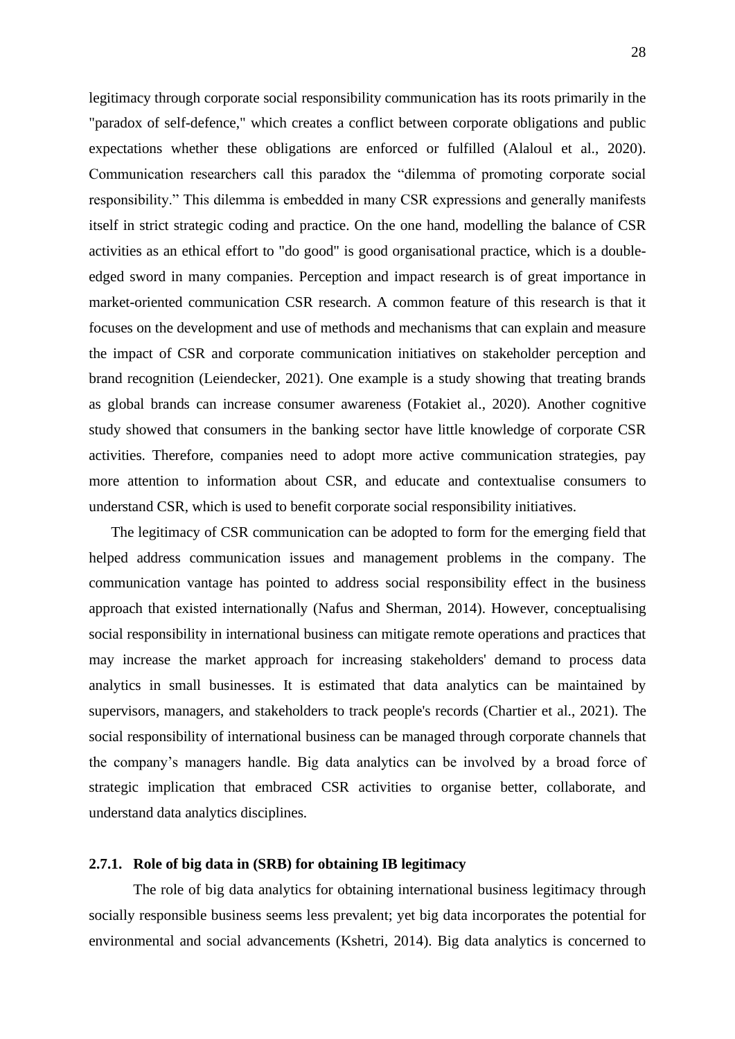legitimacy through corporate social responsibility communication has its roots primarily in the "paradox of self-defence," which creates a conflict between corporate obligations and public expectations whether these obligations are enforced or fulfilled (Alaloul et al., 2020). Communication researchers call this paradox the "dilemma of promoting corporate social responsibility." This dilemma is embedded in many CSR expressions and generally manifests itself in strict strategic coding and practice. On the one hand, modelling the balance of CSR activities as an ethical effort to "do good" is good organisational practice, which is a double-edged sword in many companies. Perception and impact research is of great importance in market-oriented communication CSR research. A common feature of this research is that it focuses on the development and use of methods and mechanisms that can explain and measure the impact of CSR and corporate communication initiatives on stakeholder perception and brand recognition (Leiendecker, 2021). One example is a study showing that treating brands as global brands can increase consumer awareness (Fotakiet al., 2020). Another cognitive study showed that consumers in the banking sector have little knowledge of corporate CSR activities. Therefore, companies need to adopt more active communication strategies, pay more attention to information about CSR, and educate and contextualise consumers to understand CSR, which is used to benefit corporate social responsibility initiatives.

The legitimacy of CSR communication can be adopted to form for the emerging field that helped address communication issues and management problems in the company. The communication vantage has pointed to address social responsibility effect in the business approach that existed internationally (Nafus and Sherman, 2014). However, conceptualising social responsibility in international business can mitigate remote operations and practices that may increase the market approach for increasing stakeholders' demand to process data analytics in small businesses. It is estimated that data analytics can be maintained by supervisors, managers, and stakeholders to track people's records (Chartier et al., 2021). The social responsibility of international business can be managed through corporate channels that the company's managers handle. Big data analytics can be involved by a broad force of strategic implication that embraced CSR activities to organise better, collaborate, and understand data analytics disciplines.

### 2.7.1. Role of big data in (SRB) for obtaining IB legitimacy

The role of big data analytics for obtaining international business legitimacy through socially responsible business seems less prevalent; yet big data incorporates the potential for environmental and social advancements (Kshetri, 2014). Big data analytics is concerned to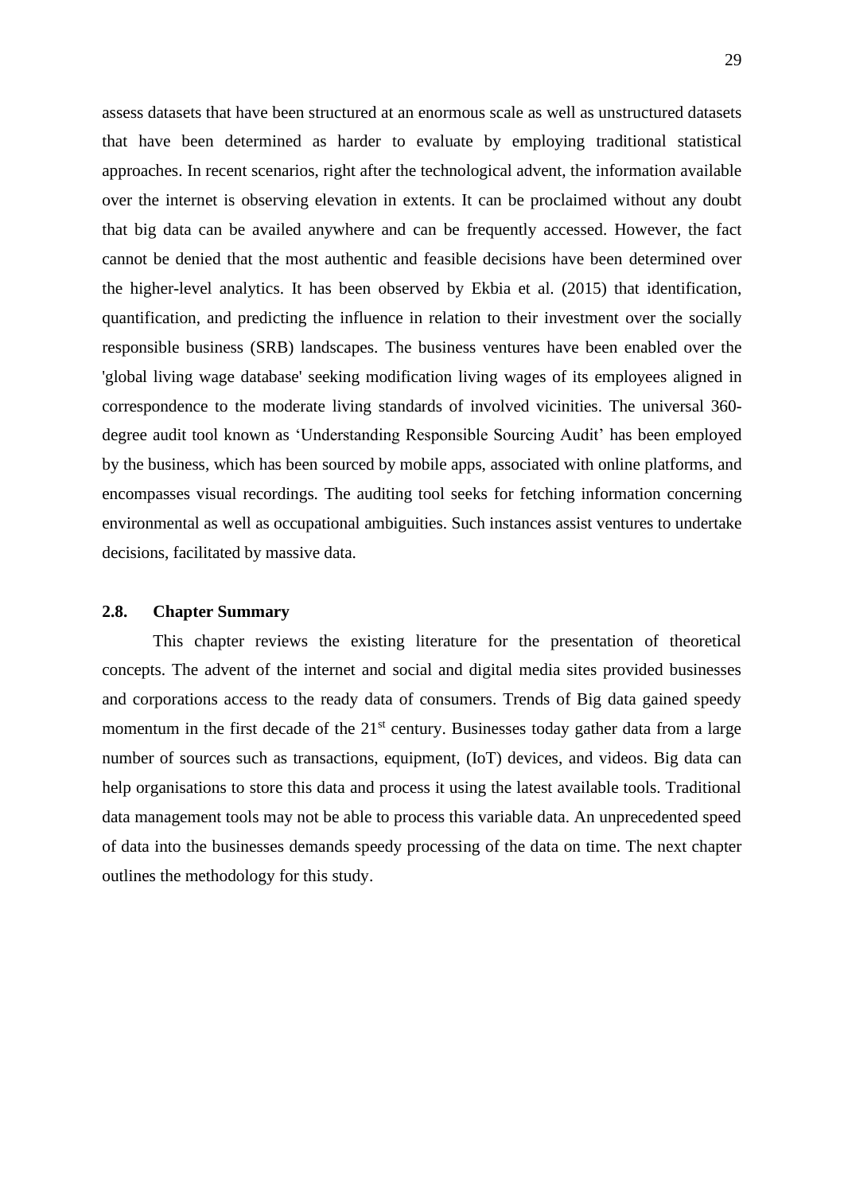assess datasets that have been structured at an enormous scale as well as unstructured datasets that have been determined as harder to evaluate by employing traditional statistical approaches. In recent scenarios, right after the technological advent, the information available over the internet is observing elevation in extents. It can be proclaimed without any doubt that big data can be availed anywhere and can be frequently accessed. However, the fact cannot be denied that the most authentic and feasible decisions have been determined over the higher-level analytics. It has been observed by Ekbia et al. (2015) that identification, quantification, and predicting the influence in relation to their investment over the socially responsible business (SRB) landscapes. The business ventures have been enabled over the 'global living wage database' seeking modification living wages of its employees aligned in correspondence to the moderate living standards of involved vicinities. The universal 360-degree audit tool known as 'Understanding Responsible Sourcing Audit' has been employed by the business, which has been sourced by mobile apps, associated with online platforms, and encompasses visual recordings. The auditing tool seeks for fetching information concerning environmental as well as occupational ambiguities. Such instances assist ventures to undertake decisions, facilitated by massive data.

### 2.8. Chapter Summary

This chapter reviews the existing literature for the presentation of theoretical concepts. The advent of the internet and social and digital media sites provided businesses and corporations access to the ready data of consumers. Trends of Big data gained speedy momentum in the first decade of the 21st century. Businesses today gather data from a large number of sources such as transactions, equipment, (IoT) devices, and videos. Big data can help organisations to store this data and process it using the latest available tools. Traditional data management tools may not be able to process this variable data. An unprecedented speed of data into the businesses demands speedy processing of the data on time. The next chapter outlines the methodology for this study.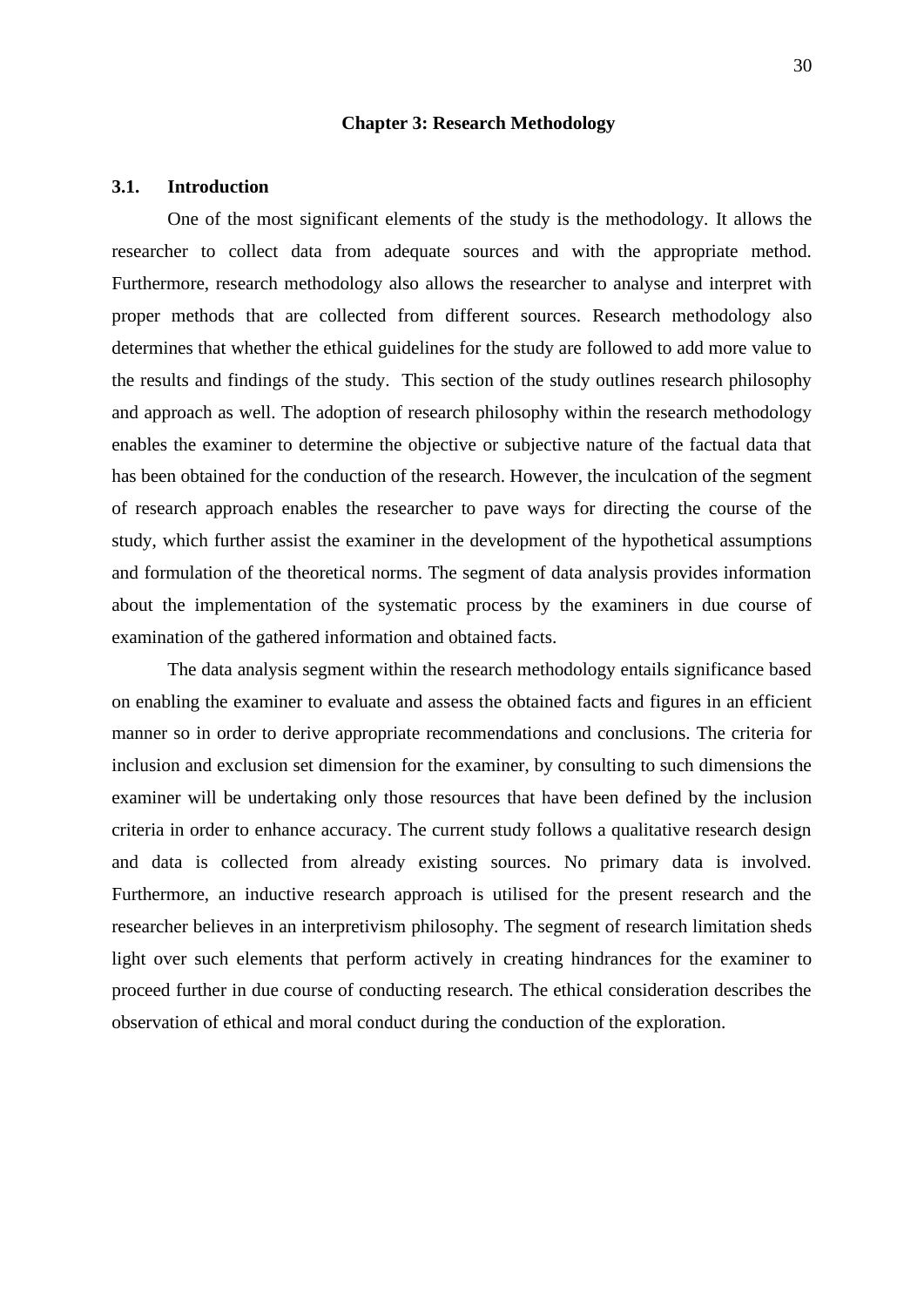# Chapter 3: Research Methodology

## 3.1. Introduction

One of the most significant elements of the study is the methodology. It allows the researcher to collect data from adequate sources and with the appropriate method. Furthermore, research methodology also allows the researcher to analyse and interpret with proper methods that are collected from different sources. Research methodology also determines that whether the ethical guidelines for the study are followed to add more value to the results and findings of the study. This section of the study outlines research philosophy and approach as well. The adoption of research philosophy within the research methodology enables the examiner to determine the objective or subjective nature of the factual data that has been obtained for the conduction of the research. However, the inculcation of the segment of research approach enables the researcher to pave ways for directing the course of the study, which further assist the examiner in the development of the hypothetical assumptions and formulation of the theoretical norms. The segment of data analysis provides information about the implementation of the systematic process by the examiners in due course of examination of the gathered information and obtained facts.

The data analysis segment within the research methodology entails significance based on enabling the examiner to evaluate and assess the obtained facts and figures in an efficient manner so in order to derive appropriate recommendations and conclusions. The criteria for inclusion and exclusion set dimension for the examiner, by consulting to such dimensions the examiner will be undertaking only those resources that have been defined by the inclusion criteria in order to enhance accuracy. The current study follows a qualitative research design and data is collected from already existing sources. No primary data is involved. Furthermore, an inductive research approach is utilised for the present research and the researcher believes in an interpretivism philosophy. The segment of research limitation sheds light over such elements that perform actively in creating hindrances for the examiner to proceed further in due course of conducting research. The ethical consideration describes the observation of ethical and moral conduct during the conduction of the exploration.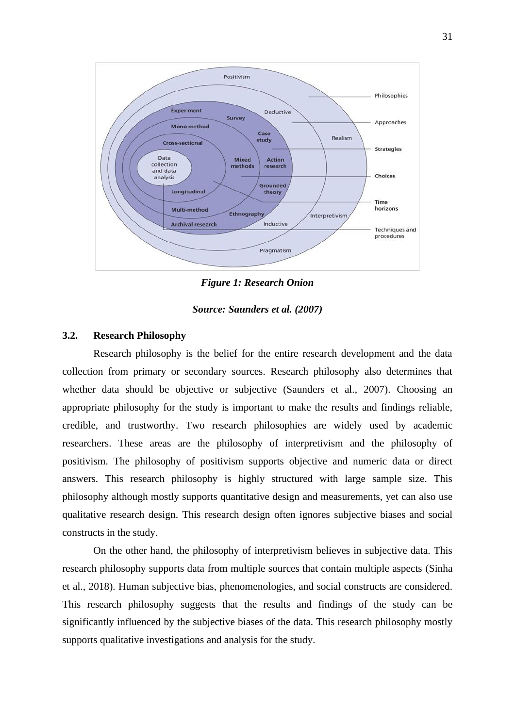*Figure 1: Research Onion*

*Source: Saunders et al. (2007)*

### 3.2. Research Philosophy

Research philosophy is the belief for the entire research development and the data collection from primary or secondary sources. Research philosophy also determines that whether data should be objective or subjective (Saunders et al., 2007). Choosing an appropriate philosophy for the study is important to make the results and findings reliable, credible, and trustworthy. Two research philosophies are widely used by academic researchers. These areas are the philosophy of interpretivism and the philosophy of positivism. The philosophy of positivism supports objective and numeric data or direct answers. This research philosophy is highly structured with large sample size. This philosophy although mostly supports quantitative design and measurements, yet can also use qualitative research design. This research design often ignores subjective biases and social constructs in the study.

On the other hand, the philosophy of interpretivism believes in subjective data. This research philosophy supports data from multiple sources that contain multiple aspects (Sinha et al., 2018). Human subjective bias, phenomenologies, and social constructs are considered. This research philosophy suggests that the results and findings of the study can be significantly influenced by the subjective biases of the data. This research philosophy mostly supports qualitative investigations and analysis for the study.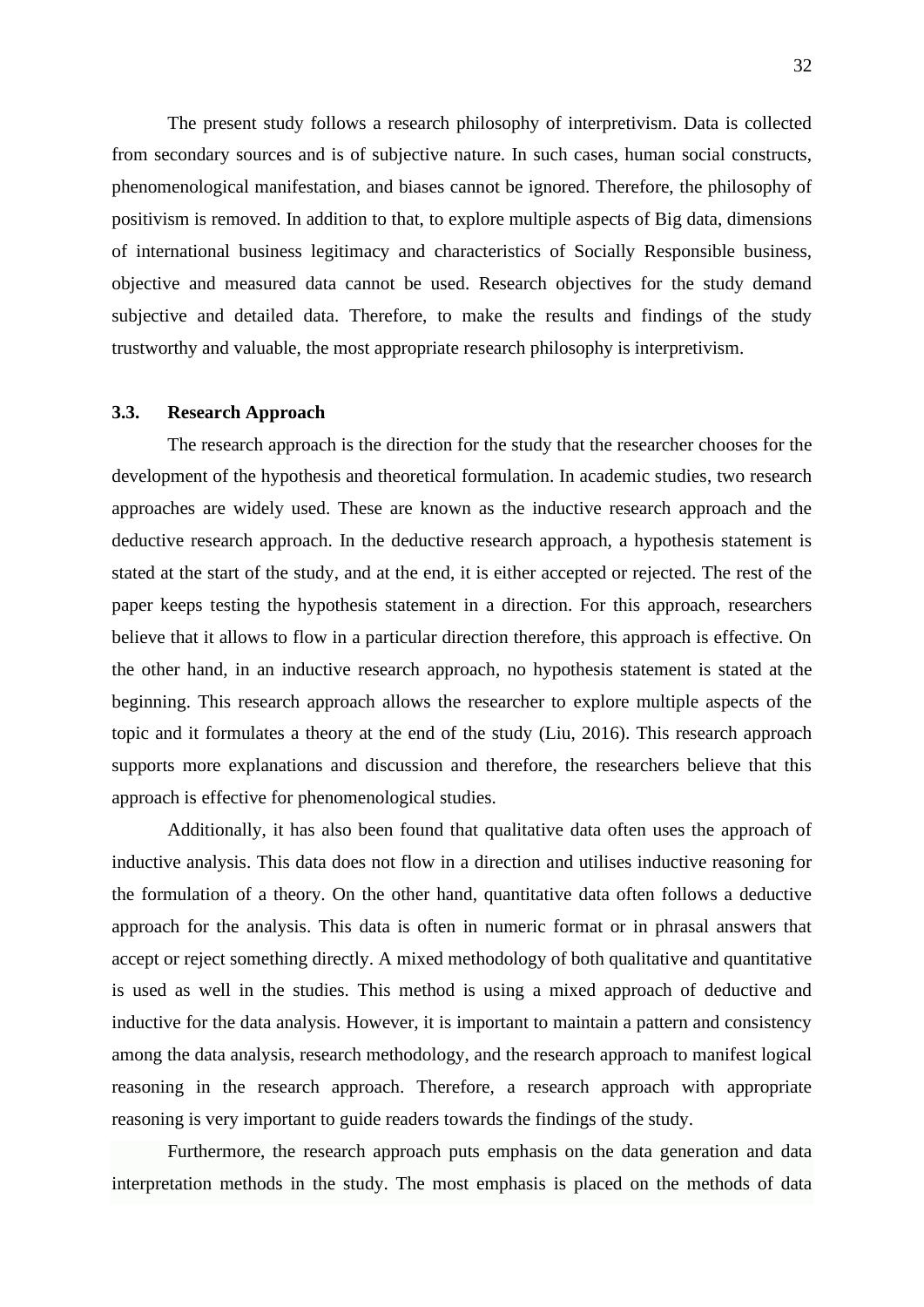The present study follows a research philosophy of interpretivism. Data is collected from secondary sources and is of subjective nature. In such cases, human social constructs, phenomenological manifestation, and biases cannot be ignored. Therefore, the philosophy of positivism is removed. In addition to that, to explore multiple aspects of Big data, dimensions of international business legitimacy and characteristics of Socially Responsible business, objective and measured data cannot be used. Research objectives for the study demand subjective and detailed data. Therefore, to make the results and findings of the study trustworthy and valuable, the most appropriate research philosophy is interpretivism.

### 3.3. Research Approach

The research approach is the direction for the study that the researcher chooses for the development of the hypothesis and theoretical formulation. In academic studies, two research approaches are widely used. These are known as the inductive research approach and the deductive research approach. In the deductive research approach, a hypothesis statement is stated at the start of the study, and at the end, it is either accepted or rejected. The rest of the paper keeps testing the hypothesis statement in a direction. For this approach, researchers believe that it allows to flow in a particular direction therefore, this approach is effective. On the other hand, in an inductive research approach, no hypothesis statement is stated at the beginning. This research approach allows the researcher to explore multiple aspects of the topic and it formulates a theory at the end of the study (Liu, 2016). This research approach supports more explanations and discussion and therefore, the researchers believe that this approach is effective for phenomenological studies.

Additionally, it has also been found that qualitative data often uses the approach of inductive analysis. This data does not flow in a direction and utilises inductive reasoning for the formulation of a theory. On the other hand, quantitative data often follows a deductive approach for the analysis. This data is often in numeric format or in phrasal answers that accept or reject something directly. A mixed methodology of both qualitative and quantitative is used as well in the studies. This method is using a mixed approach of deductive and inductive for the data analysis. However, it is important to maintain a pattern and consistency among the data analysis, research methodology, and the research approach to manifest logical reasoning in the research approach. Therefore, a research approach with appropriate reasoning is very important to guide readers towards the findings of the study.

Furthermore, the research approach puts emphasis on the data generation and data interpretation methods in the study. The most emphasis is placed on the methods of data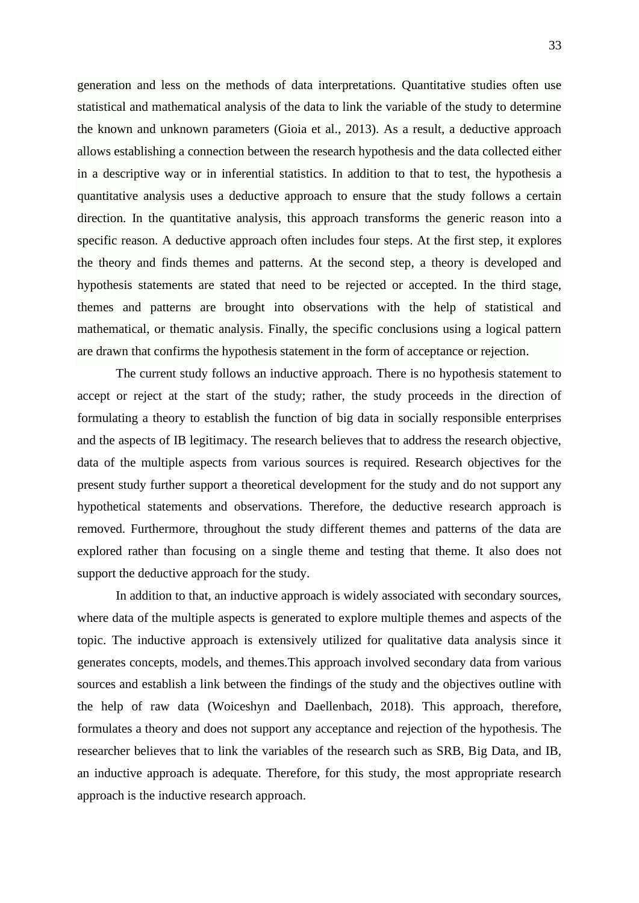generation and less on the methods of data interpretations. Quantitative studies often use statistical and mathematical analysis of the data to link the variable of the study to determine the known and unknown parameters (Gioia et al., 2013). As a result, a deductive approach allows establishing a connection between the research hypothesis and the data collected either in a descriptive way or in inferential statistics. In addition to that to test, the hypothesis a quantitative analysis uses a deductive approach to ensure that the study follows a certain direction. In the quantitative analysis, this approach transforms the generic reason into a specific reason. A deductive approach often includes four steps. At the first step, it explores the theory and finds themes and patterns. At the second step, a theory is developed and hypothesis statements are stated that need to be rejected or accepted. In the third stage, themes and patterns are brought into observations with the help of statistical and mathematical, or thematic analysis. Finally, the specific conclusions using a logical pattern are drawn that confirms the hypothesis statement in the form of acceptance or rejection.

The current study follows an inductive approach. There is no hypothesis statement to accept or reject at the start of the study; rather, the study proceeds in the direction of formulating a theory to establish the function of big data in socially responsible enterprises and the aspects of IB legitimacy. The research believes that to address the research objective, data of the multiple aspects from various sources is required. Research objectives for the present study further support a theoretical development for the study and do not support any hypothetical statements and observations. Therefore, the deductive research approach is removed. Furthermore, throughout the study different themes and patterns of the data are explored rather than focusing on a single theme and testing that theme. It also does not support the deductive approach for the study.

In addition to that, an inductive approach is widely associated with secondary sources, where data of the multiple aspects is generated to explore multiple themes and aspects of the topic. The inductive approach is extensively utilized for qualitative data analysis since it generates concepts, models, and themes.This approach involved secondary data from various sources and establish a link between the findings of the study and the objectives outline with the help of raw data (Woiceshyn and Daellenbach, 2018). This approach, therefore, formulates a theory and does not support any acceptance and rejection of the hypothesis. The researcher believes that to link the variables of the research such as SRB, Big Data, and IB, an inductive approach is adequate. Therefore, for this study, the most appropriate research approach is the inductive research approach.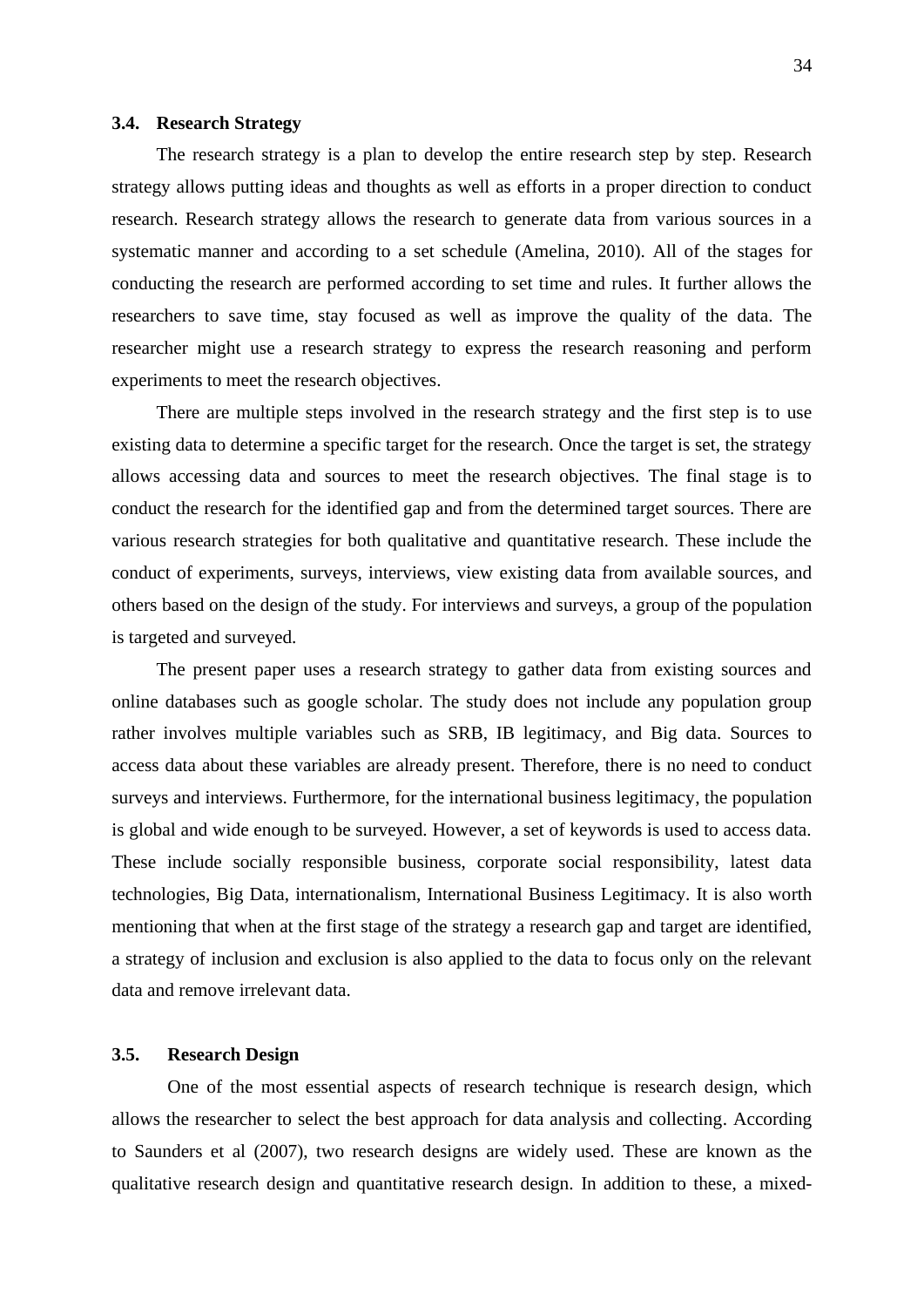### 3.4. Research Strategy

The research strategy is a plan to develop the entire research step by step. Research strategy allows putting ideas and thoughts as well as efforts in a proper direction to conduct research. Research strategy allows the research to generate data from various sources in a systematic manner and according to a set schedule (Amelina, 2010). All of the stages for conducting the research are performed according to set time and rules. It further allows the researchers to save time, stay focused as well as improve the quality of the data. The researcher might use a research strategy to express the research reasoning and perform experiments to meet the research objectives.

There are multiple steps involved in the research strategy and the first step is to use existing data to determine a specific target for the research. Once the target is set, the strategy allows accessing data and sources to meet the research objectives. The final stage is to conduct the research for the identified gap and from the determined target sources. There are various research strategies for both qualitative and quantitative research. These include the conduct of experiments, surveys, interviews, view existing data from available sources, and others based on the design of the study. For interviews and surveys, a group of the population is targeted and surveyed.

The present paper uses a research strategy to gather data from existing sources and online databases such as google scholar. The study does not include any population group rather involves multiple variables such as SRB, IB legitimacy, and Big data. Sources to access data about these variables are already present. Therefore, there is no need to conduct surveys and interviews. Furthermore, for the international business legitimacy, the population is global and wide enough to be surveyed. However, a set of keywords is used to access data. These include socially responsible business, corporate social responsibility, latest data technologies, Big Data, internationalism, International Business Legitimacy. It is also worth mentioning that when at the first stage of the strategy a research gap and target are identified, a strategy of inclusion and exclusion is also applied to the data to focus only on the relevant data and remove irrelevant data.

### 3.5. Research Design

One of the most essential aspects of research technique is research design, which allows the researcher to select the best approach for data analysis and collecting. According to Saunders et al (2007), two research designs are widely used. These are known as the qualitative research design and quantitative research design. In addition to these, a mixed-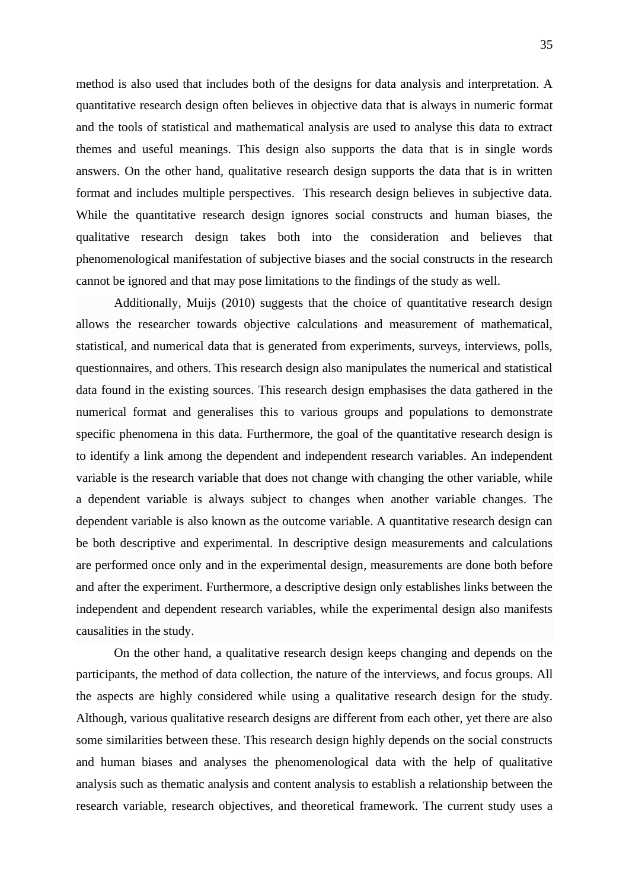method is also used that includes both of the designs for data analysis and interpretation. A quantitative research design often believes in objective data that is always in numeric format and the tools of statistical and mathematical analysis are used to analyse this data to extract themes and useful meanings. This design also supports the data that is in single words answers. On the other hand, qualitative research design supports the data that is in written format and includes multiple perspectives.  This research design believes in subjective data. While the quantitative research design ignores social constructs and human biases, the qualitative research design takes both into the consideration and believes that phenomenological manifestation of subjective biases and the social constructs in the research cannot be ignored and that may pose limitations to the findings of the study as well.

Additionally, Muijs (2010) suggests that the choice of quantitative research design allows the researcher towards objective calculations and measurement of mathematical, statistical, and numerical data that is generated from experiments, surveys, interviews, polls, questionnaires, and others. This research design also manipulates the numerical and statistical data found in the existing sources. This research design emphasises the data gathered in the numerical format and generalises this to various groups and populations to demonstrate specific phenomena in this data. Furthermore, the goal of the quantitative research design is to identify a link among the dependent and independent research variables. An independent variable is the research variable that does not change with changing the other variable, while a dependent variable is always subject to changes when another variable changes. The dependent variable is also known as the outcome variable. A quantitative research design can be both descriptive and experimental. In descriptive design measurements and calculations are performed once only and in the experimental design, measurements are done both before and after the experiment. Furthermore, a descriptive design only establishes links between the independent and dependent research variables, while the experimental design also manifests causalities in the study.

On the other hand, a qualitative research design keeps changing and depends on the participants, the method of data collection, the nature of the interviews, and focus groups. All the aspects are highly considered while using a qualitative research design for the study. Although, various qualitative research designs are different from each other, yet there are also some similarities between these. This research design highly depends on the social constructs and human biases and analyses the phenomenological data with the help of qualitative analysis such as thematic analysis and content analysis to establish a relationship between the research variable, research objectives, and theoretical framework. The current study uses a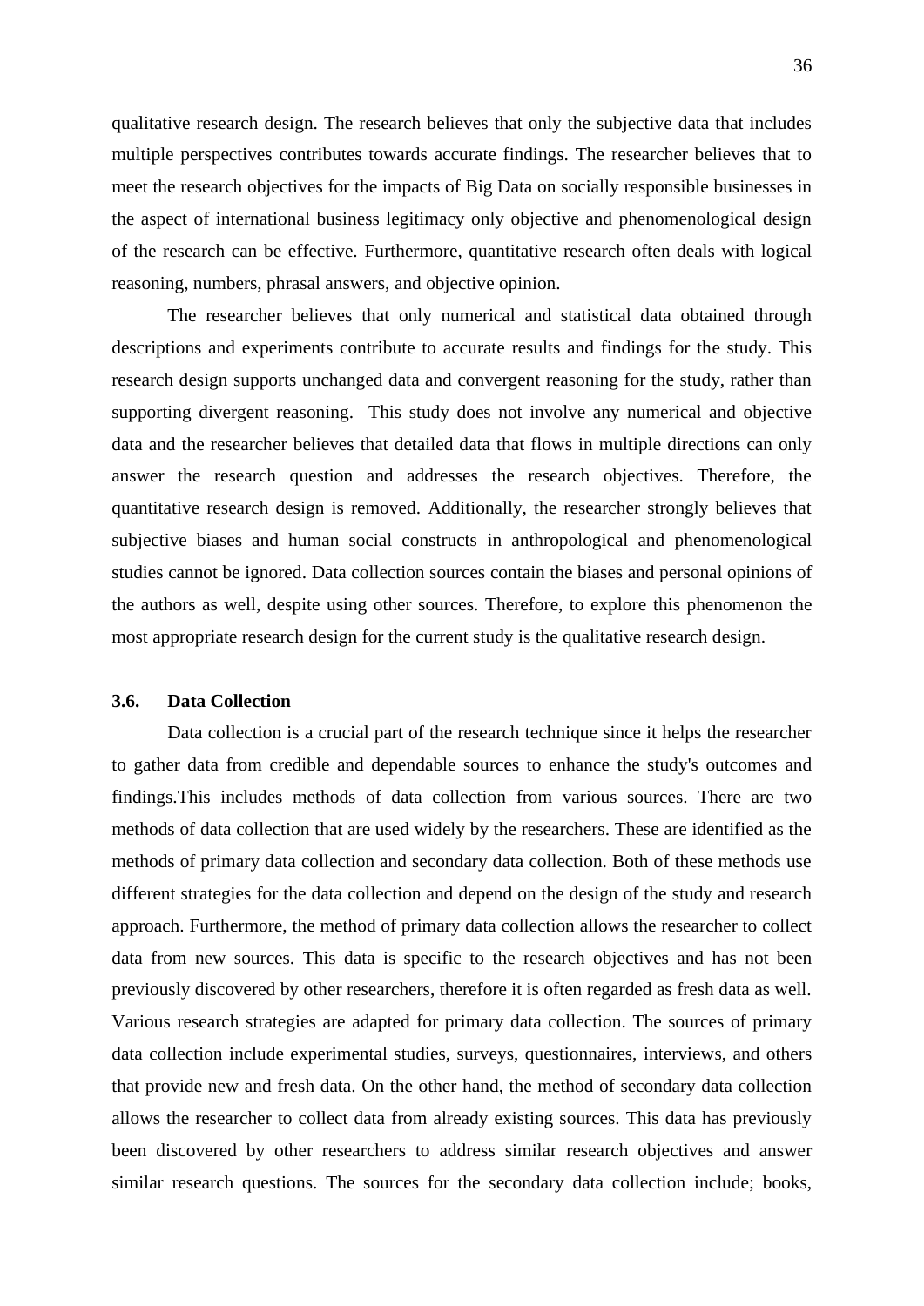qualitative research design. The research believes that only the subjective data that includes multiple perspectives contributes towards accurate findings. The researcher believes that to meet the research objectives for the impacts of Big Data on socially responsible businesses in the aspect of international business legitimacy only objective and phenomenological design of the research can be effective. Furthermore, quantitative research often deals with logical reasoning, numbers, phrasal answers, and objective opinion.

The researcher believes that only numerical and statistical data obtained through descriptions and experiments contribute to accurate results and findings for the study. This research design supports unchanged data and convergent reasoning for the study, rather than supporting divergent reasoning.  This study does not involve any numerical and objective data and the researcher believes that detailed data that flows in multiple directions can only answer the research question and addresses the research objectives. Therefore, the quantitative research design is removed. Additionally, the researcher strongly believes that subjective biases and human social constructs in anthropological and phenomenological studies cannot be ignored. Data collection sources contain the biases and personal opinions of the authors as well, despite using other sources. Therefore, to explore this phenomenon the most appropriate research design for the current study is the qualitative research design.

### 3.6. Data Collection

Data collection is a crucial part of the research technique since it helps the researcher to gather data from credible and dependable sources to enhance the study's outcomes and findings.This includes methods of data collection from various sources. There are two methods of data collection that are used widely by the researchers. These are identified as the methods of primary data collection and secondary data collection. Both of these methods use different strategies for the data collection and depend on the design of the study and research approach. Furthermore, the method of primary data collection allows the researcher to collect data from new sources. This data is specific to the research objectives and has not been previously discovered by other researchers, therefore it is often regarded as fresh data as well. Various research strategies are adapted for primary data collection. The sources of primary data collection include experimental studies, surveys, questionnaires, interviews, and others that provide new and fresh data. On the other hand, the method of secondary data collection allows the researcher to collect data from already existing sources. This data has previously been discovered by other researchers to address similar research objectives and answer similar research questions. The sources for the secondary data collection include; books,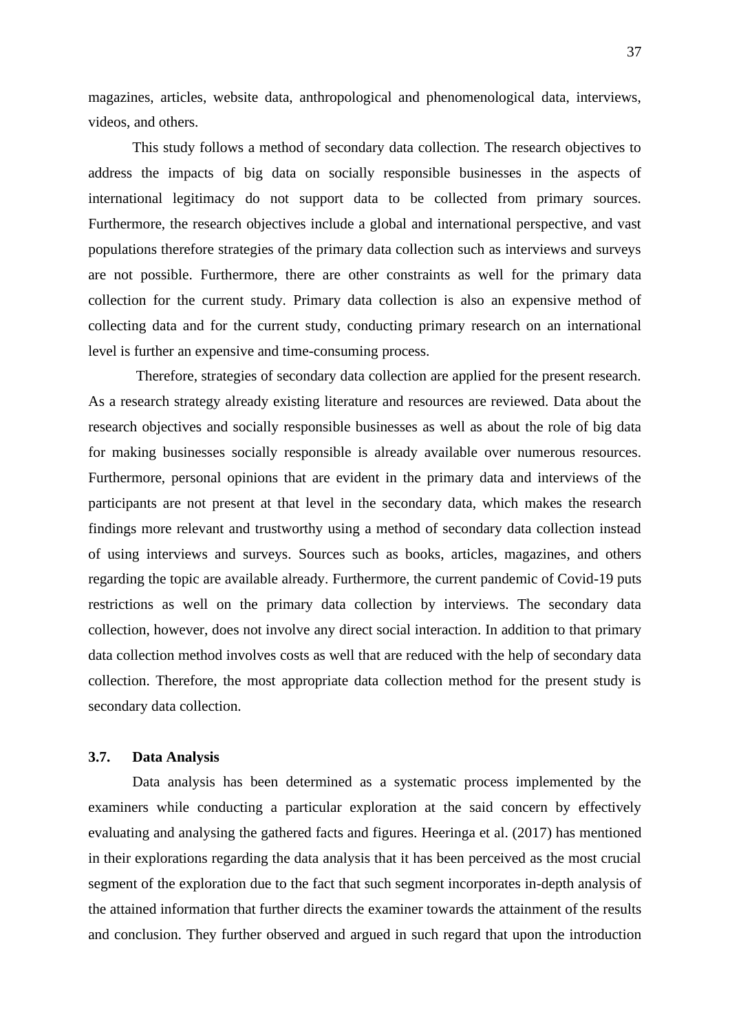magazines, articles, website data, anthropological and phenomenological data, interviews, videos, and others.

This study follows a method of secondary data collection. The research objectives to address the impacts of big data on socially responsible businesses in the aspects of international legitimacy do not support data to be collected from primary sources. Furthermore, the research objectives include a global and international perspective, and vast populations therefore strategies of the primary data collection such as interviews and surveys are not possible. Furthermore, there are other constraints as well for the primary data collection for the current study. Primary data collection is also an expensive method of collecting data and for the current study, conducting primary research on an international level is further an expensive and time-consuming process.

Therefore, strategies of secondary data collection are applied for the present research. As a research strategy already existing literature and resources are reviewed. Data about the research objectives and socially responsible businesses as well as about the role of big data for making businesses socially responsible is already available over numerous resources. Furthermore, personal opinions that are evident in the primary data and interviews of the participants are not present at that level in the secondary data, which makes the research findings more relevant and trustworthy using a method of secondary data collection instead of using interviews and surveys. Sources such as books, articles, magazines, and others regarding the topic are available already. Furthermore, the current pandemic of Covid-19 puts restrictions as well on the primary data collection by interviews. The secondary data collection, however, does not involve any direct social interaction. In addition to that primary data collection method involves costs as well that are reduced with the help of secondary data collection. Therefore, the most appropriate data collection method for the present study is secondary data collection.

### 3.7. Data Analysis

Data analysis has been determined as a systematic process implemented by the examiners while conducting a particular exploration at the said concern by effectively evaluating and analysing the gathered facts and figures. Heeringa et al. (2017) has mentioned in their explorations regarding the data analysis that it has been perceived as the most crucial segment of the exploration due to the fact that such segment incorporates in-depth analysis of the attained information that further directs the examiner towards the attainment of the results and conclusion. They further observed and argued in such regard that upon the introduction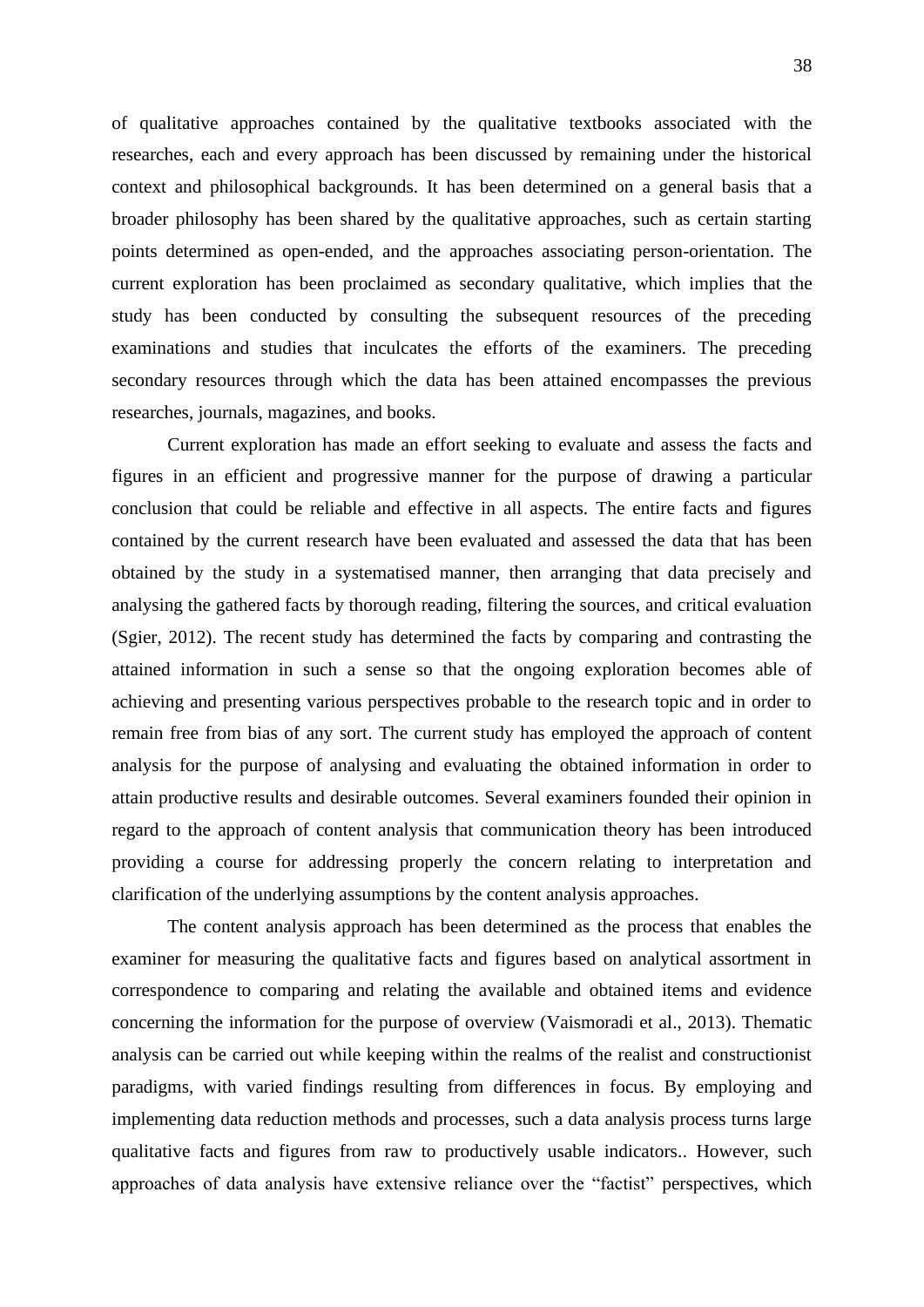of qualitative approaches contained by the qualitative textbooks associated with the researches, each and every approach has been discussed by remaining under the historical context and philosophical backgrounds. It has been determined on a general basis that a broader philosophy has been shared by the qualitative approaches, such as certain starting points determined as open-ended, and the approaches associating person-orientation. The current exploration has been proclaimed as secondary qualitative, which implies that the study has been conducted by consulting the subsequent resources of the preceding examinations and studies that inculcates the efforts of the examiners. The preceding secondary resources through which the data has been attained encompasses the previous researches, journals, magazines, and books.

Current exploration has made an effort seeking to evaluate and assess the facts and figures in an efficient and progressive manner for the purpose of drawing a particular conclusion that could be reliable and effective in all aspects. The entire facts and figures contained by the current research have been evaluated and assessed the data that has been obtained by the study in a systematised manner, then arranging that data precisely and analysing the gathered facts by thorough reading, filtering the sources, and critical evaluation (Sgier, 2012). The recent study has determined the facts by comparing and contrasting the attained information in such a sense so that the ongoing exploration becomes able of achieving and presenting various perspectives probable to the research topic and in order to remain free from bias of any sort. The current study has employed the approach of content analysis for the purpose of analysing and evaluating the obtained information in order to attain productive results and desirable outcomes. Several examiners founded their opinion in regard to the approach of content analysis that communication theory has been introduced providing a course for addressing properly the concern relating to interpretation and clarification of the underlying assumptions by the content analysis approaches.

The content analysis approach has been determined as the process that enables the examiner for measuring the qualitative facts and figures based on analytical assortment in correspondence to comparing and relating the available and obtained items and evidence concerning the information for the purpose of overview (Vaismoradi et al., 2013). Thematic analysis can be carried out while keeping within the realms of the realist and constructionist paradigms, with varied findings resulting from differences in focus. By employing and implementing data reduction methods and processes, such a data analysis process turns large qualitative facts and figures from raw to productively usable indicators.. However, such approaches of data analysis have extensive reliance over the "factist" perspectives, which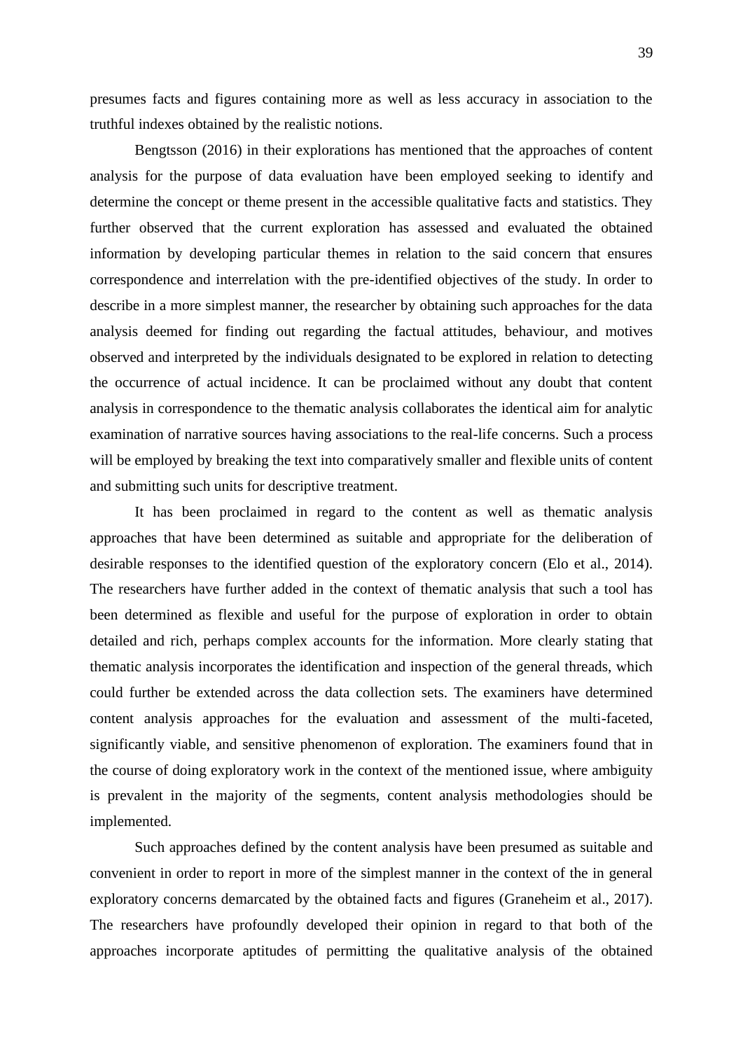presumes facts and figures containing more as well as less accuracy in association to the truthful indexes obtained by the realistic notions.

Bengtsson (2016) in their explorations has mentioned that the approaches of content analysis for the purpose of data evaluation have been employed seeking to identify and determine the concept or theme present in the accessible qualitative facts and statistics. They further observed that the current exploration has assessed and evaluated the obtained information by developing particular themes in relation to the said concern that ensures correspondence and interrelation with the pre-identified objectives of the study. In order to describe in a more simplest manner, the researcher by obtaining such approaches for the data analysis deemed for finding out regarding the factual attitudes, behaviour, and motives observed and interpreted by the individuals designated to be explored in relation to detecting the occurrence of actual incidence. It can be proclaimed without any doubt that content analysis in correspondence to the thematic analysis collaborates the identical aim for analytic examination of narrative sources having associations to the real-life concerns. Such a process will be employed by breaking the text into comparatively smaller and flexible units of content and submitting such units for descriptive treatment.

It has been proclaimed in regard to the content as well as thematic analysis approaches that have been determined as suitable and appropriate for the deliberation of desirable responses to the identified question of the exploratory concern (Elo et al., 2014). The researchers have further added in the context of thematic analysis that such a tool has been determined as flexible and useful for the purpose of exploration in order to obtain detailed and rich, perhaps complex accounts for the information. More clearly stating that thematic analysis incorporates the identification and inspection of the general threads, which could further be extended across the data collection sets. The examiners have determined content analysis approaches for the evaluation and assessment of the multi-faceted, significantly viable, and sensitive phenomenon of exploration. The examiners found that in the course of doing exploratory work in the context of the mentioned issue, where ambiguity is prevalent in the majority of the segments, content analysis methodologies should be implemented.

Such approaches defined by the content analysis have been presumed as suitable and convenient in order to report in more of the simplest manner in the context of the in general exploratory concerns demarcated by the obtained facts and figures (Graneheim et al., 2017). The researchers have profoundly developed their opinion in regard to that both of the approaches incorporate aptitudes of permitting the qualitative analysis of the obtained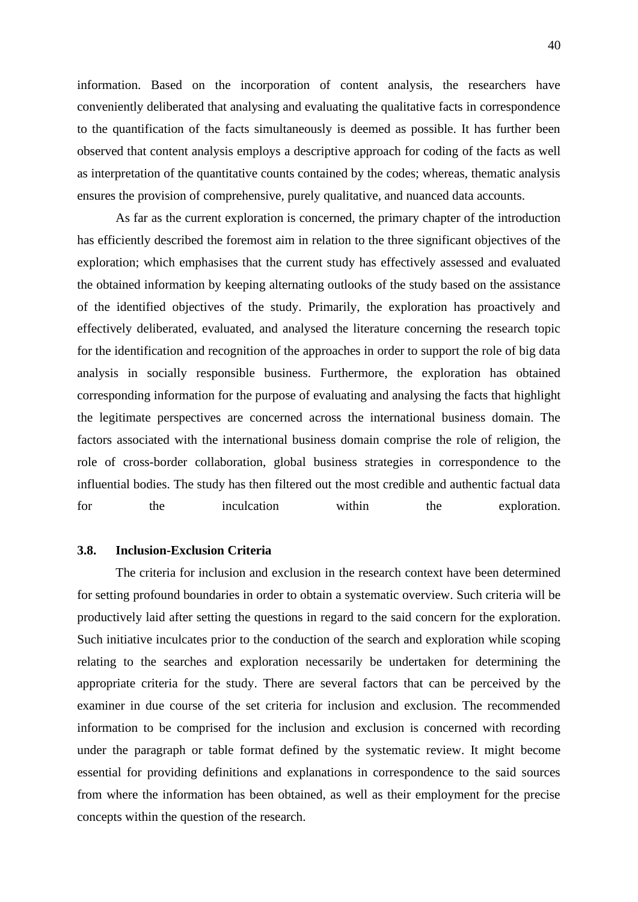information. Based on the incorporation of content analysis, the researchers have conveniently deliberated that analysing and evaluating the qualitative facts in correspondence to the quantification of the facts simultaneously is deemed as possible. It has further been observed that content analysis employs a descriptive approach for coding of the facts as well as interpretation of the quantitative counts contained by the codes; whereas, thematic analysis ensures the provision of comprehensive, purely qualitative, and nuanced data accounts.

As far as the current exploration is concerned, the primary chapter of the introduction has efficiently described the foremost aim in relation to the three significant objectives of the exploration; which emphasises that the current study has effectively assessed and evaluated the obtained information by keeping alternating outlooks of the study based on the assistance of the identified objectives of the study. Primarily, the exploration has proactively and effectively deliberated, evaluated, and analysed the literature concerning the research topic for the identification and recognition of the approaches in order to support the role of big data analysis in socially responsible business. Furthermore, the exploration has obtained corresponding information for the purpose of evaluating and analysing the facts that highlight the legitimate perspectives are concerned across the international business domain. The factors associated with the international business domain comprise the role of religion, the role of cross-border collaboration, global business strategies in correspondence to the influential bodies. The study has then filtered out the most credible and authentic factual data for the inculcation within the exploration.

### 3.8. Inclusion-Exclusion Criteria

The criteria for inclusion and exclusion in the research context have been determined for setting profound boundaries in order to obtain a systematic overview. Such criteria will be productively laid after setting the questions in regard to the said concern for the exploration. Such initiative inculcates prior to the conduction of the search and exploration while scoping relating to the searches and exploration necessarily be undertaken for determining the appropriate criteria for the study. There are several factors that can be perceived by the examiner in due course of the set criteria for inclusion and exclusion. The recommended information to be comprised for the inclusion and exclusion is concerned with recording under the paragraph or table format defined by the systematic review. It might become essential for providing definitions and explanations in correspondence to the said sources from where the information has been obtained, as well as their employment for the precise concepts within the question of the research.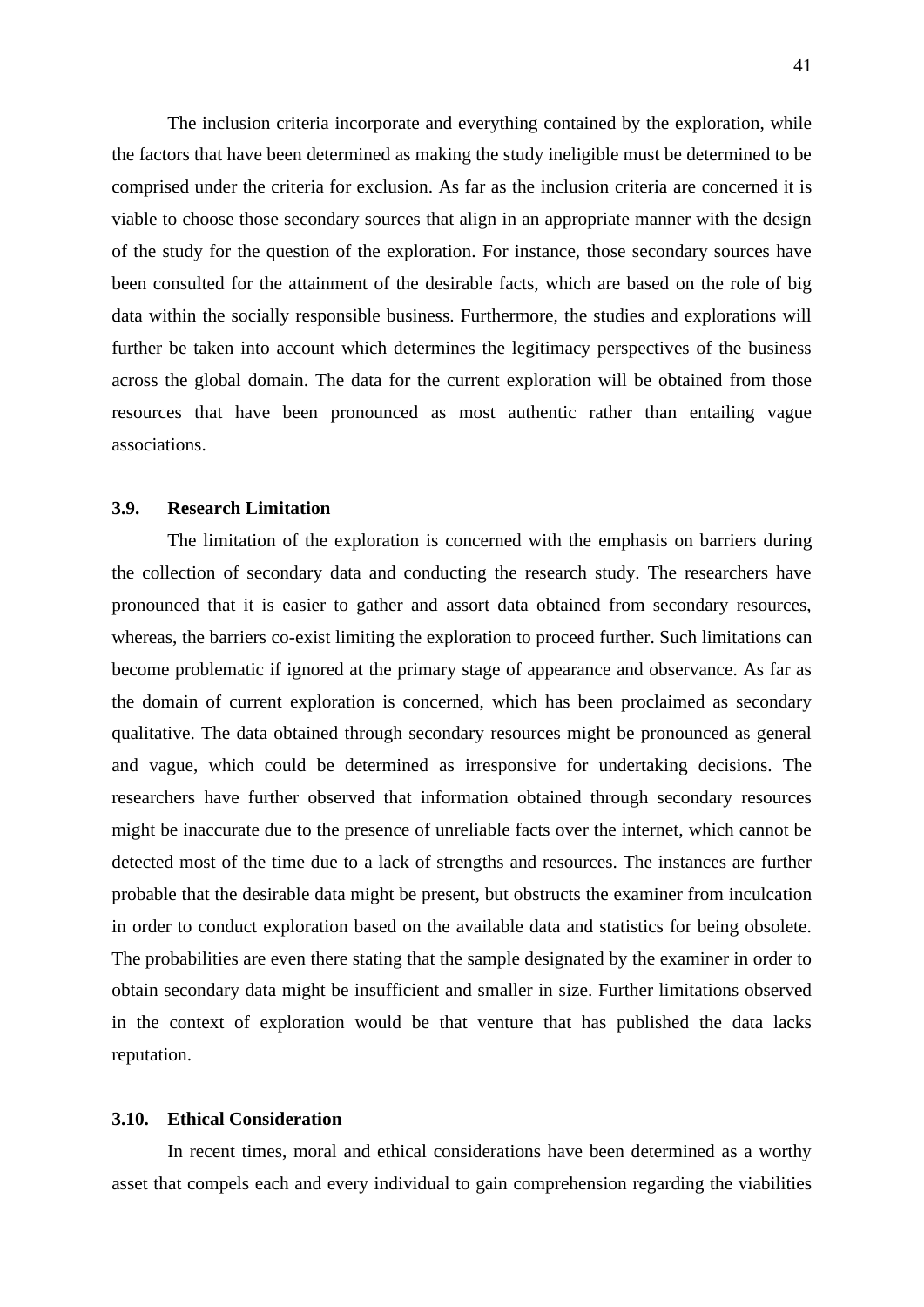The inclusion criteria incorporate and everything contained by the exploration, while the factors that have been determined as making the study ineligible must be determined to be comprised under the criteria for exclusion. As far as the inclusion criteria are concerned it is viable to choose those secondary sources that align in an appropriate manner with the design of the study for the question of the exploration. For instance, those secondary sources have been consulted for the attainment of the desirable facts, which are based on the role of big data within the socially responsible business. Furthermore, the studies and explorations will further be taken into account which determines the legitimacy perspectives of the business across the global domain. The data for the current exploration will be obtained from those resources that have been pronounced as most authentic rather than entailing vague associations.

### 3.9. Research Limitation

The limitation of the exploration is concerned with the emphasis on barriers during the collection of secondary data and conducting the research study. The researchers have pronounced that it is easier to gather and assort data obtained from secondary resources, whereas, the barriers co-exist limiting the exploration to proceed further. Such limitations can become problematic if ignored at the primary stage of appearance and observance. As far as the domain of current exploration is concerned, which has been proclaimed as secondary qualitative. The data obtained through secondary resources might be pronounced as general and vague, which could be determined as irresponsive for undertaking decisions. The researchers have further observed that information obtained through secondary resources might be inaccurate due to the presence of unreliable facts over the internet, which cannot be detected most of the time due to a lack of strengths and resources. The instances are further probable that the desirable data might be present, but obstructs the examiner from inculcation in order to conduct exploration based on the available data and statistics for being obsolete. The probabilities are even there stating that the sample designated by the examiner in order to obtain secondary data might be insufficient and smaller in size. Further limitations observed in the context of exploration would be that venture that has published the data lacks reputation.

### 3.10. Ethical Consideration

In recent times, moral and ethical considerations have been determined as a worthy asset that compels each and every individual to gain comprehension regarding the viabilities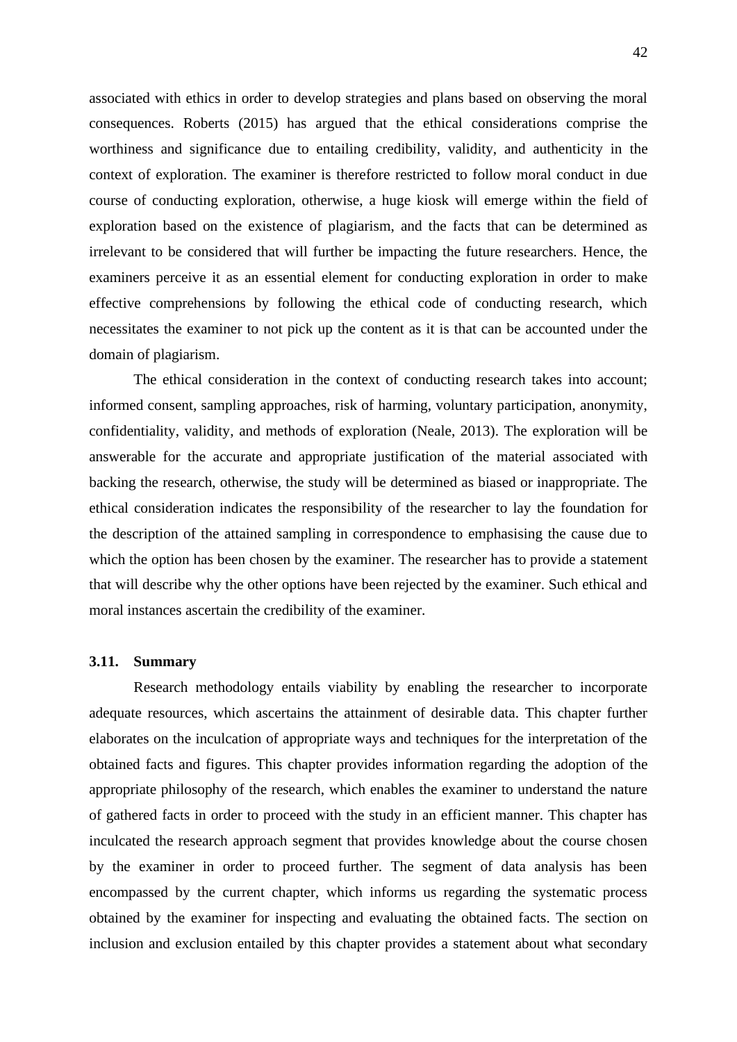associated with ethics in order to develop strategies and plans based on observing the moral consequences. Roberts (2015) has argued that the ethical considerations comprise the worthiness and significance due to entailing credibility, validity, and authenticity in the context of exploration. The examiner is therefore restricted to follow moral conduct in due course of conducting exploration, otherwise, a huge kiosk will emerge within the field of exploration based on the existence of plagiarism, and the facts that can be determined as irrelevant to be considered that will further be impacting the future researchers. Hence, the examiners perceive it as an essential element for conducting exploration in order to make effective comprehensions by following the ethical code of conducting research, which necessitates the examiner to not pick up the content as it is that can be accounted under the domain of plagiarism.

The ethical consideration in the context of conducting research takes into account; informed consent, sampling approaches, risk of harming, voluntary participation, anonymity, confidentiality, validity, and methods of exploration (Neale, 2013). The exploration will be answerable for the accurate and appropriate justification of the material associated with backing the research, otherwise, the study will be determined as biased or inappropriate. The ethical consideration indicates the responsibility of the researcher to lay the foundation for the description of the attained sampling in correspondence to emphasising the cause due to which the option has been chosen by the examiner. The researcher has to provide a statement that will describe why the other options have been rejected by the examiner. Such ethical and moral instances ascertain the credibility of the examiner.

### 3.11. Summary

Research methodology entails viability by enabling the researcher to incorporate adequate resources, which ascertains the attainment of desirable data. This chapter further elaborates on the inculcation of appropriate ways and techniques for the interpretation of the obtained facts and figures. This chapter provides information regarding the adoption of the appropriate philosophy of the research, which enables the examiner to understand the nature of gathered facts in order to proceed with the study in an efficient manner. This chapter has inculcated the research approach segment that provides knowledge about the course chosen by the examiner in order to proceed further. The segment of data analysis has been encompassed by the current chapter, which informs us regarding the systematic process obtained by the examiner for inspecting and evaluating the obtained facts. The section on inclusion and exclusion entailed by this chapter provides a statement about what secondary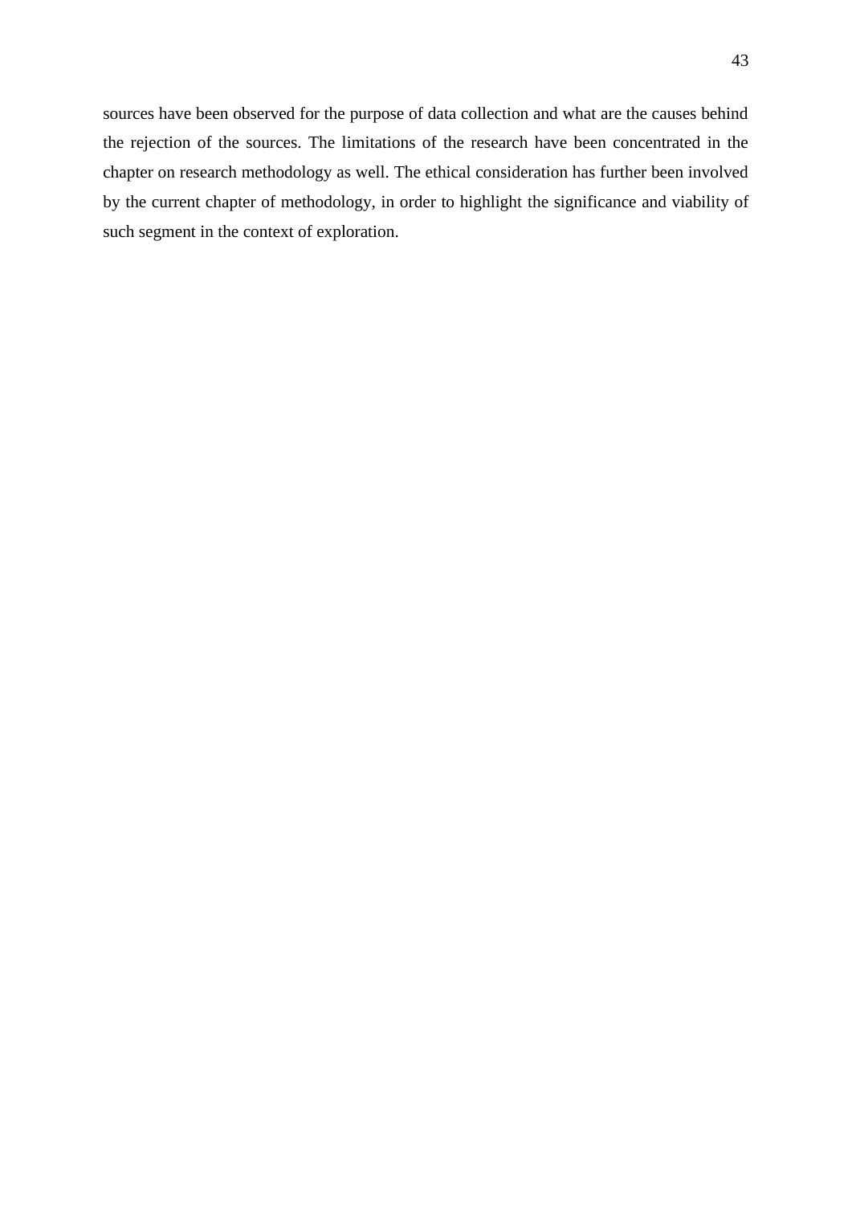sources have been observed for the purpose of data collection and what are the causes behind the rejection of the sources. The limitations of the research have been concentrated in the chapter on research methodology as well. The ethical consideration has further been involved by the current chapter of methodology, in order to highlight the significance and viability of such segment in the context of exploration.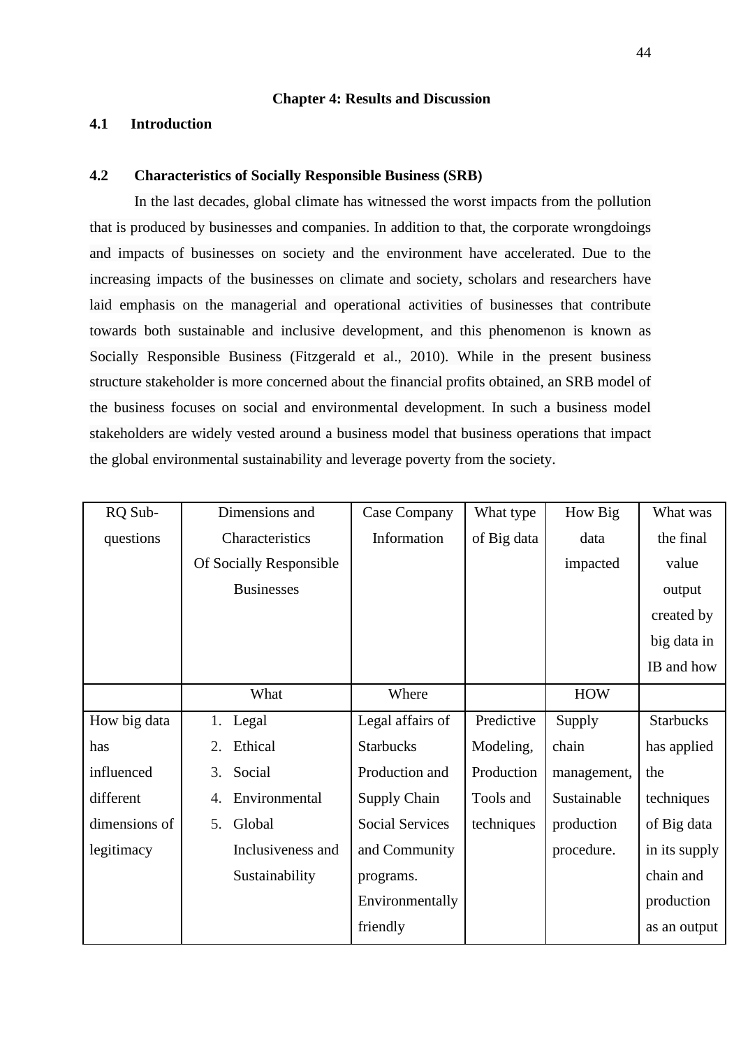# Chapter 4: Results and Discussion

## 4.1 Introduction

## 4.2 Characteristics of Socially Responsible Business (SRB)

In the last decades, global climate has witnessed the worst impacts from the pollution that is produced by businesses and companies. In addition to that, the corporate wrongdoings and impacts of businesses on society and the environment have accelerated. Due to the increasing impacts of the businesses on climate and society, scholars and researchers have laid emphasis on the managerial and operational activities of businesses that contribute towards both sustainable and inclusive development, and this phenomenon is known as Socially Responsible Business (Fitzgerald et al., 2010). While in the present business structure stakeholder is more concerned about the financial profits obtained, an SRB model of the business focuses on social and environmental development. In such a business model stakeholders are widely vested around a business model that business operations that impact the global environmental sustainability and leverage poverty from the society.

| RQ Sub-questions | Dimensions and Characteristics Of Socially Responsible Businesses | Case Company Information | What type of Big data | How Big data impacted | What was the final value output created by big data in IB and how |
|---|---|---|---|---|---|
| | What | Where | | HOW | |
| How big data has influenced different dimensions of legitimacy | 1. Legal<br>2. Ethical<br>3. Social<br>4. Environmental<br>5. Global Inclusiveness and Sustainability | Legal affairs of Starbucks<br>Production and Supply Chain<br>Social Services and Community programs.<br>Environmentally friendly | Predictive Modeling, Production Tools and techniques | Supply chain management, Sustainable production procedure. | Starbucks has applied the techniques of Big data in its supply chain and production as an output |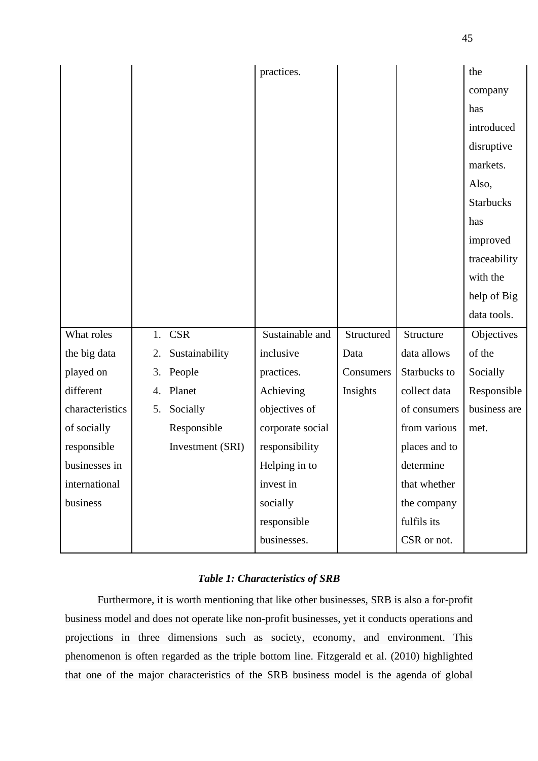| | | | | | |
|---|---|---|---|---|---|
| | | practices. | | | the company has introduced disruptive markets. Also, Starbucks has improved traceability with the help of Big data tools. |
| What roles the big data played on different characteristics of socially responsible businesses in international business | 1. CSR<br>2. Sustainability<br>3. People<br>4. Planet<br>5. Socially Responsible Investment (SRI) | Sustainable and inclusive practices. Achieving objectives of corporate social responsibility Helping in to invest in socially responsible businesses. | Structured Data Consumers Insights | Structure data allows Starbucks to collect data of consumers from various places and to determine that whether the company fulfils its CSR or not. | Objectives of the Socially Responsible business are met. |

***Table 1: Characteristics of SRB***

Furthermore, it is worth mentioning that like other businesses, SRB is also a for-profit business model and does not operate like non-profit businesses, yet it conducts operations and projections in three dimensions such as society, economy, and environment. This phenomenon is often regarded as the triple bottom line. Fitzgerald et al. (2010) highlighted that one of the major characteristics of the SRB business model is the agenda of global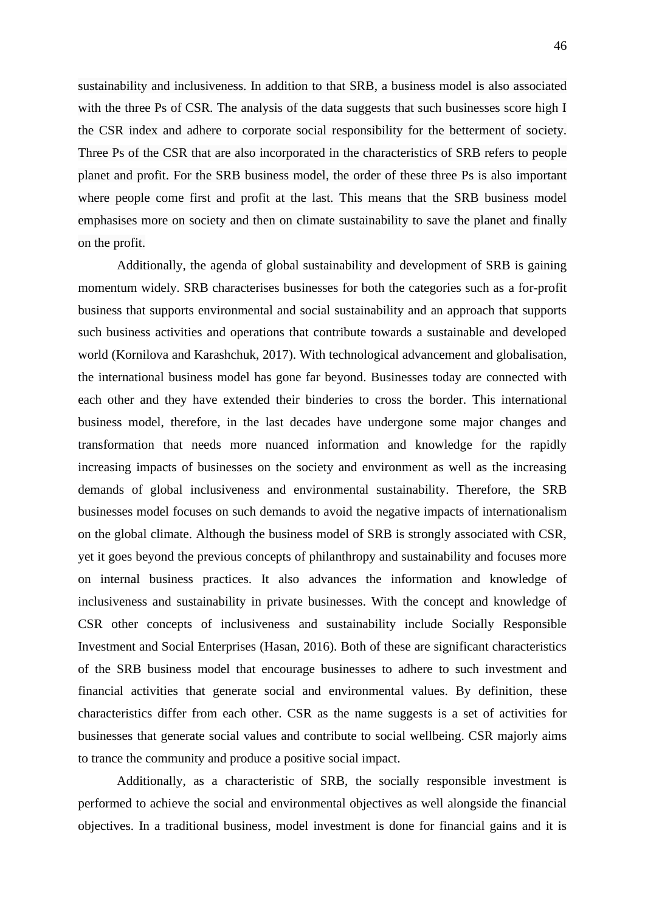sustainability and inclusiveness. In addition to that SRB, a business model is also associated with the three Ps of CSR. The analysis of the data suggests that such businesses score high I the CSR index and adhere to corporate social responsibility for the betterment of society. Three Ps of the CSR that are also incorporated in the characteristics of SRB refers to people planet and profit. For the SRB business model, the order of these three Ps is also important where people come first and profit at the last. This means that the SRB business model emphasises more on society and then on climate sustainability to save the planet and finally on the profit.

Additionally, the agenda of global sustainability and development of SRB is gaining momentum widely. SRB characterises businesses for both the categories such as a for-profit business that supports environmental and social sustainability and an approach that supports such business activities and operations that contribute towards a sustainable and developed world (Kornilova and Karashchuk, 2017). With technological advancement and globalisation, the international business model has gone far beyond. Businesses today are connected with each other and they have extended their binderies to cross the border. This international business model, therefore, in the last decades have undergone some major changes and transformation that needs more nuanced information and knowledge for the rapidly increasing impacts of businesses on the society and environment as well as the increasing demands of global inclusiveness and environmental sustainability. Therefore, the SRB businesses model focuses on such demands to avoid the negative impacts of internationalism on the global climate. Although the business model of SRB is strongly associated with CSR, yet it goes beyond the previous concepts of philanthropy and sustainability and focuses more on internal business practices. It also advances the information and knowledge of inclusiveness and sustainability in private businesses. With the concept and knowledge of CSR other concepts of inclusiveness and sustainability include Socially Responsible Investment and Social Enterprises (Hasan, 2016). Both of these are significant characteristics of the SRB business model that encourage businesses to adhere to such investment and financial activities that generate social and environmental values. By definition, these characteristics differ from each other. CSR as the name suggests is a set of activities for businesses that generate social values and contribute to social wellbeing. CSR majorly aims to trance the community and produce a positive social impact.

Additionally, as a characteristic of SRB, the socially responsible investment is performed to achieve the social and environmental objectives as well alongside the financial objectives. In a traditional business, model investment is done for financial gains and it is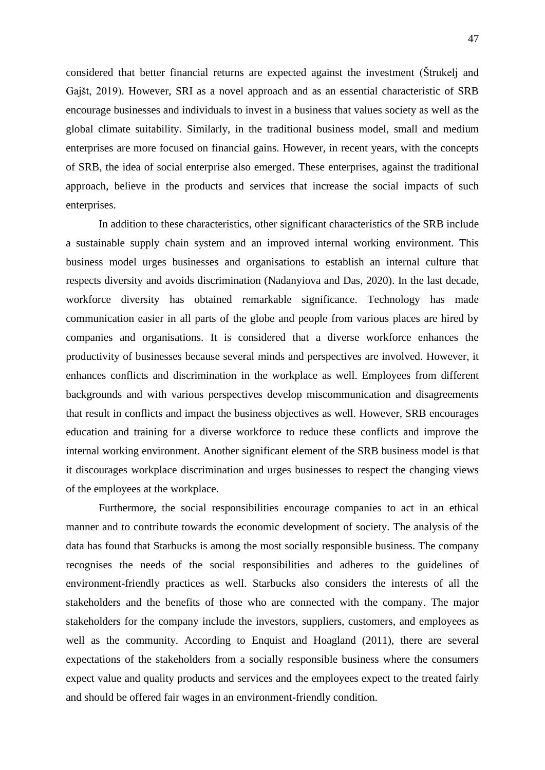considered that better financial returns are expected against the investment (Štrukelj and Gajšt, 2019). However, SRI as a novel approach and as an essential characteristic of SRB encourage businesses and individuals to invest in a business that values society as well as the global climate suitability. Similarly, in the traditional business model, small and medium enterprises are more focused on financial gains. However, in recent years, with the concepts of SRB, the idea of social enterprise also emerged. These enterprises, against the traditional approach, believe in the products and services that increase the social impacts of such enterprises.

In addition to these characteristics, other significant characteristics of the SRB include a sustainable supply chain system and an improved internal working environment. This business model urges businesses and organisations to establish an internal culture that respects diversity and avoids discrimination (Nadanyiova and Das, 2020). In the last decade, workforce diversity has obtained remarkable significance. Technology has made communication easier in all parts of the globe and people from various places are hired by companies and organisations. It is considered that a diverse workforce enhances the productivity of businesses because several minds and perspectives are involved. However, it enhances conflicts and discrimination in the workplace as well. Employees from different backgrounds and with various perspectives develop miscommunication and disagreements that result in conflicts and impact the business objectives as well. However, SRB encourages education and training for a diverse workforce to reduce these conflicts and improve the internal working environment. Another significant element of the SRB business model is that it discourages workplace discrimination and urges businesses to respect the changing views of the employees at the workplace.

Furthermore, the social responsibilities encourage companies to act in an ethical manner and to contribute towards the economic development of society. The analysis of the data has found that Starbucks is among the most socially responsible business. The company recognises the needs of the social responsibilities and adheres to the guidelines of environment-friendly practices as well. Starbucks also considers the interests of all the stakeholders and the benefits of those who are connected with the company. The major stakeholders for the company include the investors, suppliers, customers, and employees as well as the community. According to Enquist and Hoagland (2011), there are several expectations of the stakeholders from a socially responsible business where the consumers expect value and quality products and services and the employees expect to the treated fairly and should be offered fair wages in an environment-friendly condition.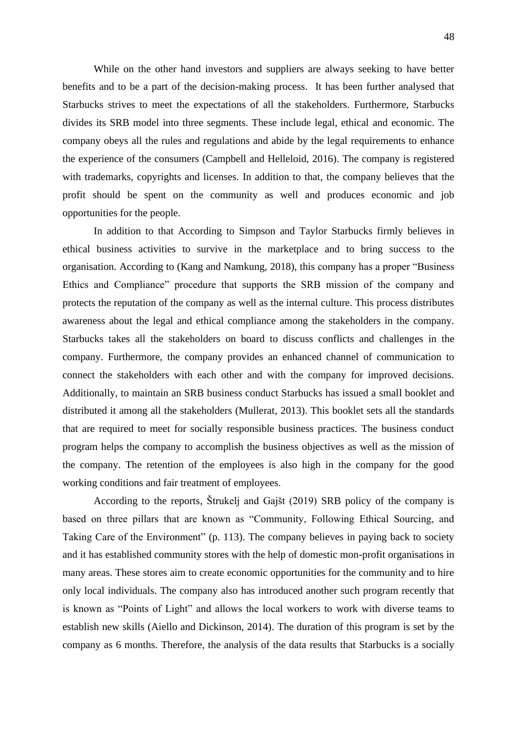While on the other hand investors and suppliers are always seeking to have better benefits and to be a part of the decision-making process. It has been further analysed that Starbucks strives to meet the expectations of all the stakeholders. Furthermore, Starbucks divides its SRB model into three segments. These include legal, ethical and economic. The company obeys all the rules and regulations and abide by the legal requirements to enhance the experience of the consumers (Campbell and Helleloid, 2016). The company is registered with trademarks, copyrights and licenses. In addition to that, the company believes that the profit should be spent on the community as well and produces economic and job opportunities for the people.

In addition to that According to Simpson and Taylor Starbucks firmly believes in ethical business activities to survive in the marketplace and to bring success to the organisation. According to (Kang and Namkung, 2018), this company has a proper "Business Ethics and Compliance" procedure that supports the SRB mission of the company and protects the reputation of the company as well as the internal culture. This process distributes awareness about the legal and ethical compliance among the stakeholders in the company. Starbucks takes all the stakeholders on board to discuss conflicts and challenges in the company. Furthermore, the company provides an enhanced channel of communication to connect the stakeholders with each other and with the company for improved decisions. Additionally, to maintain an SRB business conduct Starbucks has issued a small booklet and distributed it among all the stakeholders (Mullerat, 2013). This booklet sets all the standards that are required to meet for socially responsible business practices. The business conduct program helps the company to accomplish the business objectives as well as the mission of the company. The retention of the employees is also high in the company for the good working conditions and fair treatment of employees.

According to the reports, Štrukelj and Gajšt (2019) SRB policy of the company is based on three pillars that are known as "Community, Following Ethical Sourcing, and Taking Care of the Environment" (p. 113). The company believes in paying back to society and it has established community stores with the help of domestic mon-profit organisations in many areas. These stores aim to create economic opportunities for the community and to hire only local individuals. The company also has introduced another such program recently that is known as "Points of Light" and allows the local workers to work with diverse teams to establish new skills (Aiello and Dickinson, 2014). The duration of this program is set by the company as 6 months. Therefore, the analysis of the data results that Starbucks is a socially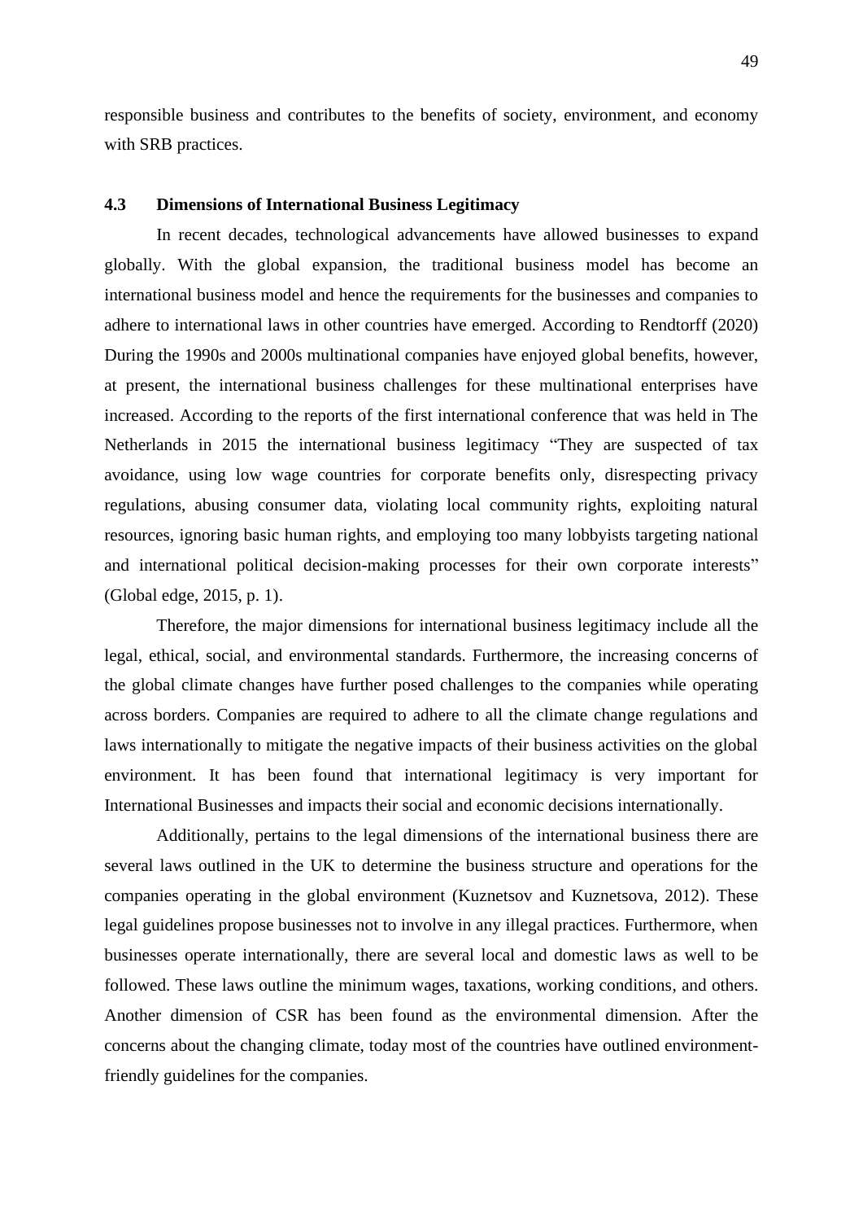responsible business and contributes to the benefits of society, environment, and economy with SRB practices.

### 4.3 Dimensions of International Business Legitimacy

In recent decades, technological advancements have allowed businesses to expand globally. With the global expansion, the traditional business model has become an international business model and hence the requirements for the businesses and companies to adhere to international laws in other countries have emerged. According to Rendtorff (2020) During the 1990s and 2000s multinational companies have enjoyed global benefits, however, at present, the international business challenges for these multinational enterprises have increased. According to the reports of the first international conference that was held in The Netherlands in 2015 the international business legitimacy "They are suspected of tax avoidance, using low wage countries for corporate benefits only, disrespecting privacy regulations, abusing consumer data, violating local community rights, exploiting natural resources, ignoring basic human rights, and employing too many lobbyists targeting national and international political decision-making processes for their own corporate interests" (Global edge, 2015, p. 1).

Therefore, the major dimensions for international business legitimacy include all the legal, ethical, social, and environmental standards. Furthermore, the increasing concerns of the global climate changes have further posed challenges to the companies while operating across borders. Companies are required to adhere to all the climate change regulations and laws internationally to mitigate the negative impacts of their business activities on the global environment. It has been found that international legitimacy is very important for International Businesses and impacts their social and economic decisions internationally.

Additionally, pertains to the legal dimensions of the international business there are several laws outlined in the UK to determine the business structure and operations for the companies operating in the global environment (Kuznetsov and Kuznetsova, 2012). These legal guidelines propose businesses not to involve in any illegal practices. Furthermore, when businesses operate internationally, there are several local and domestic laws as well to be followed. These laws outline the minimum wages, taxations, working conditions, and others. Another dimension of CSR has been found as the environmental dimension. After the concerns about the changing climate, today most of the countries have outlined environment-friendly guidelines for the companies.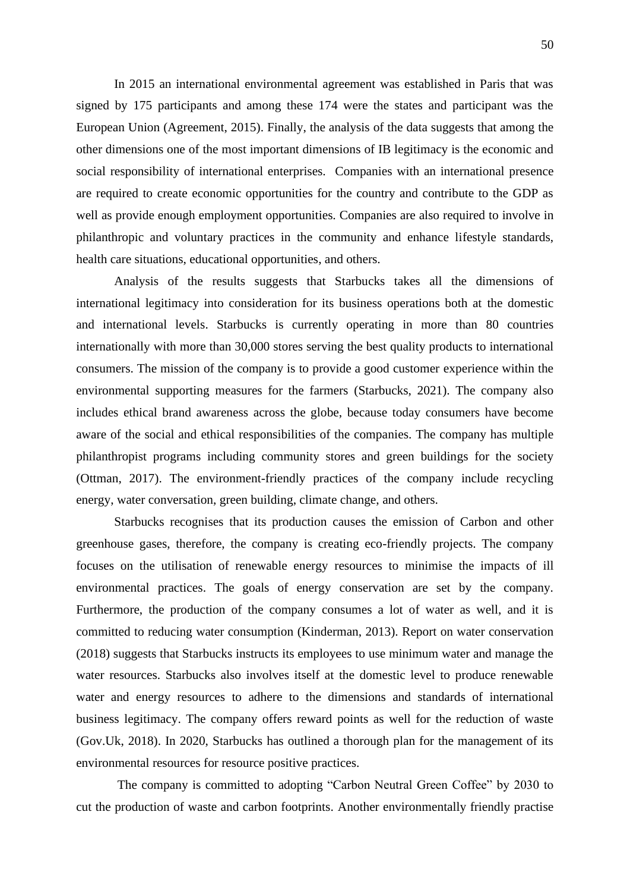In 2015 an international environmental agreement was established in Paris that was signed by 175 participants and among these 174 were the states and participant was the European Union (Agreement, 2015). Finally, the analysis of the data suggests that among the other dimensions one of the most important dimensions of IB legitimacy is the economic and social responsibility of international enterprises. Companies with an international presence are required to create economic opportunities for the country and contribute to the GDP as well as provide enough employment opportunities. Companies are also required to involve in philanthropic and voluntary practices in the community and enhance lifestyle standards, health care situations, educational opportunities, and others.

Analysis of the results suggests that Starbucks takes all the dimensions of international legitimacy into consideration for its business operations both at the domestic and international levels. Starbucks is currently operating in more than 80 countries internationally with more than 30,000 stores serving the best quality products to international consumers. The mission of the company is to provide a good customer experience within the environmental supporting measures for the farmers (Starbucks, 2021). The company also includes ethical brand awareness across the globe, because today consumers have become aware of the social and ethical responsibilities of the companies. The company has multiple philanthropist programs including community stores and green buildings for the society (Ottman, 2017). The environment-friendly practices of the company include recycling energy, water conversation, green building, climate change, and others.

Starbucks recognises that its production causes the emission of Carbon and other greenhouse gases, therefore, the company is creating eco-friendly projects. The company focuses on the utilisation of renewable energy resources to minimise the impacts of ill environmental practices. The goals of energy conservation are set by the company. Furthermore, the production of the company consumes a lot of water as well, and it is committed to reducing water consumption (Kinderman, 2013). Report on water conservation (2018) suggests that Starbucks instructs its employees to use minimum water and manage the water resources. Starbucks also involves itself at the domestic level to produce renewable water and energy resources to adhere to the dimensions and standards of international business legitimacy. The company offers reward points as well for the reduction of waste (Gov.Uk, 2018). In 2020, Starbucks has outlined a thorough plan for the management of its environmental resources for resource positive practices.

The company is committed to adopting "Carbon Neutral Green Coffee" by 2030 to cut the production of waste and carbon footprints. Another environmentally friendly practise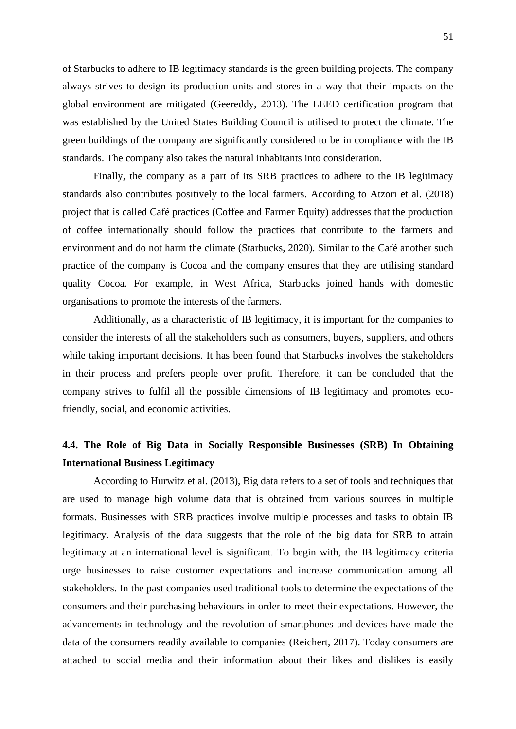of Starbucks to adhere to IB legitimacy standards is the green building projects. The company always strives to design its production units and stores in a way that their impacts on the global environment are mitigated (Geereddy, 2013). The LEED certification program that was established by the United States Building Council is utilised to protect the climate. The green buildings of the company are significantly considered to be in compliance with the IB standards. The company also takes the natural inhabitants into consideration.

Finally, the company as a part of its SRB practices to adhere to the IB legitimacy standards also contributes positively to the local farmers. According to Atzori et al. (2018) project that is called Café practices (Coffee and Farmer Equity) addresses that the production of coffee internationally should follow the practices that contribute to the farmers and environment and do not harm the climate (Starbucks, 2020). Similar to the Café another such practice of the company is Cocoa and the company ensures that they are utilising standard quality Cocoa. For example, in West Africa, Starbucks joined hands with domestic organisations to promote the interests of the farmers.

Additionally, as a characteristic of IB legitimacy, it is important for the companies to consider the interests of all the stakeholders such as consumers, buyers, suppliers, and others while taking important decisions. It has been found that Starbucks involves the stakeholders in their process and prefers people over profit. Therefore, it can be concluded that the company strives to fulfil all the possible dimensions of IB legitimacy and promotes eco-friendly, social, and economic activities.

### 4.4. The Role of Big Data in Socially Responsible Businesses (SRB) In Obtaining International Business Legitimacy

According to Hurwitz et al. (2013), Big data refers to a set of tools and techniques that are used to manage high volume data that is obtained from various sources in multiple formats. Businesses with SRB practices involve multiple processes and tasks to obtain IB legitimacy. Analysis of the data suggests that the role of the big data for SRB to attain legitimacy at an international level is significant. To begin with, the IB legitimacy criteria urge businesses to raise customer expectations and increase communication among all stakeholders. In the past companies used traditional tools to determine the expectations of the consumers and their purchasing behaviours in order to meet their expectations. However, the advancements in technology and the revolution of smartphones and devices have made the data of the consumers readily available to companies (Reichert, 2017). Today consumers are attached to social media and their information about their likes and dislikes is easily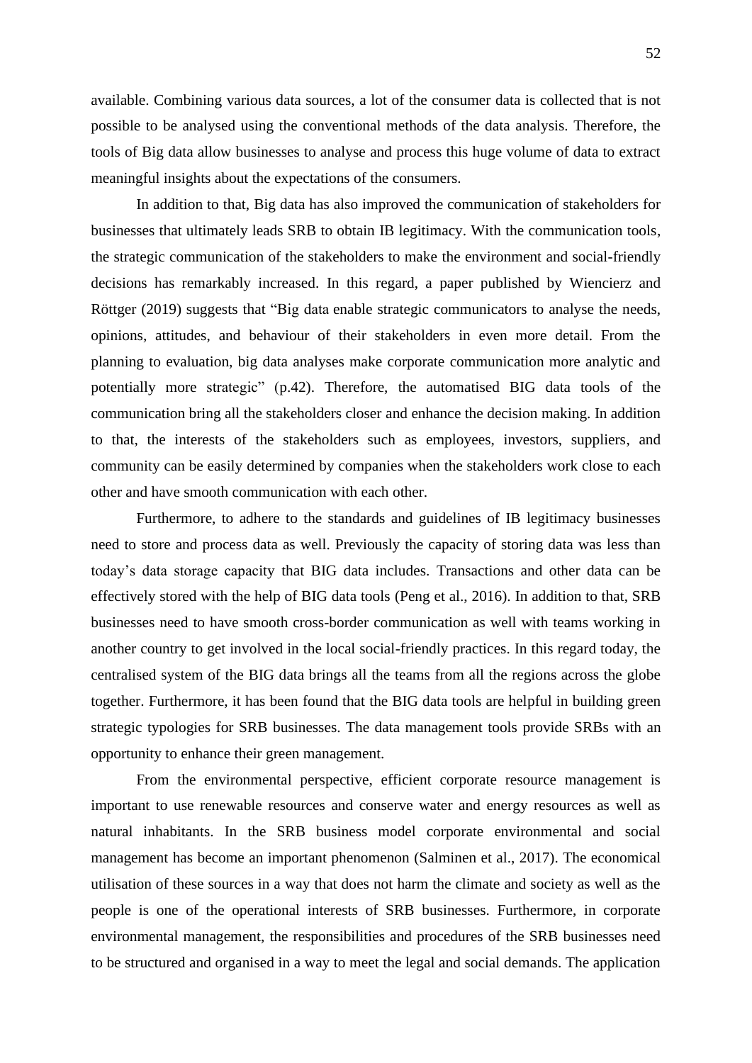available. Combining various data sources, a lot of the consumer data is collected that is not possible to be analysed using the conventional methods of the data analysis. Therefore, the tools of Big data allow businesses to analyse and process this huge volume of data to extract meaningful insights about the expectations of the consumers.

In addition to that, Big data has also improved the communication of stakeholders for businesses that ultimately leads SRB to obtain IB legitimacy. With the communication tools, the strategic communication of the stakeholders to make the environment and social-friendly decisions has remarkably increased. In this regard, a paper published by Wiencierz and Röttger (2019) suggests that "Big data enable strategic communicators to analyse the needs, opinions, attitudes, and behaviour of their stakeholders in even more detail. From the planning to evaluation, big data analyses make corporate communication more analytic and potentially more strategic" (p.42). Therefore, the automatised BIG data tools of the communication bring all the stakeholders closer and enhance the decision making. In addition to that, the interests of the stakeholders such as employees, investors, suppliers, and community can be easily determined by companies when the stakeholders work close to each other and have smooth communication with each other.

Furthermore, to adhere to the standards and guidelines of IB legitimacy businesses need to store and process data as well. Previously the capacity of storing data was less than today's data storage capacity that BIG data includes. Transactions and other data can be effectively stored with the help of BIG data tools (Peng et al., 2016). In addition to that, SRB businesses need to have smooth cross-border communication as well with teams working in another country to get involved in the local social-friendly practices. In this regard today, the centralised system of the BIG data brings all the teams from all the regions across the globe together. Furthermore, it has been found that the BIG data tools are helpful in building green strategic typologies for SRB businesses. The data management tools provide SRBs with an opportunity to enhance their green management.

From the environmental perspective, efficient corporate resource management is important to use renewable resources and conserve water and energy resources as well as natural inhabitants. In the SRB business model corporate environmental and social management has become an important phenomenon (Salminen et al., 2017). The economical utilisation of these sources in a way that does not harm the climate and society as well as the people is one of the operational interests of SRB businesses. Furthermore, in corporate environmental management, the responsibilities and procedures of the SRB businesses need to be structured and organised in a way to meet the legal and social demands. The application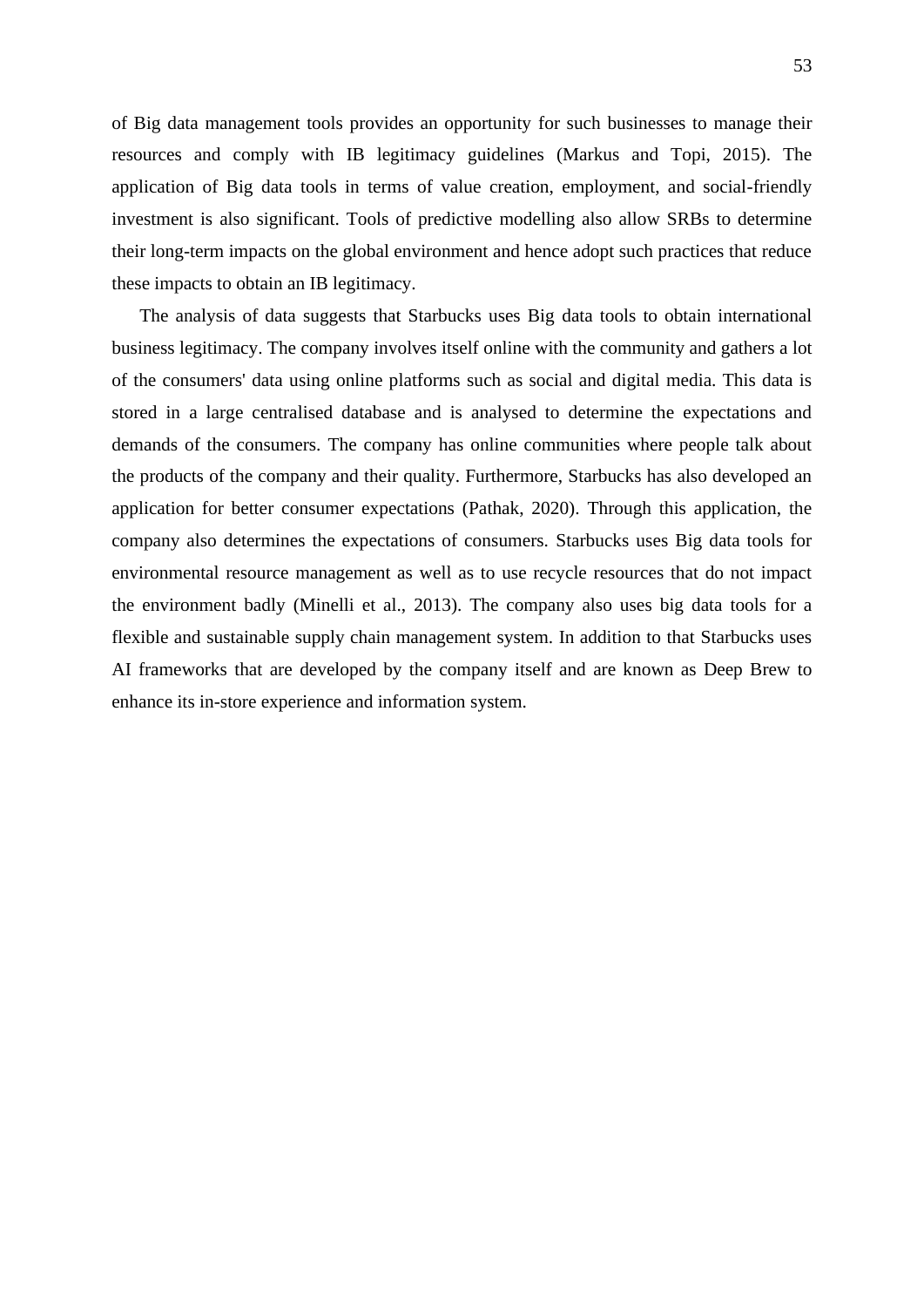of Big data management tools provides an opportunity for such businesses to manage their resources and comply with IB legitimacy guidelines (Markus and Topi, 2015). The application of Big data tools in terms of value creation, employment, and social-friendly investment is also significant. Tools of predictive modelling also allow SRBs to determine their long-term impacts on the global environment and hence adopt such practices that reduce these impacts to obtain an IB legitimacy.

The analysis of data suggests that Starbucks uses Big data tools to obtain international business legitimacy. The company involves itself online with the community and gathers a lot of the consumers' data using online platforms such as social and digital media. This data is stored in a large centralised database and is analysed to determine the expectations and demands of the consumers. The company has online communities where people talk about the products of the company and their quality. Furthermore, Starbucks has also developed an application for better consumer expectations (Pathak, 2020). Through this application, the company also determines the expectations of consumers. Starbucks uses Big data tools for environmental resource management as well as to use recycle resources that do not impact the environment badly (Minelli et al., 2013). The company also uses big data tools for a flexible and sustainable supply chain management system. In addition to that Starbucks uses AI frameworks that are developed by the company itself and are known as Deep Brew to enhance its in-store experience and information system.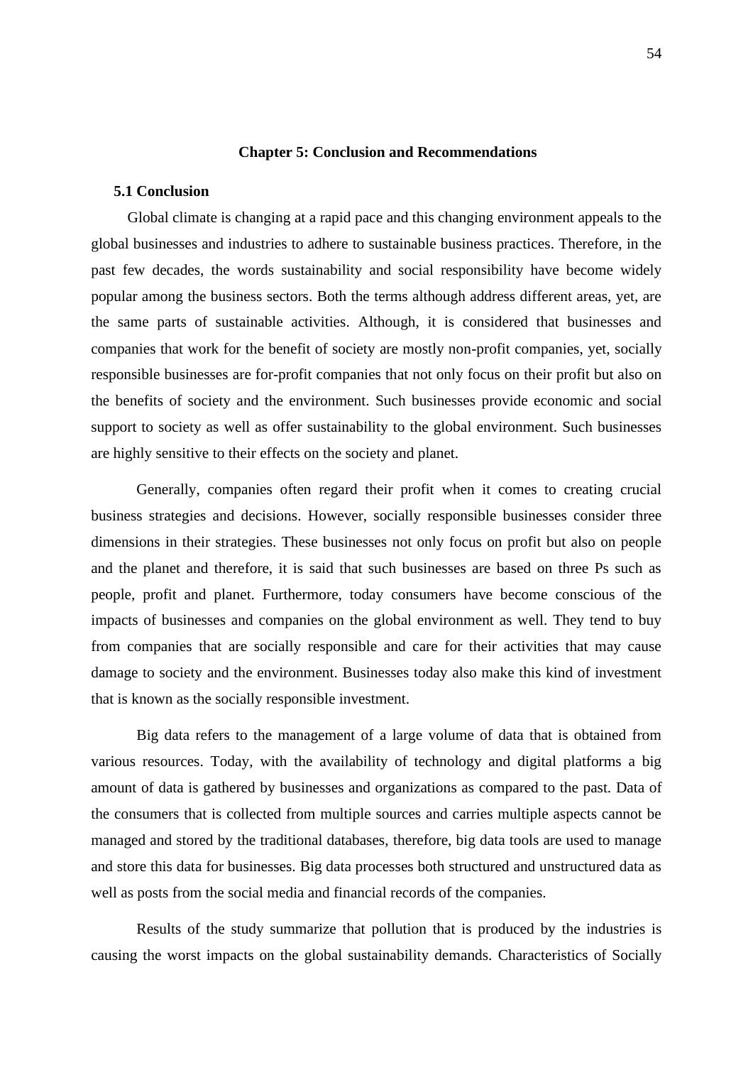# Chapter 5: Conclusion and Recommendations

## 5.1 Conclusion

Global climate is changing at a rapid pace and this changing environment appeals to the global businesses and industries to adhere to sustainable business practices. Therefore, in the past few decades, the words sustainability and social responsibility have become widely popular among the business sectors. Both the terms although address different areas, yet, are the same parts of sustainable activities. Although, it is considered that businesses and companies that work for the benefit of society are mostly non-profit companies, yet, socially responsible businesses are for-profit companies that not only focus on their profit but also on the benefits of society and the environment. Such businesses provide economic and social support to society as well as offer sustainability to the global environment. Such businesses are highly sensitive to their effects on the society and planet.

Generally, companies often regard their profit when it comes to creating crucial business strategies and decisions. However, socially responsible businesses consider three dimensions in their strategies. These businesses not only focus on profit but also on people and the planet and therefore, it is said that such businesses are based on three Ps such as people, profit and planet. Furthermore, today consumers have become conscious of the impacts of businesses and companies on the global environment as well. They tend to buy from companies that are socially responsible and care for their activities that may cause damage to society and the environment. Businesses today also make this kind of investment that is known as the socially responsible investment.

Big data refers to the management of a large volume of data that is obtained from various resources. Today, with the availability of technology and digital platforms a big amount of data is gathered by businesses and organizations as compared to the past. Data of the consumers that is collected from multiple sources and carries multiple aspects cannot be managed and stored by the traditional databases, therefore, big data tools are used to manage and store this data for businesses. Big data processes both structured and unstructured data as well as posts from the social media and financial records of the companies.

Results of the study summarize that pollution that is produced by the industries is causing the worst impacts on the global sustainability demands. Characteristics of Socially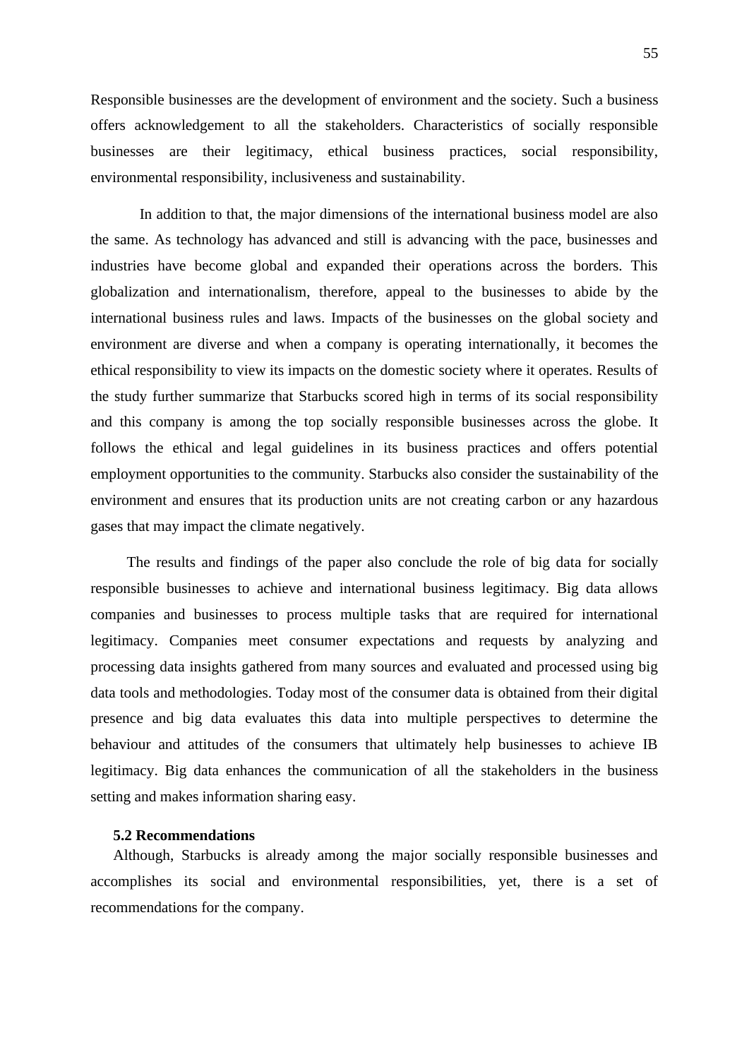Responsible businesses are the development of environment and the society. Such a business offers acknowledgement to all the stakeholders. Characteristics of socially responsible businesses are their legitimacy, ethical business practices, social responsibility, environmental responsibility, inclusiveness and sustainability.

In addition to that, the major dimensions of the international business model are also the same. As technology has advanced and still is advancing with the pace, businesses and industries have become global and expanded their operations across the borders. This globalization and internationalism, therefore, appeal to the businesses to abide by the international business rules and laws. Impacts of the businesses on the global society and environment are diverse and when a company is operating internationally, it becomes the ethical responsibility to view its impacts on the domestic society where it operates. Results of the study further summarize that Starbucks scored high in terms of its social responsibility and this company is among the top socially responsible businesses across the globe. It follows the ethical and legal guidelines in its business practices and offers potential employment opportunities to the community. Starbucks also consider the sustainability of the environment and ensures that its production units are not creating carbon or any hazardous gases that may impact the climate negatively.

The results and findings of the paper also conclude the role of big data for socially responsible businesses to achieve and international business legitimacy. Big data allows companies and businesses to process multiple tasks that are required for international legitimacy. Companies meet consumer expectations and requests by analyzing and processing data insights gathered from many sources and evaluated and processed using big data tools and methodologies. Today most of the consumer data is obtained from their digital presence and big data evaluates this data into multiple perspectives to determine the behaviour and attitudes of the consumers that ultimately help businesses to achieve IB legitimacy. Big data enhances the communication of all the stakeholders in the business setting and makes information sharing easy.

### 5.2 Recommendations

Although, Starbucks is already among the major socially responsible businesses and accomplishes its social and environmental responsibilities, yet, there is a set of recommendations for the company.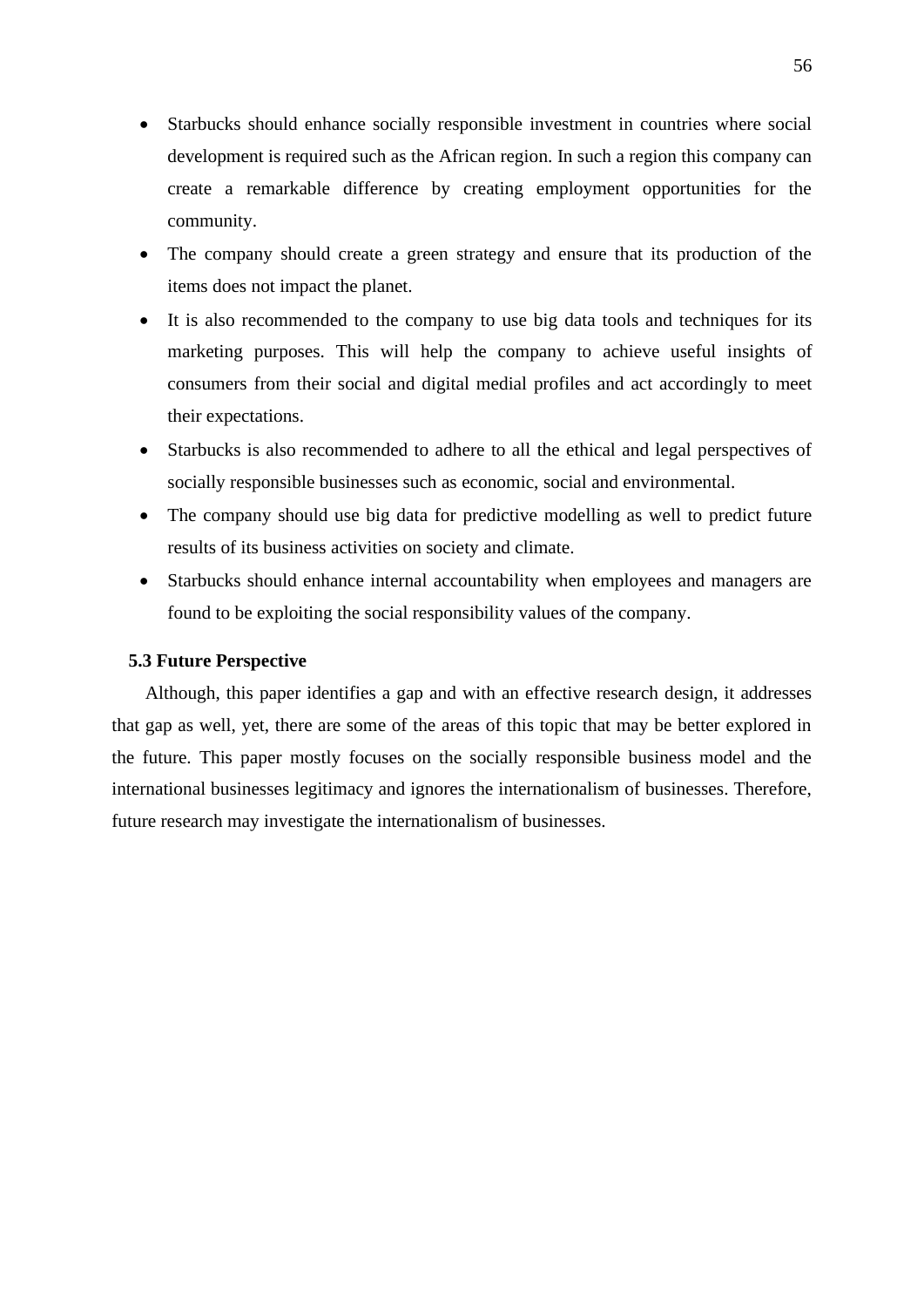- Starbucks should enhance socially responsible investment in countries where social development is required such as the African region. In such a region this company can create a remarkable difference by creating employment opportunities for the community.
- The company should create a green strategy and ensure that its production of the items does not impact the planet.
- It is also recommended to the company to use big data tools and techniques for its marketing purposes. This will help the company to achieve useful insights of consumers from their social and digital medial profiles and act accordingly to meet their expectations.
- Starbucks is also recommended to adhere to all the ethical and legal perspectives of socially responsible businesses such as economic, social and environmental.
- The company should use big data for predictive modelling as well to predict future results of its business activities on society and climate.
- Starbucks should enhance internal accountability when employees and managers are found to be exploiting the social responsibility values of the company.

### 5.3 Future Perspective

Although, this paper identifies a gap and with an effective research design, it addresses that gap as well, yet, there are some of the areas of this topic that may be better explored in the future. This paper mostly focuses on the socially responsible business model and the international businesses legitimacy and ignores the internationalism of businesses. Therefore, future research may investigate the internationalism of businesses.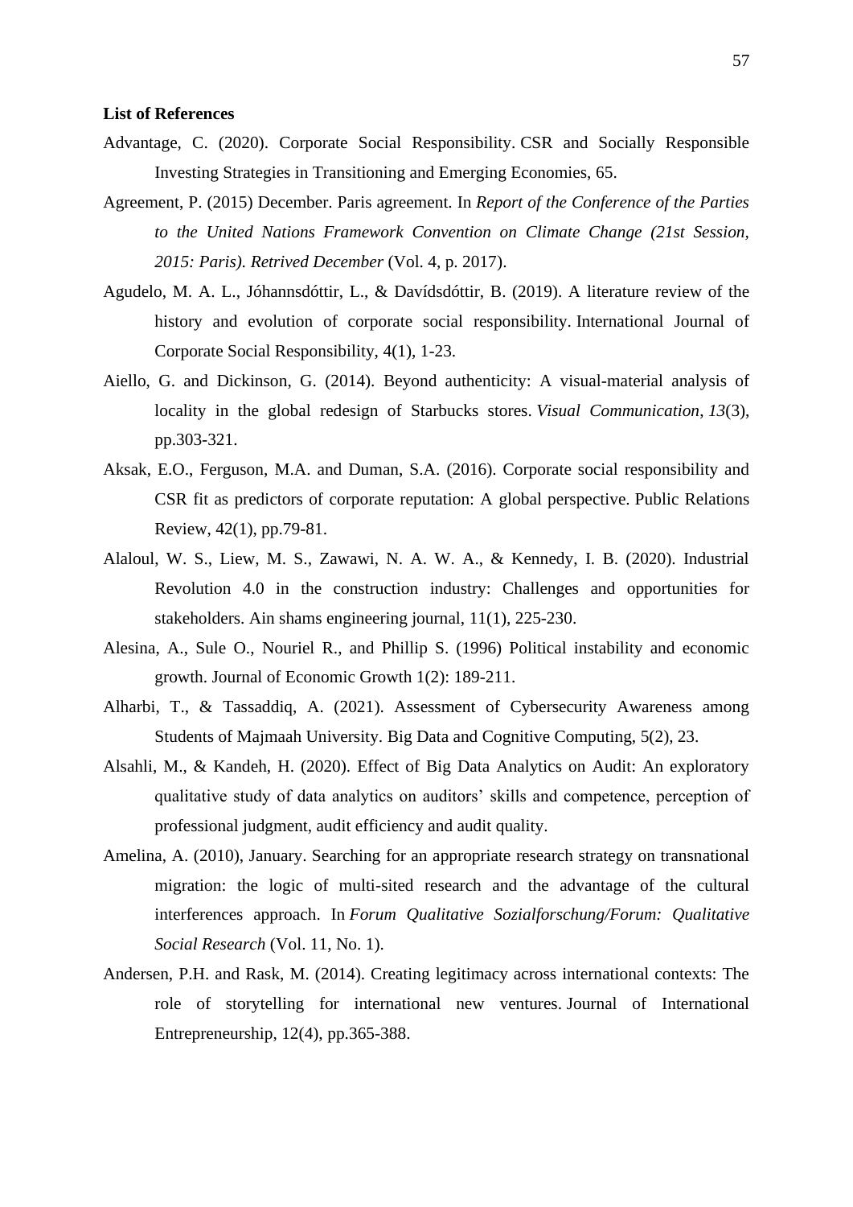**List of References**

Advantage, C. (2020). Corporate Social Responsibility. CSR and Socially Responsible Investing Strategies in Transitioning and Emerging Economies, 65.

Agreement, P. (2015) December. Paris agreement. In *Report of the Conference of the Parties to the United Nations Framework Convention on Climate Change (21st Session, 2015: Paris). Retrived December* (Vol. 4, p. 2017).

Agudelo, M. A. L., Jóhannsdóttir, L., & Davídsdóttir, B. (2019). A literature review of the history and evolution of corporate social responsibility. International Journal of Corporate Social Responsibility, 4(1), 1-23.

Aiello, G. and Dickinson, G. (2014). Beyond authenticity: A visual-material analysis of locality in the global redesign of Starbucks stores. *Visual Communication*, *13*(3), pp.303-321.

Aksak, E.O., Ferguson, M.A. and Duman, S.A. (2016). Corporate social responsibility and CSR fit as predictors of corporate reputation: A global perspective. Public Relations Review, 42(1), pp.79-81.

Alaloul, W. S., Liew, M. S., Zawawi, N. A. W. A., & Kennedy, I. B. (2020). Industrial Revolution 4.0 in the construction industry: Challenges and opportunities for stakeholders. Ain shams engineering journal, 11(1), 225-230.

Alesina, A., Sule O., Nouriel R., and Phillip S. (1996) Political instability and economic growth. Journal of Economic Growth 1(2): 189-211.

Alharbi, T., & Tassaddiq, A. (2021). Assessment of Cybersecurity Awareness among Students of Majmaah University. Big Data and Cognitive Computing, 5(2), 23.

Alsahli, M., & Kandeh, H. (2020). Effect of Big Data Analytics on Audit: An exploratory qualitative study of data analytics on auditors' skills and competence, perception of professional judgment, audit efficiency and audit quality.

Amelina, A. (2010), January. Searching for an appropriate research strategy on transnational migration: the logic of multi-sited research and the advantage of the cultural interferences approach. In *Forum Qualitative Sozialforschung/Forum: Qualitative Social Research* (Vol. 11, No. 1).

Andersen, P.H. and Rask, M. (2014). Creating legitimacy across international contexts: The role of storytelling for international new ventures. Journal of International Entrepreneurship, 12(4), pp.365-388.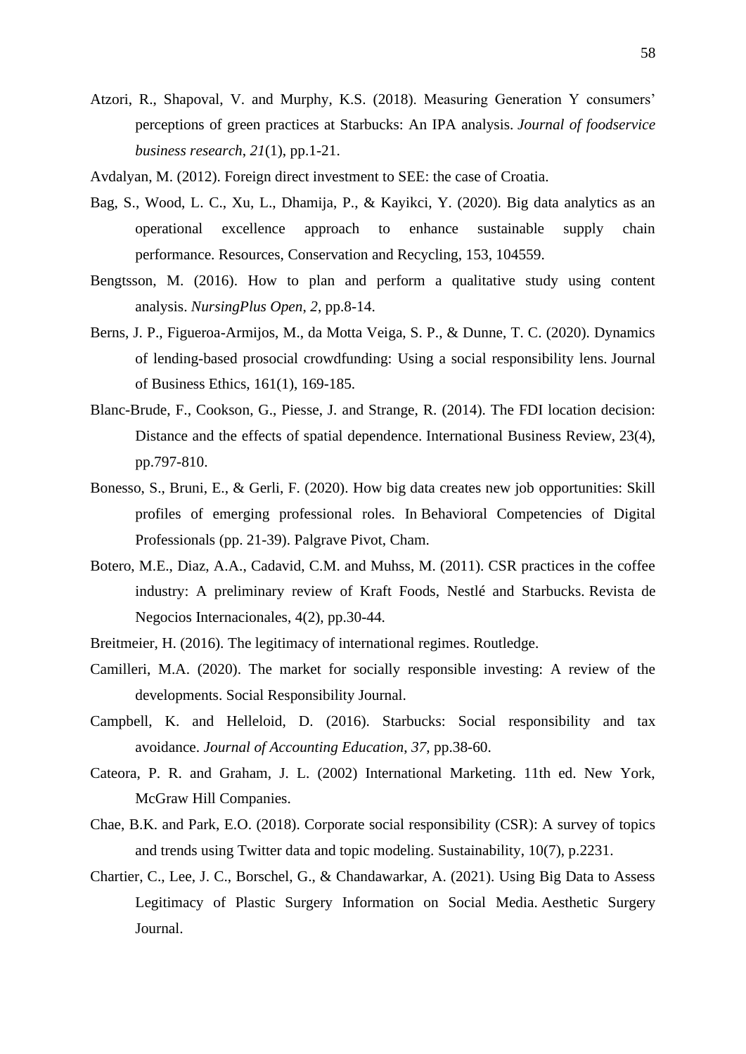Atzori, R., Shapoval, V. and Murphy, K.S. (2018). Measuring Generation Y consumers' perceptions of green practices at Starbucks: An IPA analysis. *Journal of foodservice business research*, *21*(1), pp.1-21.

Avdalyan, M. (2012). Foreign direct investment to SEE: the case of Croatia.

Bag, S., Wood, L. C., Xu, L., Dhamija, P., & Kayikci, Y. (2020). Big data analytics as an operational excellence approach to enhance sustainable supply chain performance. Resources, Conservation and Recycling, 153, 104559.

Bengtsson, M. (2016). How to plan and perform a qualitative study using content analysis. *NursingPlus Open*, *2*, pp.8-14.

Berns, J. P., Figueroa-Armijos, M., da Motta Veiga, S. P., & Dunne, T. C. (2020). Dynamics of lending-based prosocial crowdfunding: Using a social responsibility lens. Journal of Business Ethics, 161(1), 169-185.

Blanc-Brude, F., Cookson, G., Piesse, J. and Strange, R. (2014). The FDI location decision: Distance and the effects of spatial dependence. International Business Review, 23(4), pp.797-810.

Bonesso, S., Bruni, E., & Gerli, F. (2020). How big data creates new job opportunities: Skill profiles of emerging professional roles. In Behavioral Competencies of Digital Professionals (pp. 21-39). Palgrave Pivot, Cham.

Botero, M.E., Diaz, A.A., Cadavid, C.M. and Muhss, M. (2011). CSR practices in the coffee industry: A preliminary review of Kraft Foods, Nestlé and Starbucks. Revista de Negocios Internacionales, 4(2), pp.30-44.

Breitmeier, H. (2016). The legitimacy of international regimes. Routledge.

Camilleri, M.A. (2020). The market for socially responsible investing: A review of the developments. Social Responsibility Journal.

Campbell, K. and Helleloid, D. (2016). Starbucks: Social responsibility and tax avoidance. *Journal of Accounting Education*, *37*, pp.38-60.

Cateora, P. R. and Graham, J. L. (2002) International Marketing. 11th ed. New York, McGraw Hill Companies.

Chae, B.K. and Park, E.O. (2018). Corporate social responsibility (CSR): A survey of topics and trends using Twitter data and topic modeling. Sustainability, 10(7), p.2231.

Chartier, C., Lee, J. C., Borschel, G., & Chandawarkar, A. (2021). Using Big Data to Assess Legitimacy of Plastic Surgery Information on Social Media. Aesthetic Surgery Journal.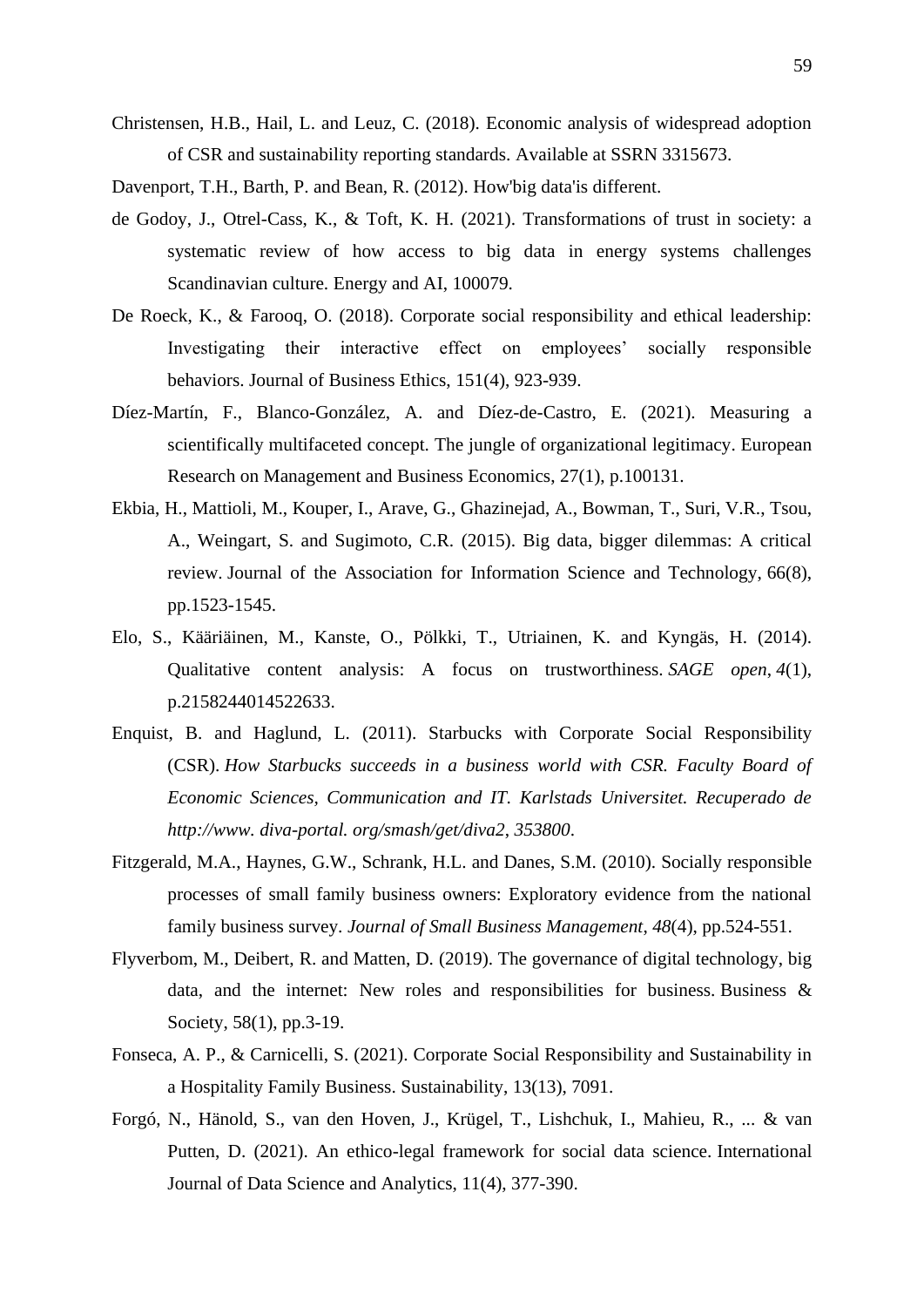Christensen, H.B., Hail, L. and Leuz, C. (2018). Economic analysis of widespread adoption of CSR and sustainability reporting standards. Available at SSRN 3315673.

Davenport, T.H., Barth, P. and Bean, R. (2012). How'big data'is different.

de Godoy, J., Otrel-Cass, K., & Toft, K. H. (2021). Transformations of trust in society: a systematic review of how access to big data in energy systems challenges Scandinavian culture. Energy and AI, 100079.

De Roeck, K., & Farooq, O. (2018). Corporate social responsibility and ethical leadership: Investigating their interactive effect on employees' socially responsible behaviors. Journal of Business Ethics, 151(4), 923-939.

Díez-Martín, F., Blanco-González, A. and Díez-de-Castro, E. (2021). Measuring a scientifically multifaceted concept. The jungle of organizational legitimacy. European Research on Management and Business Economics, 27(1), p.100131.

Ekbia, H., Mattioli, M., Kouper, I., Arave, G., Ghazinejad, A., Bowman, T., Suri, V.R., Tsou, A., Weingart, S. and Sugimoto, C.R. (2015). Big data, bigger dilemmas: A critical review. Journal of the Association for Information Science and Technology, 66(8), pp.1523-1545.

Elo, S., Kääriäinen, M., Kanste, O., Pölkki, T., Utriainen, K. and Kyngäs, H. (2014). Qualitative content analysis: A focus on trustworthiness. *SAGE open*, *4*(1), p.2158244014522633.

Enquist, B. and Haglund, L. (2011). Starbucks with Corporate Social Responsibility (CSR). *How Starbucks succeeds in a business world with CSR. Faculty Board of Economic Sciences, Communication and IT. Karlstads Universitet. Recuperado de http://www. diva-portal. org/smash/get/diva2*, *353800*.

Fitzgerald, M.A., Haynes, G.W., Schrank, H.L. and Danes, S.M. (2010). Socially responsible processes of small family business owners: Exploratory evidence from the national family business survey. *Journal of Small Business Management*, *48*(4), pp.524-551.

Flyverbom, M., Deibert, R. and Matten, D. (2019). The governance of digital technology, big data, and the internet: New roles and responsibilities for business. Business & Society, 58(1), pp.3-19.

Fonseca, A. P., & Carnicelli, S. (2021). Corporate Social Responsibility and Sustainability in a Hospitality Family Business. Sustainability, 13(13), 7091.

Forgó, N., Hänold, S., van den Hoven, J., Krügel, T., Lishchuk, I., Mahieu, R., ... & van Putten, D. (2021). An ethico-legal framework for social data science. International Journal of Data Science and Analytics, 11(4), 377-390.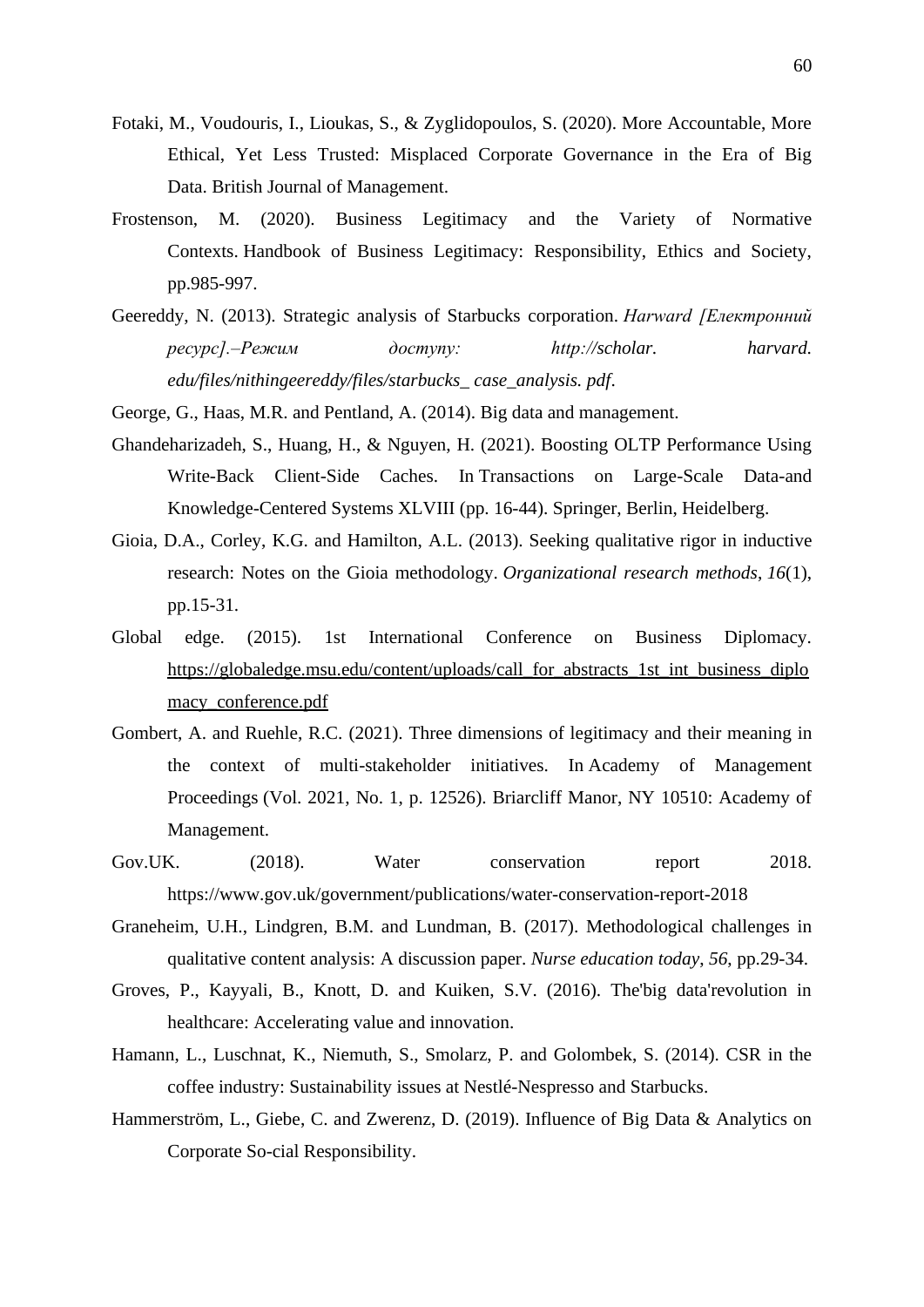Fotaki, M., Voudouris, I., Lioukas, S., & Zyglidopoulos, S. (2020). More Accountable, More Ethical, Yet Less Trusted: Misplaced Corporate Governance in the Era of Big Data. British Journal of Management.

Frostenson, M. (2020). Business Legitimacy and the Variety of Normative Contexts. Handbook of Business Legitimacy: Responsibility, Ethics and Society, pp.985-997.

Geereddy, N. (2013). Strategic analysis of Starbucks corporation. *Harward [Електронний ресурс].–Режим доступу: http://scholar. harvard. edu/files/nithingeereddy/files/starbucks_ case_analysis. pdf*.

George, G., Haas, M.R. and Pentland, A. (2014). Big data and management.

Ghandeharizadeh, S., Huang, H., & Nguyen, H. (2021). Boosting OLTP Performance Using Write-Back Client-Side Caches. In Transactions on Large-Scale Data-and Knowledge-Centered Systems XLVIII (pp. 16-44). Springer, Berlin, Heidelberg.

Gioia, D.A., Corley, K.G. and Hamilton, A.L. (2013). Seeking qualitative rigor in inductive research: Notes on the Gioia methodology. *Organizational research methods*, *16*(1), pp.15-31.

Global edge. (2015). 1st International Conference on Business Diplomacy. https://globaledge.msu.edu/content/uploads/call_for_abstracts_1st_int_business_diplomacy_conference.pdf

Gombert, A. and Ruehle, R.C. (2021). Three dimensions of legitimacy and their meaning in the context of multi-stakeholder initiatives. In Academy of Management Proceedings (Vol. 2021, No. 1, p. 12526). Briarcliff Manor, NY 10510: Academy of Management.

Gov.UK. (2018). Water conservation report 2018. https://www.gov.uk/government/publications/water-conservation-report-2018

Graneheim, U.H., Lindgren, B.M. and Lundman, B. (2017). Methodological challenges in qualitative content analysis: A discussion paper. *Nurse education today*, *56*, pp.29-34.

Groves, P., Kayyali, B., Knott, D. and Kuiken, S.V. (2016). The'big data'revolution in healthcare: Accelerating value and innovation.

Hamann, L., Luschnat, K., Niemuth, S., Smolarz, P. and Golombek, S. (2014). CSR in the coffee industry: Sustainability issues at Nestlé-Nespresso and Starbucks.

Hammerström, L., Giebe, C. and Zwerenz, D. (2019). Influence of Big Data & Analytics on Corporate So-cial Responsibility.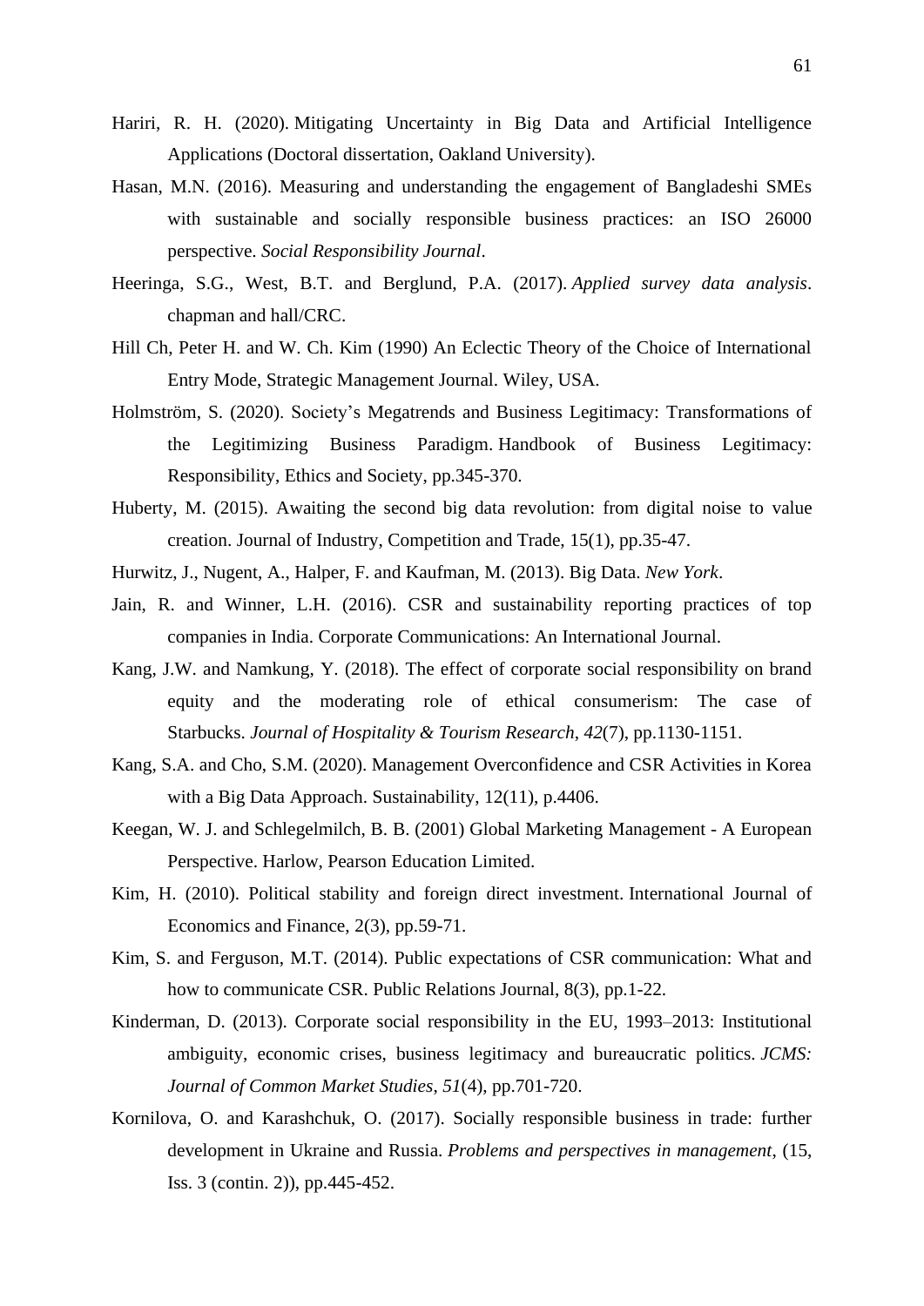Hariri, R. H. (2020). Mitigating Uncertainty in Big Data and Artificial Intelligence Applications (Doctoral dissertation, Oakland University).

Hasan, M.N. (2016). Measuring and understanding the engagement of Bangladeshi SMEs with sustainable and socially responsible business practices: an ISO 26000 perspective. *Social Responsibility Journal*.

Heeringa, S.G., West, B.T. and Berglund, P.A. (2017). *Applied survey data analysis*. chapman and hall/CRC.

Hill Ch, Peter H. and W. Ch. Kim (1990) An Eclectic Theory of the Choice of International Entry Mode, Strategic Management Journal. Wiley, USA.

Holmström, S. (2020). Society's Megatrends and Business Legitimacy: Transformations of the Legitimizing Business Paradigm. Handbook of Business Legitimacy: Responsibility, Ethics and Society, pp.345-370.

Huberty, M. (2015). Awaiting the second big data revolution: from digital noise to value creation. Journal of Industry, Competition and Trade, 15(1), pp.35-47.

Hurwitz, J., Nugent, A., Halper, F. and Kaufman, M. (2013). Big Data. *New York*.

Jain, R. and Winner, L.H. (2016). CSR and sustainability reporting practices of top companies in India. Corporate Communications: An International Journal.

Kang, J.W. and Namkung, Y. (2018). The effect of corporate social responsibility on brand equity and the moderating role of ethical consumerism: The case of Starbucks. *Journal of Hospitality & Tourism Research*, *42*(7), pp.1130-1151.

Kang, S.A. and Cho, S.M. (2020). Management Overconfidence and CSR Activities in Korea with a Big Data Approach. Sustainability, 12(11), p.4406.

Keegan, W. J. and Schlegelmilch, B. B. (2001) Global Marketing Management - A European Perspective. Harlow, Pearson Education Limited.

Kim, H. (2010). Political stability and foreign direct investment. International Journal of Economics and Finance, 2(3), pp.59-71.

Kim, S. and Ferguson, M.T. (2014). Public expectations of CSR communication: What and how to communicate CSR. Public Relations Journal, 8(3), pp.1-22.

Kinderman, D. (2013). Corporate social responsibility in the EU, 1993–2013: Institutional ambiguity, economic crises, business legitimacy and bureaucratic politics. *JCMS: Journal of Common Market Studies*, *51*(4), pp.701-720.

Kornilova, O. and Karashchuk, O. (2017). Socially responsible business in trade: further development in Ukraine and Russia. *Problems and perspectives in management*, (15, Iss. 3 (contin. 2)), pp.445-452.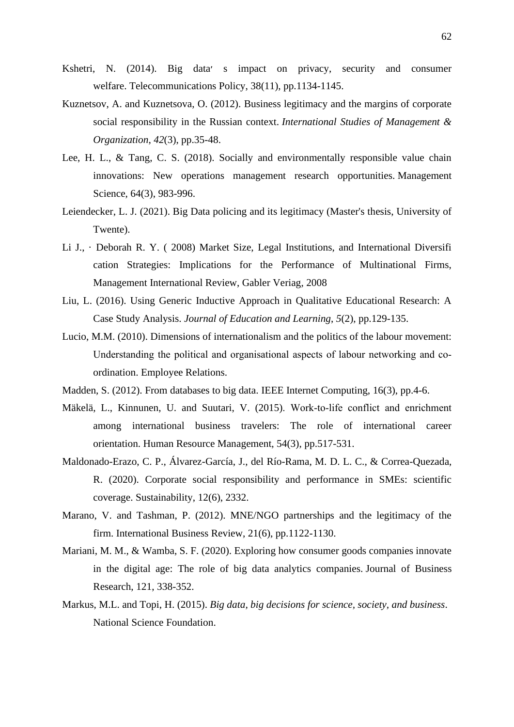Kshetri, N. (2014). Big data′ s impact on privacy, security and consumer welfare. Telecommunications Policy, 38(11), pp.1134-1145.

Kuznetsov, A. and Kuznetsova, O. (2012). Business legitimacy and the margins of corporate social responsibility in the Russian context. *International Studies of Management & Organization*, *42*(3), pp.35-48.

Lee, H. L., & Tang, C. S. (2018). Socially and environmentally responsible value chain innovations: New operations management research opportunities. Management Science, 64(3), 983-996.

Leiendecker, L. J. (2021). Big Data policing and its legitimacy (Master's thesis, University of Twente).

Li J., · Deborah R. Y. ( 2008) Market Size, Legal Institutions, and International Diversifi cation Strategies: Implications for the Performance of Multinational Firms, Management International Review, Gabler Veriag, 2008

Liu, L. (2016). Using Generic Inductive Approach in Qualitative Educational Research: A Case Study Analysis. *Journal of Education and Learning*, *5*(2), pp.129-135.

Lucio, M.M. (2010). Dimensions of internationalism and the politics of the labour movement: Understanding the political and organisational aspects of labour networking and co-ordination. Employee Relations.

Madden, S. (2012). From databases to big data. IEEE Internet Computing, 16(3), pp.4-6.

Mäkelä, L., Kinnunen, U. and Suutari, V. (2015). Work‐to‐life conflict and enrichment among international business travelers: The role of international career orientation. Human Resource Management, 54(3), pp.517-531.

Maldonado-Erazo, C. P., Álvarez-García, J., del Río-Rama, M. D. L. C., & Correa-Quezada, R. (2020). Corporate social responsibility and performance in SMEs: scientific coverage. Sustainability, 12(6), 2332.

Marano, V. and Tashman, P. (2012). MNE/NGO partnerships and the legitimacy of the firm. International Business Review, 21(6), pp.1122-1130.

Mariani, M. M., & Wamba, S. F. (2020). Exploring how consumer goods companies innovate in the digital age: The role of big data analytics companies. Journal of Business Research, 121, 338-352.

Markus, M.L. and Topi, H. (2015). *Big data, big decisions for science, society, and business*. National Science Foundation.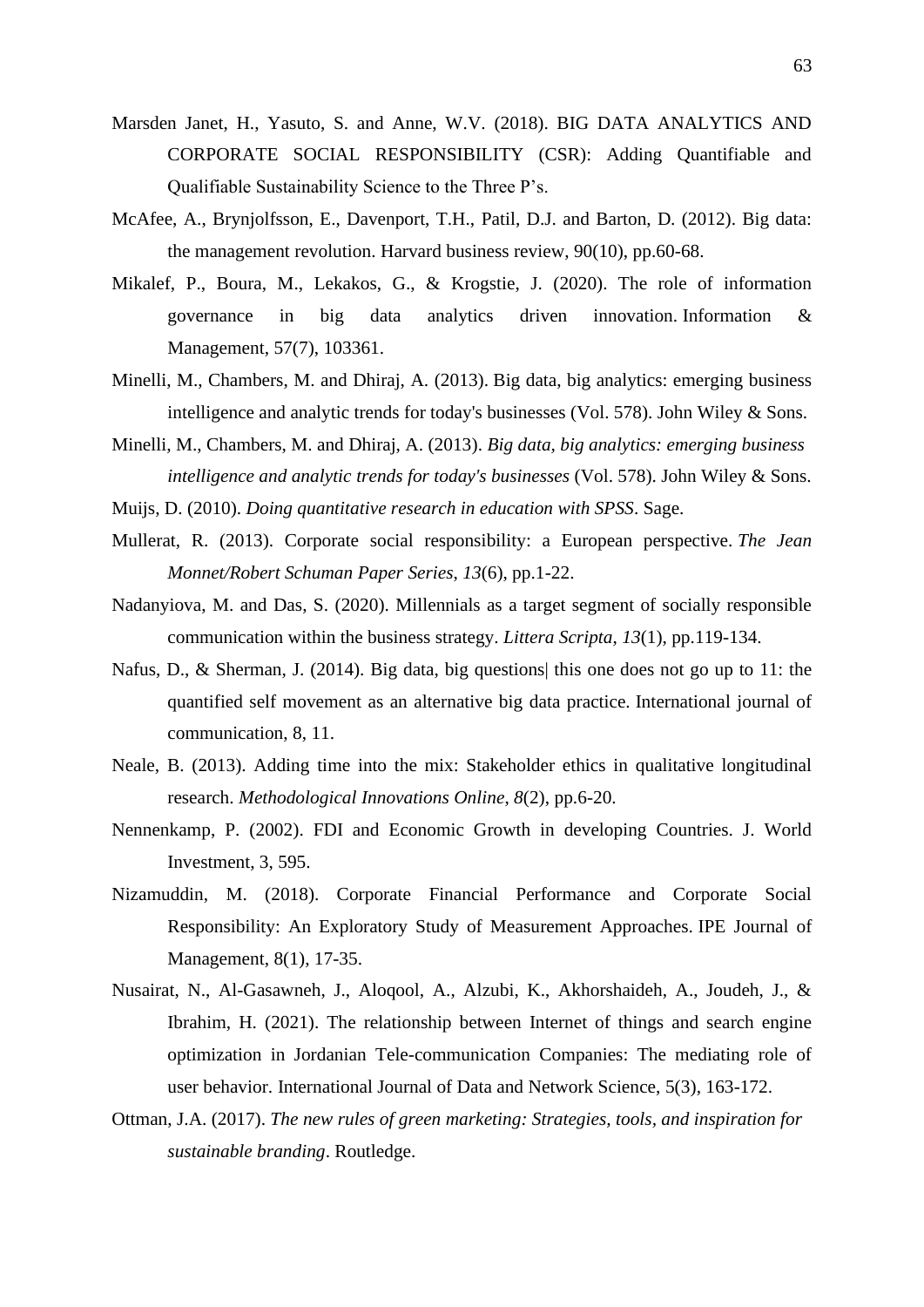Marsden Janet, H., Yasuto, S. and Anne, W.V. (2018). BIG DATA ANALYTICS AND CORPORATE SOCIAL RESPONSIBILITY (CSR): Adding Quantifiable and Qualifiable Sustainability Science to the Three P's.

McAfee, A., Brynjolfsson, E., Davenport, T.H., Patil, D.J. and Barton, D. (2012). Big data: the management revolution. Harvard business review, 90(10), pp.60-68.

Mikalef, P., Boura, M., Lekakos, G., & Krogstie, J. (2020). The role of information governance in big data analytics driven innovation. Information & Management, 57(7), 103361.

Minelli, M., Chambers, M. and Dhiraj, A. (2013). Big data, big analytics: emerging business intelligence and analytic trends for today's businesses (Vol. 578). John Wiley & Sons.

Minelli, M., Chambers, M. and Dhiraj, A. (2013). *Big data, big analytics: emerging business intelligence and analytic trends for today's businesses* (Vol. 578). John Wiley & Sons.

Muijs, D. (2010). *Doing quantitative research in education with SPSS*. Sage.

Mullerat, R. (2013). Corporate social responsibility: a European perspective. *The Jean Monnet/Robert Schuman Paper Series*, *13*(6), pp.1-22.

Nadanyiova, M. and Das, S. (2020). Millennials as a target segment of socially responsible communication within the business strategy. *Littera Scripta*, *13*(1), pp.119-134.

Nafus, D., & Sherman, J. (2014). Big data, big questions| this one does not go up to 11: the quantified self movement as an alternative big data practice. International journal of communication, 8, 11.

Neale, B. (2013). Adding time into the mix: Stakeholder ethics in qualitative longitudinal research. *Methodological Innovations Online*, *8*(2), pp.6-20.

Nennenkamp, P. (2002). FDI and Economic Growth in developing Countries. J. World Investment, 3, 595.

Nizamuddin, M. (2018). Corporate Financial Performance and Corporate Social Responsibility: An Exploratory Study of Measurement Approaches. IPE Journal of Management, 8(1), 17-35.

Nusairat, N., Al-Gasawneh, J., Aloqool, A., Alzubi, K., Akhorshaideh, A., Joudeh, J., & Ibrahim, H. (2021). The relationship between Internet of things and search engine optimization in Jordanian Tele-communication Companies: The mediating role of user behavior. International Journal of Data and Network Science, 5(3), 163-172.

Ottman, J.A. (2017). *The new rules of green marketing: Strategies, tools, and inspiration for sustainable branding*. Routledge.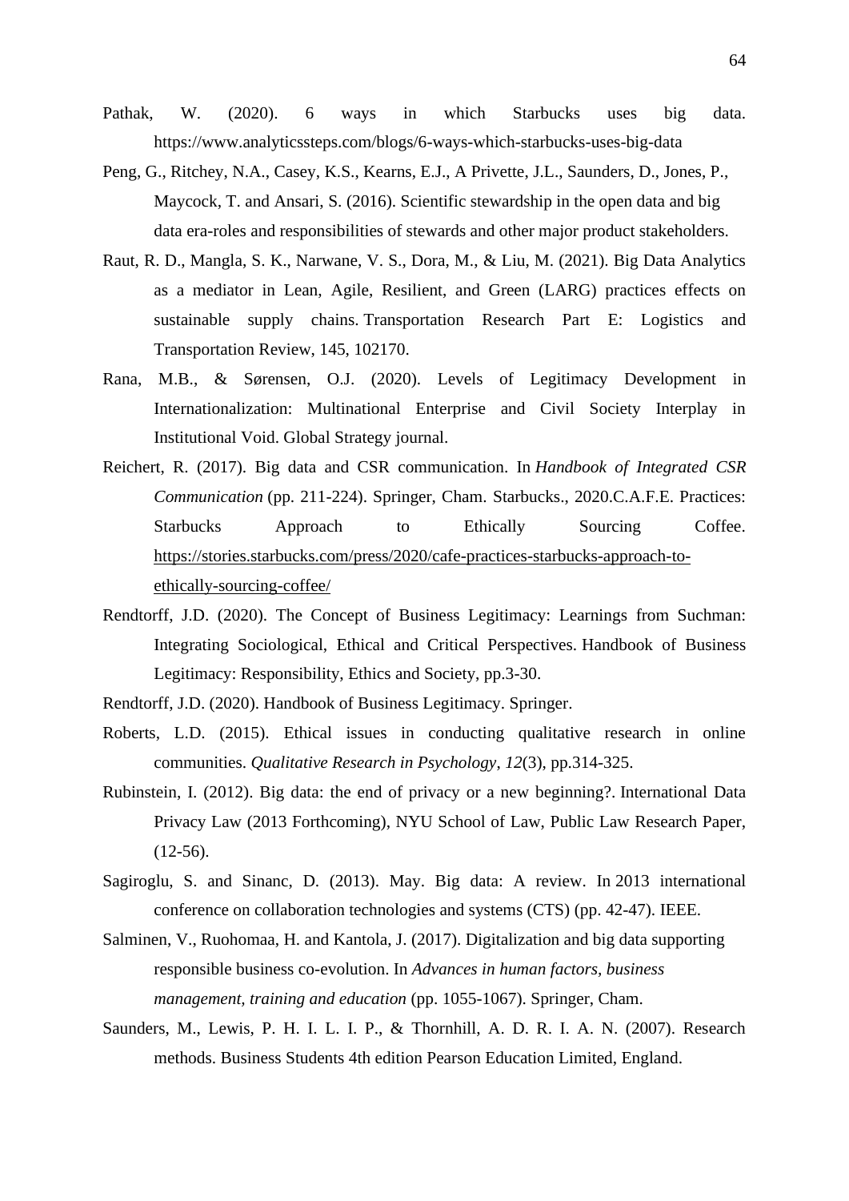Pathak, W. (2020). 6 ways in which Starbucks uses big data. https://www.analyticssteps.com/blogs/6-ways-which-starbucks-uses-big-data

Peng, G., Ritchey, N.A., Casey, K.S., Kearns, E.J., A Privette, J.L., Saunders, D., Jones, P., Maycock, T. and Ansari, S. (2016). Scientific stewardship in the open data and big data era-roles and responsibilities of stewards and other major product stakeholders.

Raut, R. D., Mangla, S. K., Narwane, V. S., Dora, M., & Liu, M. (2021). Big Data Analytics as a mediator in Lean, Agile, Resilient, and Green (LARG) practices effects on sustainable supply chains. Transportation Research Part E: Logistics and Transportation Review, 145, 102170.

Rana, M.B., & Sørensen, O.J. (2020). Levels of Legitimacy Development in Internationalization: Multinational Enterprise and Civil Society Interplay in Institutional Void. Global Strategy journal.

Reichert, R. (2017). Big data and CSR communication. In *Handbook of Integrated CSR Communication* (pp. 211-224). Springer, Cham. Starbucks., 2020.C.A.F.E. Practices: Starbucks Approach to Ethically Sourcing Coffee. https://stories.starbucks.com/press/2020/cafe-practices-starbucks-approach-to-ethically-sourcing-coffee/

Rendtorff, J.D. (2020). The Concept of Business Legitimacy: Learnings from Suchman: Integrating Sociological, Ethical and Critical Perspectives. Handbook of Business Legitimacy: Responsibility, Ethics and Society, pp.3-30.

Rendtorff, J.D. (2020). Handbook of Business Legitimacy. Springer.

Roberts, L.D. (2015). Ethical issues in conducting qualitative research in online communities. *Qualitative Research in Psychology*, *12*(3), pp.314-325.

Rubinstein, I. (2012). Big data: the end of privacy or a new beginning?. International Data Privacy Law (2013 Forthcoming), NYU School of Law, Public Law Research Paper, (12-56).

Sagiroglu, S. and Sinanc, D. (2013). May. Big data: A review. In 2013 international conference on collaboration technologies and systems (CTS) (pp. 42-47). IEEE.

Salminen, V., Ruohomaa, H. and Kantola, J. (2017). Digitalization and big data supporting responsible business co-evolution. In *Advances in human factors, business management, training and education* (pp. 1055-1067). Springer, Cham.

Saunders, M., Lewis, P. H. I. L. I. P., & Thornhill, A. D. R. I. A. N. (2007). Research methods. Business Students 4th edition Pearson Education Limited, England.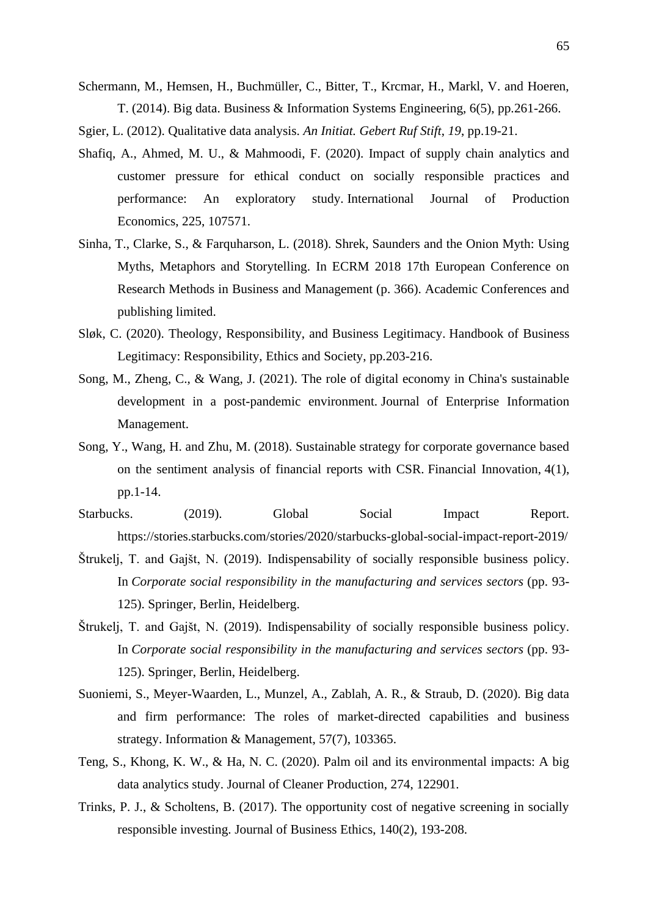Schermann, M., Hemsen, H., Buchmüller, C., Bitter, T., Krcmar, H., Markl, V. and Hoeren, T. (2014). Big data. Business & Information Systems Engineering, 6(5), pp.261-266.

Sgier, L. (2012). Qualitative data analysis. *An Initiat. Gebert Ruf Stift*, *19*, pp.19-21.

Shafiq, A., Ahmed, M. U., & Mahmoodi, F. (2020). Impact of supply chain analytics and customer pressure for ethical conduct on socially responsible practices and performance: An exploratory study. International Journal of Production Economics, 225, 107571.

Sinha, T., Clarke, S., & Farquharson, L. (2018). Shrek, Saunders and the Onion Myth: Using Myths, Metaphors and Storytelling. In ECRM 2018 17th European Conference on Research Methods in Business and Management (p. 366). Academic Conferences and publishing limited.

Sløk, C. (2020). Theology, Responsibility, and Business Legitimacy. Handbook of Business Legitimacy: Responsibility, Ethics and Society, pp.203-216.

Song, M., Zheng, C., & Wang, J. (2021). The role of digital economy in China's sustainable development in a post-pandemic environment. Journal of Enterprise Information Management.

Song, Y., Wang, H. and Zhu, M. (2018). Sustainable strategy for corporate governance based on the sentiment analysis of financial reports with CSR. Financial Innovation, 4(1), pp.1-14.

Starbucks. (2019). Global Social Impact Report. https://stories.starbucks.com/stories/2020/starbucks-global-social-impact-report-2019/

Štrukelj, T. and Gajšt, N. (2019). Indispensability of socially responsible business policy. In *Corporate social responsibility in the manufacturing and services sectors* (pp. 93-125). Springer, Berlin, Heidelberg.

Štrukelj, T. and Gajšt, N. (2019). Indispensability of socially responsible business policy. In *Corporate social responsibility in the manufacturing and services sectors* (pp. 93-125). Springer, Berlin, Heidelberg.

Suoniemi, S., Meyer-Waarden, L., Munzel, A., Zablah, A. R., & Straub, D. (2020). Big data and firm performance: The roles of market-directed capabilities and business strategy. Information & Management, 57(7), 103365.

Teng, S., Khong, K. W., & Ha, N. C. (2020). Palm oil and its environmental impacts: A big data analytics study. Journal of Cleaner Production, 274, 122901.

Trinks, P. J., & Scholtens, B. (2017). The opportunity cost of negative screening in socially responsible investing. Journal of Business Ethics, 140(2), 193-208.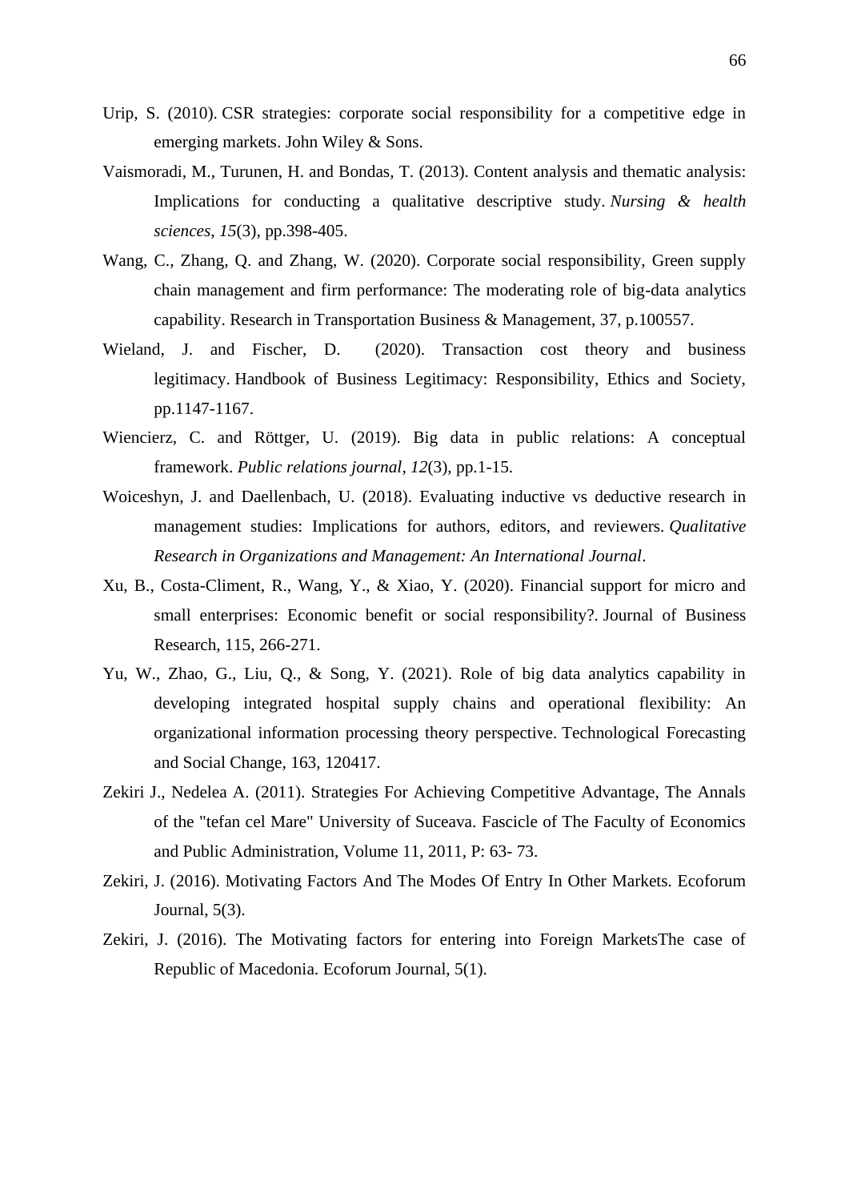Urip, S. (2010). CSR strategies: corporate social responsibility for a competitive edge in emerging markets. John Wiley & Sons.

Vaismoradi, M., Turunen, H. and Bondas, T. (2013). Content analysis and thematic analysis: Implications for conducting a qualitative descriptive study. *Nursing & health sciences*, *15*(3), pp.398-405.

Wang, C., Zhang, Q. and Zhang, W. (2020). Corporate social responsibility, Green supply chain management and firm performance: The moderating role of big-data analytics capability. Research in Transportation Business & Management, 37, p.100557.

Wieland, J. and Fischer, D. (2020). Transaction cost theory and business legitimacy. Handbook of Business Legitimacy: Responsibility, Ethics and Society, pp.1147-1167.

Wiencierz, C. and Röttger, U. (2019). Big data in public relations: A conceptual framework. *Public relations journal*, *12*(3), pp.1-15.

Woiceshyn, J. and Daellenbach, U. (2018). Evaluating inductive vs deductive research in management studies: Implications for authors, editors, and reviewers. *Qualitative Research in Organizations and Management: An International Journal*.

Xu, B., Costa-Climent, R., Wang, Y., & Xiao, Y. (2020). Financial support for micro and small enterprises: Economic benefit or social responsibility?. Journal of Business Research, 115, 266-271.

Yu, W., Zhao, G., Liu, Q., & Song, Y. (2021). Role of big data analytics capability in developing integrated hospital supply chains and operational flexibility: An organizational information processing theory perspective. Technological Forecasting and Social Change, 163, 120417.

Zekiri J., Nedelea A. (2011). Strategies For Achieving Competitive Advantage, The Annals of the "tefan cel Mare" University of Suceava. Fascicle of The Faculty of Economics and Public Administration, Volume 11, 2011, P: 63- 73.

Zekiri, J. (2016). Motivating Factors And The Modes Of Entry In Other Markets. Ecoforum Journal, 5(3).

Zekiri, J. (2016). The Motivating factors for entering into Foreign MarketsThe case of Republic of Macedonia. Ecoforum Journal, 5(1).